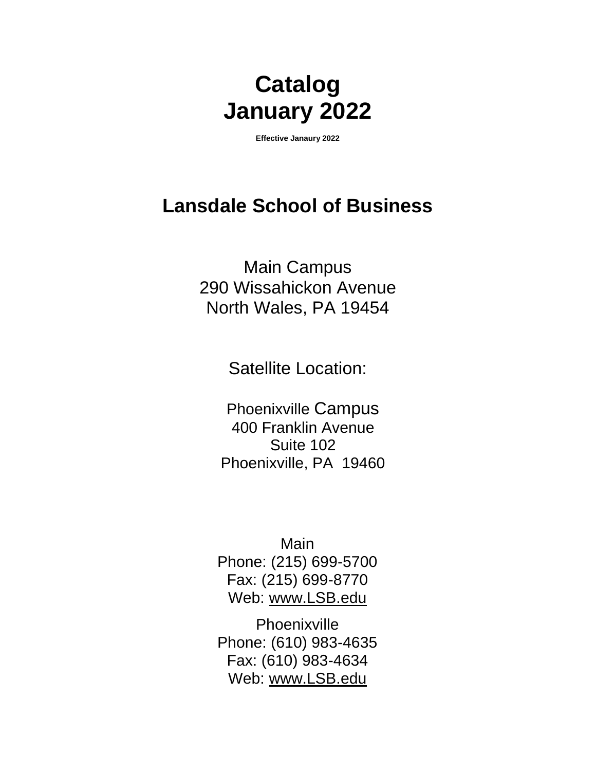# Catalog
# January 2022

**Effective Janaury 2022**

## Lansdale School of Business

Main Campus
290 Wissahickon Avenue
North Wales, PA 19454

Satellite Location:

Phoenixville Campus
400 Franklin Avenue
Suite 102
Phoenixville, PA 19460

Main
Phone: (215) 699-5700
Fax: (215) 699-8770
Web: www.LSB.edu

Phoenixville
Phone: (610) 983-4635
Fax: (610) 983-4634
Web: www.LSB.edu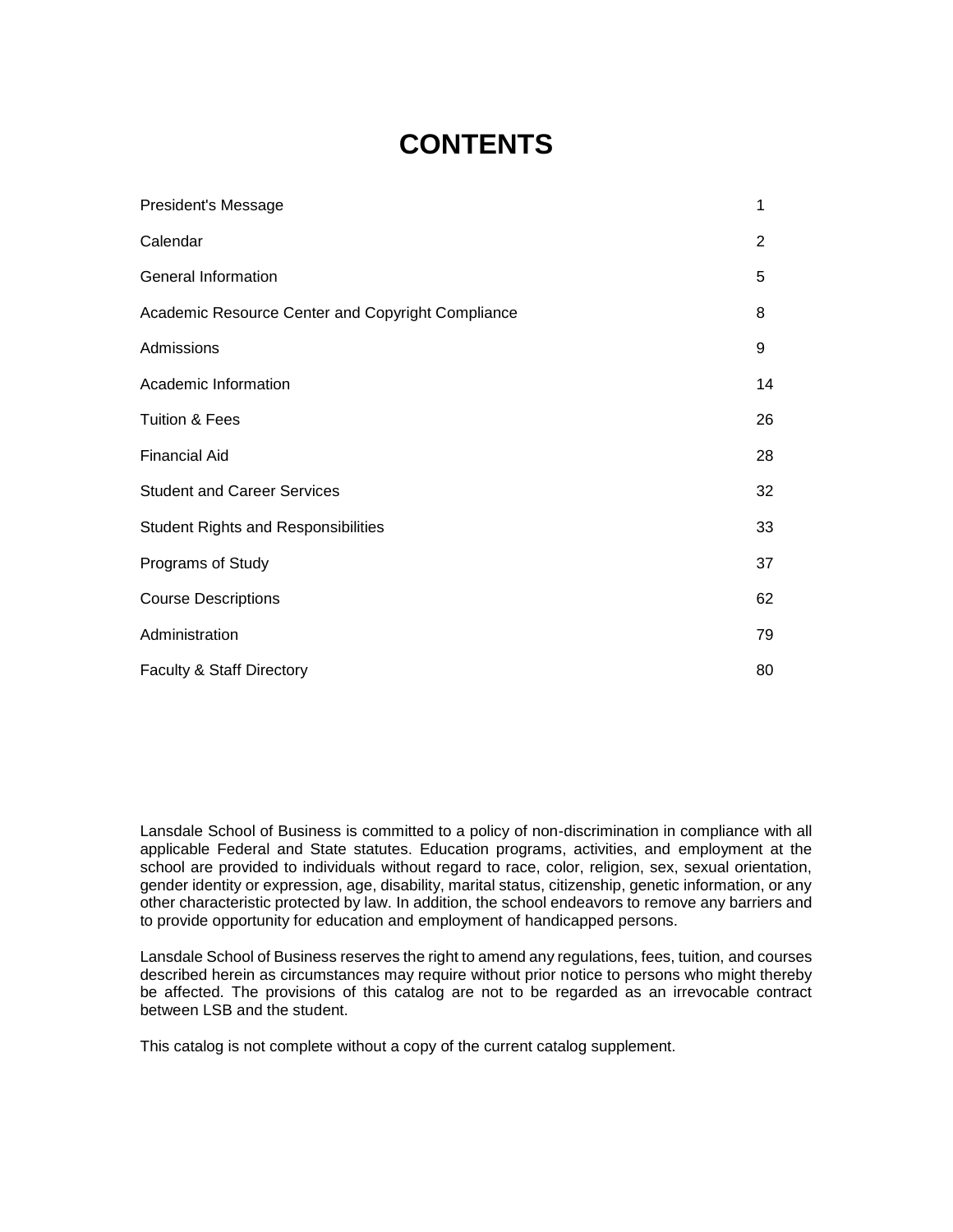# CONTENTS

| | |
|---|---|
| President's Message | 1 |
| Calendar | 2 |
| General Information | 5 |
| Academic Resource Center and Copyright Compliance | 8 |
| Admissions | 9 |
| Academic Information | 14 |
| Tuition & Fees | 26 |
| Financial Aid | 28 |
| Student and Career Services | 32 |
| Student Rights and Responsibilities | 33 |
| Programs of Study | 37 |
| Course Descriptions | 62 |
| Administration | 79 |
| Faculty & Staff Directory | 80 |

Lansdale School of Business is committed to a policy of non-discrimination in compliance with all applicable Federal and State statutes. Education programs, activities, and employment at the school are provided to individuals without regard to race, color, religion, sex, sexual orientation, gender identity or expression, age, disability, marital status, citizenship, genetic information, or any other characteristic protected by law. In addition, the school endeavors to remove any barriers and to provide opportunity for education and employment of handicapped persons.

Lansdale School of Business reserves the right to amend any regulations, fees, tuition, and courses described herein as circumstances may require without prior notice to persons who might thereby be affected. The provisions of this catalog are not to be regarded as an irrevocable contract between LSB and the student.

This catalog is not complete without a copy of the current catalog supplement.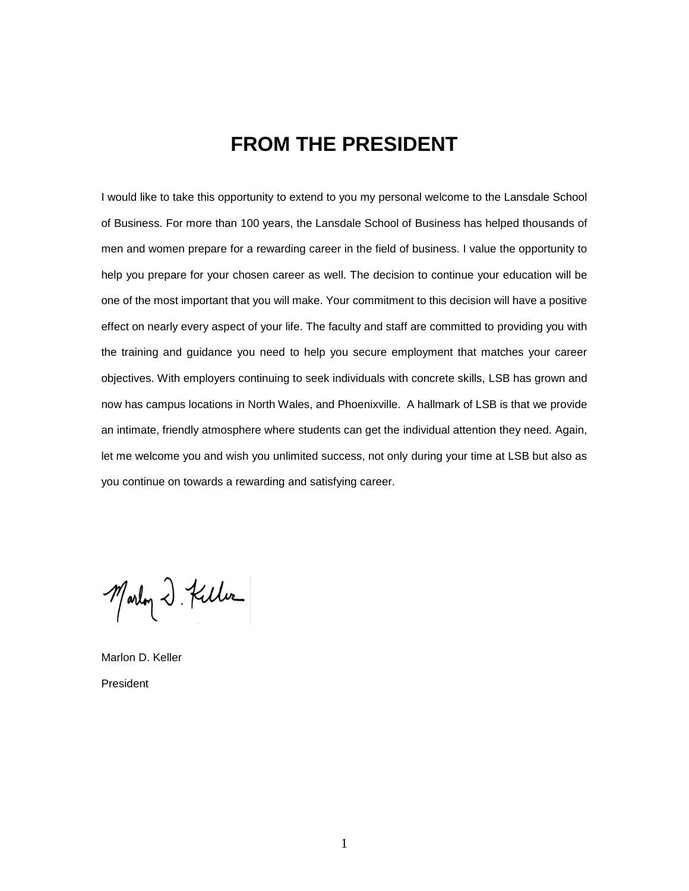# FROM THE PRESIDENT

I would like to take this opportunity to extend to you my personal welcome to the Lansdale School of Business. For more than 100 years, the Lansdale School of Business has helped thousands of men and women prepare for a rewarding career in the field of business. I value the opportunity to help you prepare for your chosen career as well. The decision to continue your education will be one of the most important that you will make. Your commitment to this decision will have a positive effect on nearly every aspect of your life. The faculty and staff are committed to providing you with the training and guidance you need to help you secure employment that matches your career objectives. With employers continuing to seek individuals with concrete skills, LSB has grown and now has campus locations in North Wales, and Phoenixville. A hallmark of LSB is that we provide an intimate, friendly atmosphere where students can get the individual attention they need. Again, let me welcome you and wish you unlimited success, not only during your time at LSB but also as you continue on towards a rewarding and satisfying career.

Marlon D. Keller

President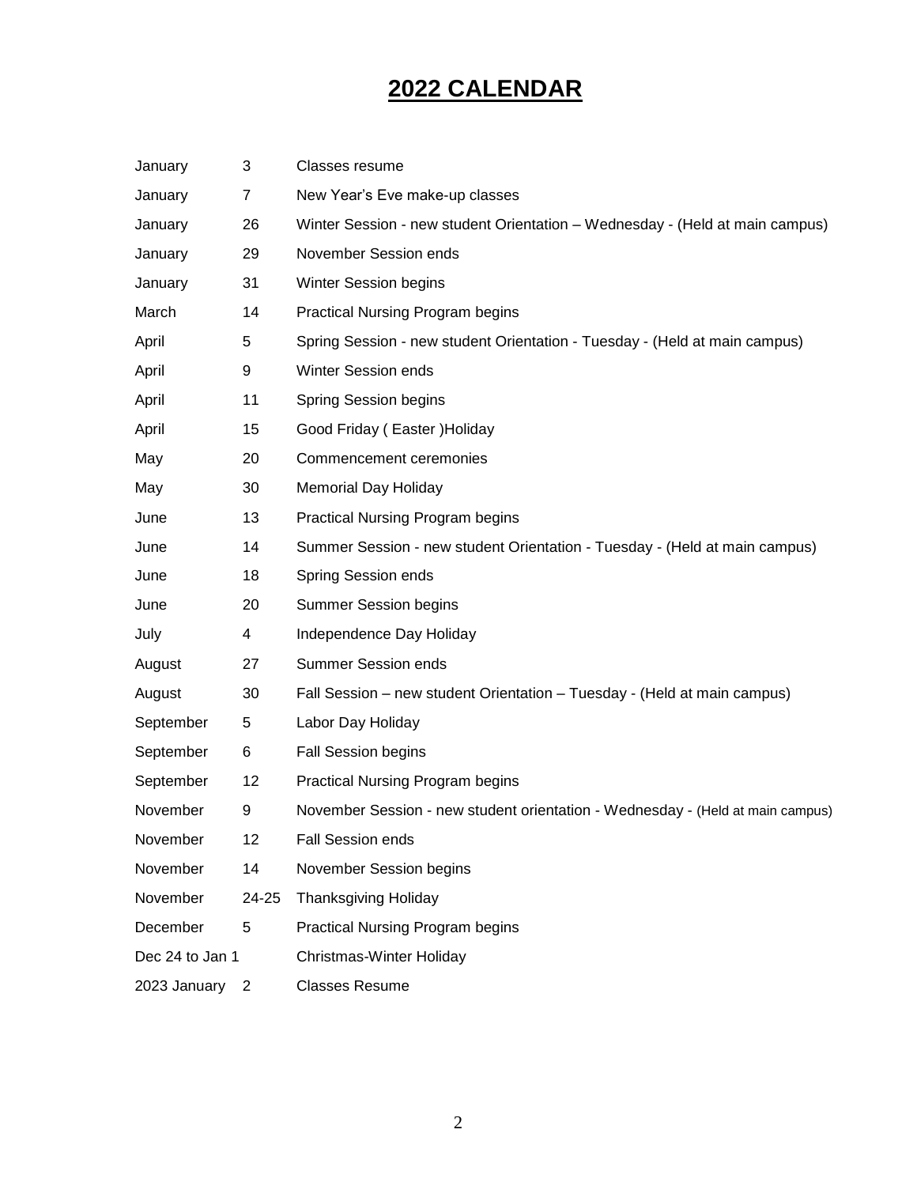# 2022 CALENDAR

| | | |
|---|---|---|
| January | 3 | Classes resume |
| January | 7 | New Year's Eve make-up classes |
| January | 26 | Winter Session - new student Orientation – Wednesday - (Held at main campus) |
| January | 29 | November Session ends |
| January | 31 | Winter Session begins |
| March | 14 | Practical Nursing Program begins |
| April | 5 | Spring Session - new student Orientation - Tuesday - (Held at main campus) |
| April | 9 | Winter Session ends |
| April | 11 | Spring Session begins |
| April | 15 | Good Friday ( Easter )Holiday |
| May | 20 | Commencement ceremonies |
| May | 30 | Memorial Day Holiday |
| June | 13 | Practical Nursing Program begins |
| June | 14 | Summer Session - new student Orientation - Tuesday - (Held at main campus) |
| June | 18 | Spring Session ends |
| June | 20 | Summer Session begins |
| July | 4 | Independence Day Holiday |
| August | 27 | Summer Session ends |
| August | 30 | Fall Session – new student Orientation – Tuesday - (Held at main campus) |
| September | 5 | Labor Day Holiday |
| September | 6 | Fall Session begins |
| September | 12 | Practical Nursing Program begins |
| November | 9 | November Session - new student orientation - Wednesday - (Held at main campus) |
| November | 12 | Fall Session ends |
| November | 14 | November Session begins |
| November | 24-25 | Thanksgiving Holiday |
| December | 5 | Practical Nursing Program begins |
| Dec 24 to Jan 1 | | Christmas-Winter Holiday |
| 2023 January | 2 | Classes Resume |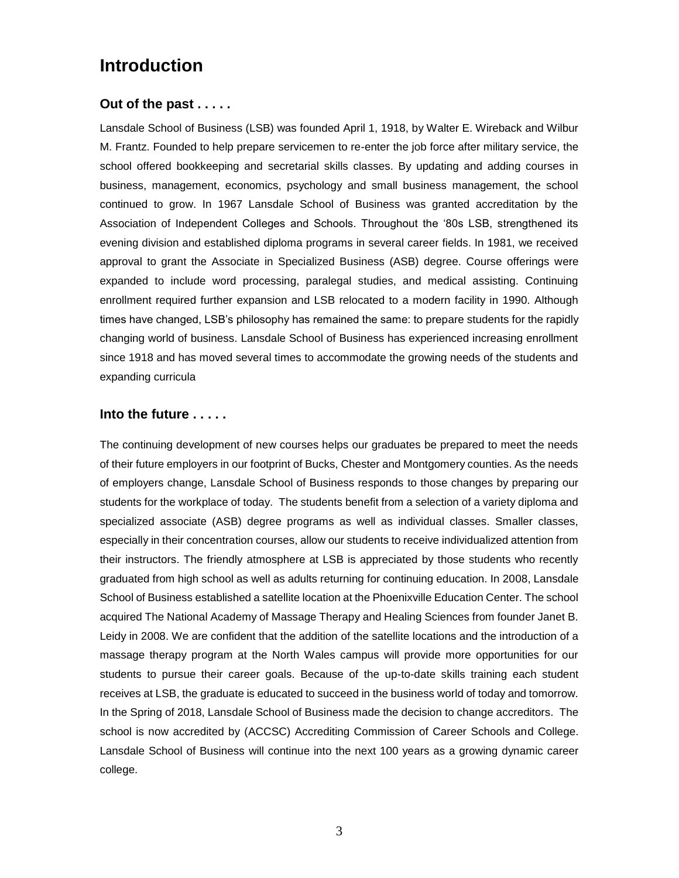# Introduction

## Out of the past . . . . .

Lansdale School of Business (LSB) was founded April 1, 1918, by Walter E. Wireback and Wilbur M. Frantz. Founded to help prepare servicemen to re-enter the job force after military service, the school offered bookkeeping and secretarial skills classes. By updating and adding courses in business, management, economics, psychology and small business management, the school continued to grow. In 1967 Lansdale School of Business was granted accreditation by the Association of Independent Colleges and Schools. Throughout the '80s LSB, strengthened its evening division and established diploma programs in several career fields. In 1981, we received approval to grant the Associate in Specialized Business (ASB) degree. Course offerings were expanded to include word processing, paralegal studies, and medical assisting. Continuing enrollment required further expansion and LSB relocated to a modern facility in 1990. Although times have changed, LSB's philosophy has remained the same: to prepare students for the rapidly changing world of business. Lansdale School of Business has experienced increasing enrollment since 1918 and has moved several times to accommodate the growing needs of the students and expanding curricula

## Into the future . . . . .

The continuing development of new courses helps our graduates be prepared to meet the needs of their future employers in our footprint of Bucks, Chester and Montgomery counties. As the needs of employers change, Lansdale School of Business responds to those changes by preparing our students for the workplace of today. The students benefit from a selection of a variety diploma and specialized associate (ASB) degree programs as well as individual classes. Smaller classes, especially in their concentration courses, allow our students to receive individualized attention from their instructors. The friendly atmosphere at LSB is appreciated by those students who recently graduated from high school as well as adults returning for continuing education. In 2008, Lansdale School of Business established a satellite location at the Phoenixville Education Center. The school acquired The National Academy of Massage Therapy and Healing Sciences from founder Janet B. Leidy in 2008. We are confident that the addition of the satellite locations and the introduction of a massage therapy program at the North Wales campus will provide more opportunities for our students to pursue their career goals. Because of the up-to-date skills training each student receives at LSB, the graduate is educated to succeed in the business world of today and tomorrow. In the Spring of 2018, Lansdale School of Business made the decision to change accreditors. The school is now accredited by (ACCSC) Accrediting Commission of Career Schools and College. Lansdale School of Business will continue into the next 100 years as a growing dynamic career college.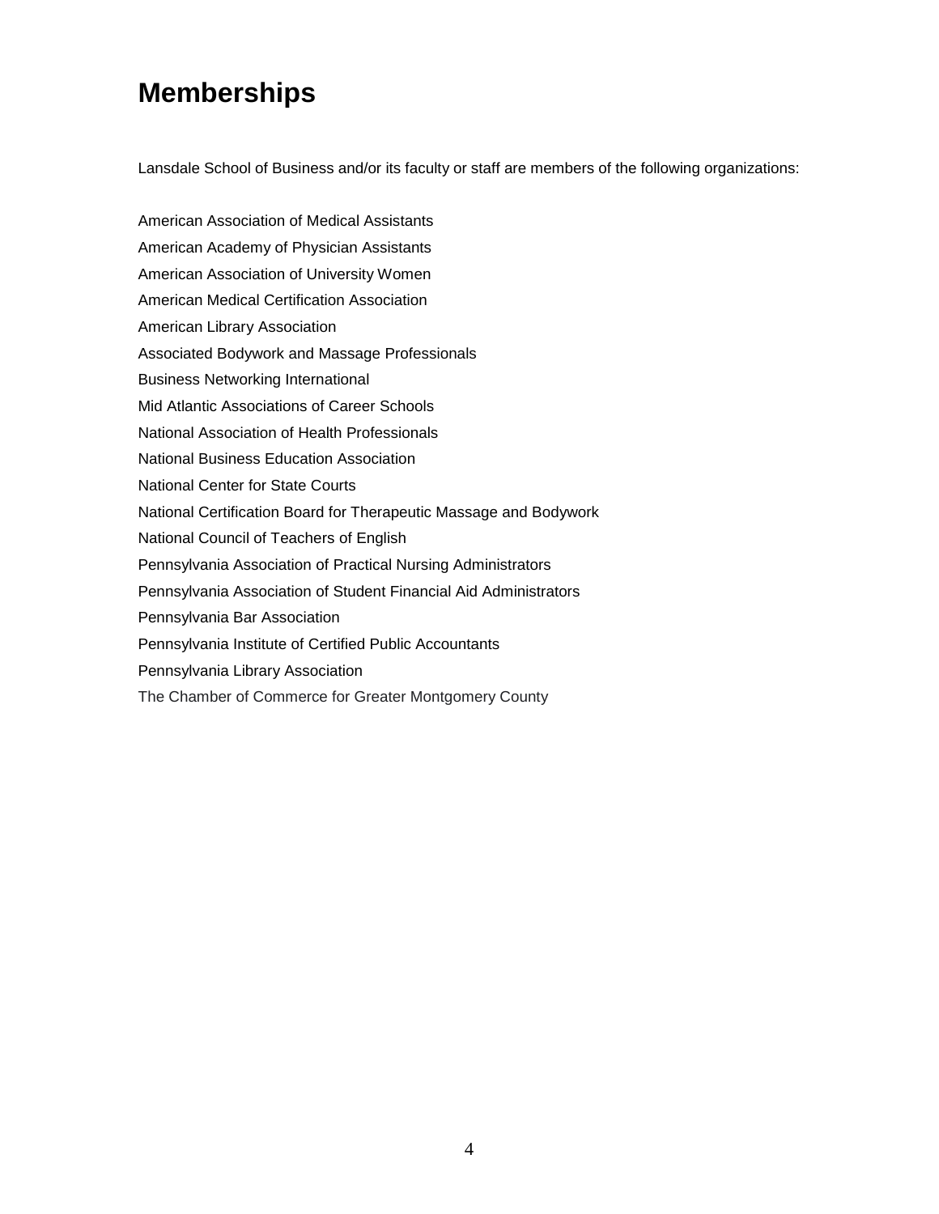# Memberships

Lansdale School of Business and/or its faculty or staff are members of the following organizations:

American Association of Medical Assistants
American Academy of Physician Assistants
American Association of University Women
American Medical Certification Association
American Library Association
Associated Bodywork and Massage Professionals
Business Networking International
Mid Atlantic Associations of Career Schools
National Association of Health Professionals
National Business Education Association
National Center for State Courts
National Certification Board for Therapeutic Massage and Bodywork
National Council of Teachers of English
Pennsylvania Association of Practical Nursing Administrators
Pennsylvania Association of Student Financial Aid Administrators
Pennsylvania Bar Association
Pennsylvania Institute of Certified Public Accountants
Pennsylvania Library Association
The Chamber of Commerce for Greater Montgomery County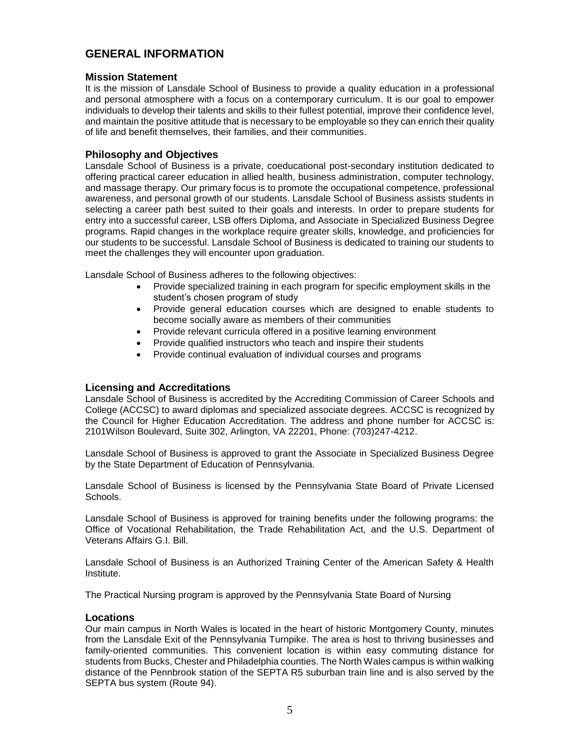# GENERAL INFORMATION

## Mission Statement

It is the mission of Lansdale School of Business to provide a quality education in a professional and personal atmosphere with a focus on a contemporary curriculum. It is our goal to empower individuals to develop their talents and skills to their fullest potential, improve their confidence level, and maintain the positive attitude that is necessary to be employable so they can enrich their quality of life and benefit themselves, their families, and their communities.

## Philosophy and Objectives

Lansdale School of Business is a private, coeducational post-secondary institution dedicated to offering practical career education in allied health, business administration, computer technology, and massage therapy. Our primary focus is to promote the occupational competence, professional awareness, and personal growth of our students. Lansdale School of Business assists students in selecting a career path best suited to their goals and interests. In order to prepare students for entry into a successful career, LSB offers Diploma, and Associate in Specialized Business Degree programs. Rapid changes in the workplace require greater skills, knowledge, and proficiencies for our students to be successful. Lansdale School of Business is dedicated to training our students to meet the challenges they will encounter upon graduation.

Lansdale School of Business adheres to the following objectives:

- Provide specialized training in each program for specific employment skills in the student's chosen program of study
- Provide general education courses which are designed to enable students to become socially aware as members of their communities
- Provide relevant curricula offered in a positive learning environment
- Provide qualified instructors who teach and inspire their students
- Provide continual evaluation of individual courses and programs

## Licensing and Accreditations

Lansdale School of Business is accredited by the Accrediting Commission of Career Schools and College (ACCSC) to award diplomas and specialized associate degrees. ACCSC is recognized by the Council for Higher Education Accreditation. The address and phone number for ACCSC is: 2101Wilson Boulevard, Suite 302, Arlington, VA 22201, Phone: (703)247-4212.

Lansdale School of Business is approved to grant the Associate in Specialized Business Degree by the State Department of Education of Pennsylvania.

Lansdale School of Business is licensed by the Pennsylvania State Board of Private Licensed Schools.

Lansdale School of Business is approved for training benefits under the following programs: the Office of Vocational Rehabilitation, the Trade Rehabilitation Act, and the U.S. Department of Veterans Affairs G.I. Bill.

Lansdale School of Business is an Authorized Training Center of the American Safety & Health Institute.

The Practical Nursing program is approved by the Pennsylvania State Board of Nursing

## Locations

Our main campus in North Wales is located in the heart of historic Montgomery County, minutes from the Lansdale Exit of the Pennsylvania Turnpike. The area is host to thriving businesses and family-oriented communities. This convenient location is within easy commuting distance for students from Bucks, Chester and Philadelphia counties. The North Wales campus is within walking distance of the Pennbrook station of the SEPTA R5 suburban train line and is also served by the SEPTA bus system (Route 94).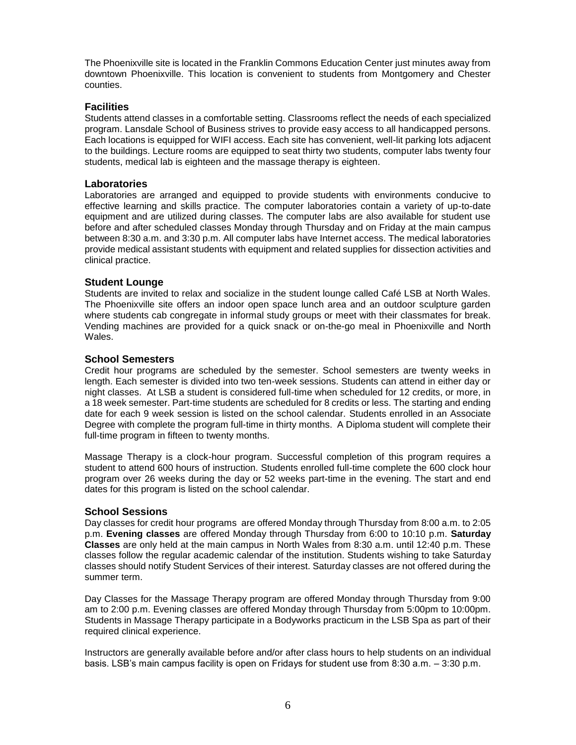The Phoenixville site is located in the Franklin Commons Education Center just minutes away from downtown Phoenixville. This location is convenient to students from Montgomery and Chester counties.

### Facilities

Students attend classes in a comfortable setting. Classrooms reflect the needs of each specialized program. Lansdale School of Business strives to provide easy access to all handicapped persons. Each locations is equipped for WIFI access. Each site has convenient, well-lit parking lots adjacent to the buildings. Lecture rooms are equipped to seat thirty two students, computer labs twenty four students, medical lab is eighteen and the massage therapy is eighteen.

### Laboratories

Laboratories are arranged and equipped to provide students with environments conducive to effective learning and skills practice. The computer laboratories contain a variety of up-to-date equipment and are utilized during classes. The computer labs are also available for student use before and after scheduled classes Monday through Thursday and on Friday at the main campus between 8:30 a.m. and 3:30 p.m. All computer labs have Internet access. The medical laboratories provide medical assistant students with equipment and related supplies for dissection activities and clinical practice.

### Student Lounge

Students are invited to relax and socialize in the student lounge called Café LSB at North Wales. The Phoenixville site offers an indoor open space lunch area and an outdoor sculpture garden where students cab congregate in informal study groups or meet with their classmates for break. Vending machines are provided for a quick snack or on-the-go meal in Phoenixville and North Wales.

### School Semesters

Credit hour programs are scheduled by the semester. School semesters are twenty weeks in length. Each semester is divided into two ten-week sessions. Students can attend in either day or night classes. At LSB a student is considered full-time when scheduled for 12 credits, or more, in a 18 week semester. Part-time students are scheduled for 8 credits or less. The starting and ending date for each 9 week session is listed on the school calendar. Students enrolled in an Associate Degree with complete the program full-time in thirty months. A Diploma student will complete their full-time program in fifteen to twenty months.

Massage Therapy is a clock-hour program. Successful completion of this program requires a student to attend 600 hours of instruction. Students enrolled full-time complete the 600 clock hour program over 26 weeks during the day or 52 weeks part-time in the evening. The start and end dates for this program is listed on the school calendar.

### School Sessions

Day classes for credit hour programs are offered Monday through Thursday from 8:00 a.m. to 2:05 p.m. **Evening classes** are offered Monday through Thursday from 6:00 to 10:10 p.m. **Saturday Classes** are only held at the main campus in North Wales from 8:30 a.m. until 12:40 p.m. These classes follow the regular academic calendar of the institution. Students wishing to take Saturday classes should notify Student Services of their interest. Saturday classes are not offered during the summer term.

Day Classes for the Massage Therapy program are offered Monday through Thursday from 9:00 am to 2:00 p.m. Evening classes are offered Monday through Thursday from 5:00pm to 10:00pm. Students in Massage Therapy participate in a Bodyworks practicum in the LSB Spa as part of their required clinical experience.

Instructors are generally available before and/or after class hours to help students on an individual basis. LSB's main campus facility is open on Fridays for student use from 8:30 a.m. – 3:30 p.m.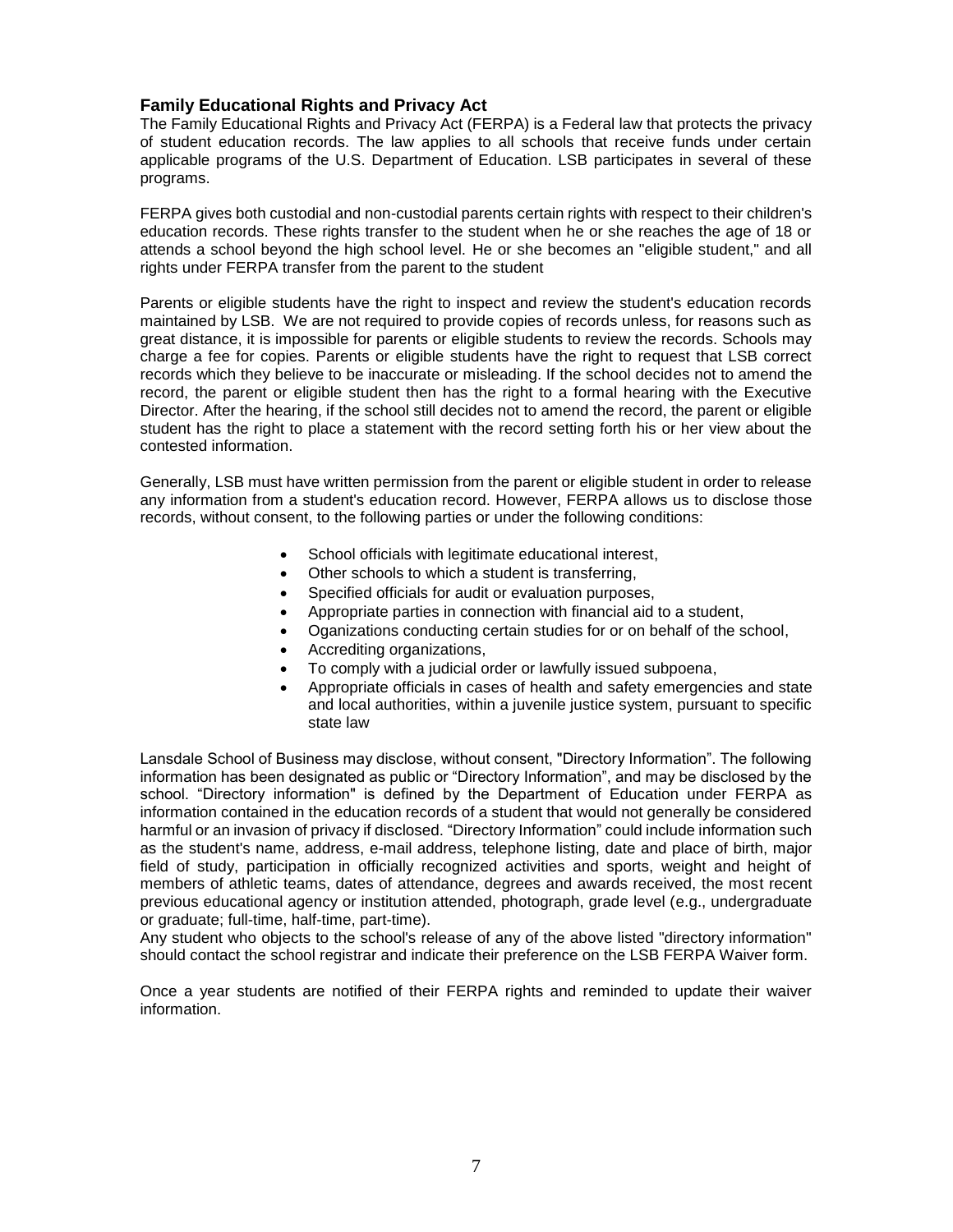## Family Educational Rights and Privacy Act

The Family Educational Rights and Privacy Act (FERPA) is a Federal law that protects the privacy of student education records. The law applies to all schools that receive funds under certain applicable programs of the U.S. Department of Education. LSB participates in several of these programs.

FERPA gives both custodial and non-custodial parents certain rights with respect to their children's education records. These rights transfer to the student when he or she reaches the age of 18 or attends a school beyond the high school level. He or she becomes an "eligible student," and all rights under FERPA transfer from the parent to the student

Parents or eligible students have the right to inspect and review the student's education records maintained by LSB. We are not required to provide copies of records unless, for reasons such as great distance, it is impossible for parents or eligible students to review the records. Schools may charge a fee for copies. Parents or eligible students have the right to request that LSB correct records which they believe to be inaccurate or misleading. If the school decides not to amend the record, the parent or eligible student then has the right to a formal hearing with the Executive Director. After the hearing, if the school still decides not to amend the record, the parent or eligible student has the right to place a statement with the record setting forth his or her view about the contested information.

Generally, LSB must have written permission from the parent or eligible student in order to release any information from a student's education record. However, FERPA allows us to disclose those records, without consent, to the following parties or under the following conditions:

- School officials with legitimate educational interest,
- Other schools to which a student is transferring,
- Specified officials for audit or evaluation purposes,
- Appropriate parties in connection with financial aid to a student,
- Oganizations conducting certain studies for or on behalf of the school,
- Accrediting organizations,
- To comply with a judicial order or lawfully issued subpoena,
- Appropriate officials in cases of health and safety emergencies and state and local authorities, within a juvenile justice system, pursuant to specific state law

Lansdale School of Business may disclose, without consent, "Directory Information". The following information has been designated as public or "Directory Information", and may be disclosed by the school. "Directory information" is defined by the Department of Education under FERPA as information contained in the education records of a student that would not generally be considered harmful or an invasion of privacy if disclosed. "Directory Information" could include information such as the student's name, address, e-mail address, telephone listing, date and place of birth, major field of study, participation in officially recognized activities and sports, weight and height of members of athletic teams, dates of attendance, degrees and awards received, the most recent previous educational agency or institution attended, photograph, grade level (e.g., undergraduate or graduate; full-time, half-time, part-time).
Any student who objects to the school's release of any of the above listed "directory information" should contact the school registrar and indicate their preference on the LSB FERPA Waiver form.

Once a year students are notified of their FERPA rights and reminded to update their waiver information.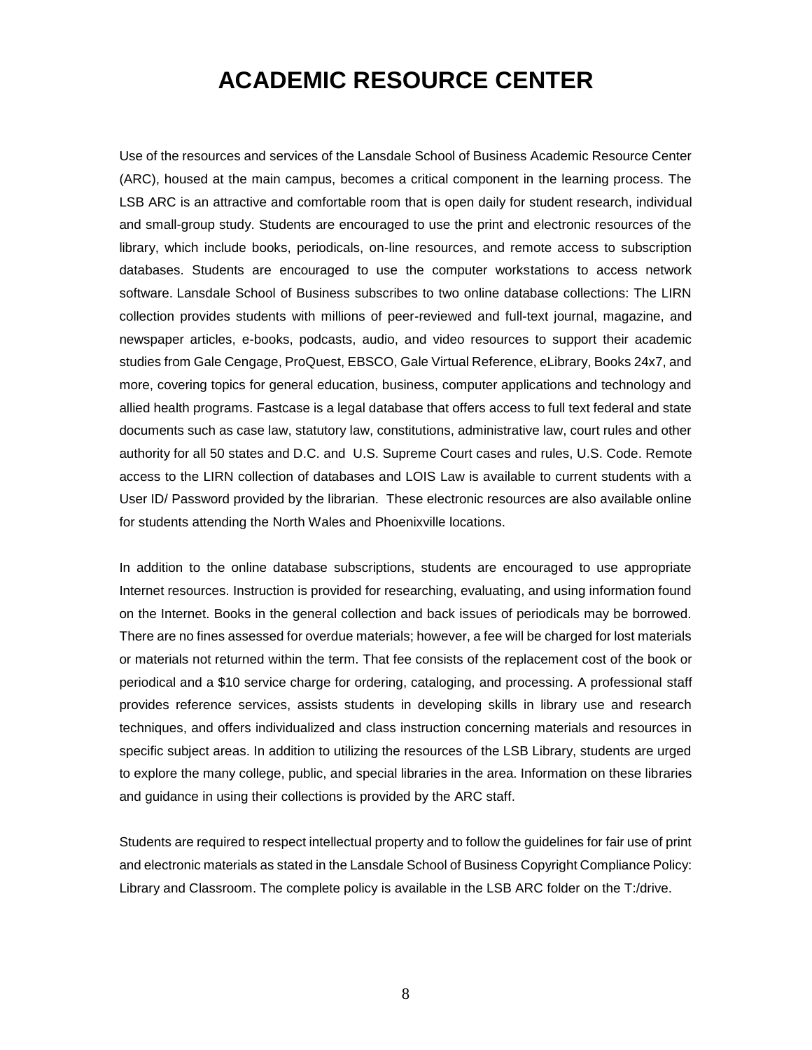# ACADEMIC RESOURCE CENTER

Use of the resources and services of the Lansdale School of Business Academic Resource Center (ARC), housed at the main campus, becomes a critical component in the learning process. The LSB ARC is an attractive and comfortable room that is open daily for student research, individual and small-group study. Students are encouraged to use the print and electronic resources of the library, which include books, periodicals, on-line resources, and remote access to subscription databases. Students are encouraged to use the computer workstations to access network software. Lansdale School of Business subscribes to two online database collections: The LIRN collection provides students with millions of peer-reviewed and full-text journal, magazine, and newspaper articles, e-books, podcasts, audio, and video resources to support their academic studies from Gale Cengage, ProQuest, EBSCO, Gale Virtual Reference, eLibrary, Books 24x7, and more, covering topics for general education, business, computer applications and technology and allied health programs. Fastcase is a legal database that offers access to full text federal and state documents such as case law, statutory law, constitutions, administrative law, court rules and other authority for all 50 states and D.C. and U.S. Supreme Court cases and rules, U.S. Code. Remote access to the LIRN collection of databases and LOIS Law is available to current students with a User ID/ Password provided by the librarian. These electronic resources are also available online for students attending the North Wales and Phoenixville locations.

In addition to the online database subscriptions, students are encouraged to use appropriate Internet resources. Instruction is provided for researching, evaluating, and using information found on the Internet. Books in the general collection and back issues of periodicals may be borrowed. There are no fines assessed for overdue materials; however, a fee will be charged for lost materials or materials not returned within the term. That fee consists of the replacement cost of the book or periodical and a $10 service charge for ordering, cataloging, and processing. A professional staff provides reference services, assists students in developing skills in library use and research techniques, and offers individualized and class instruction concerning materials and resources in specific subject areas. In addition to utilizing the resources of the LSB Library, students are urged to explore the many college, public, and special libraries in the area. Information on these libraries and guidance in using their collections is provided by the ARC staff.

Students are required to respect intellectual property and to follow the guidelines for fair use of print and electronic materials as stated in the Lansdale School of Business Copyright Compliance Policy: Library and Classroom. The complete policy is available in the LSB ARC folder on the T:/drive.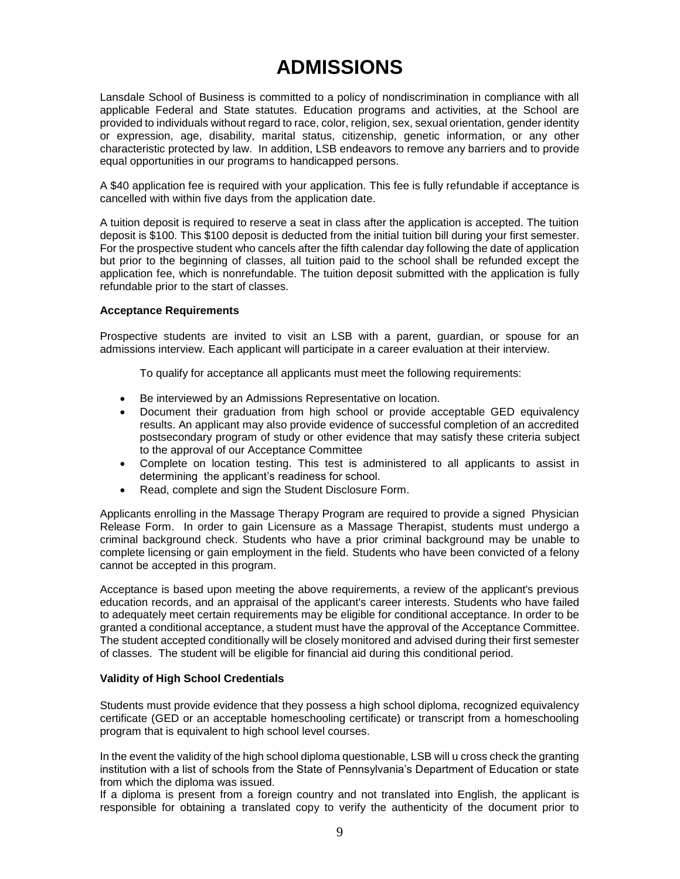# ADMISSIONS

Lansdale School of Business is committed to a policy of nondiscrimination in compliance with all applicable Federal and State statutes. Education programs and activities, at the School are provided to individuals without regard to race, color, religion, sex, sexual orientation, gender identity or expression, age, disability, marital status, citizenship, genetic information, or any other characteristic protected by law. In addition, LSB endeavors to remove any barriers and to provide equal opportunities in our programs to handicapped persons.

A $40 application fee is required with your application. This fee is fully refundable if acceptance is cancelled with within five days from the application date.

A tuition deposit is required to reserve a seat in class after the application is accepted. The tuition deposit is $100. This $100 deposit is deducted from the initial tuition bill during your first semester. For the prospective student who cancels after the fifth calendar day following the date of application but prior to the beginning of classes, all tuition paid to the school shall be refunded except the application fee, which is nonrefundable. The tuition deposit submitted with the application is fully refundable prior to the start of classes.

**Acceptance Requirements**

Prospective students are invited to visit an LSB with a parent, guardian, or spouse for an admissions interview. Each applicant will participate in a career evaluation at their interview.

To qualify for acceptance all applicants must meet the following requirements:

- Be interviewed by an Admissions Representative on location.
- Document their graduation from high school or provide acceptable GED equivalency results. An applicant may also provide evidence of successful completion of an accredited postsecondary program of study or other evidence that may satisfy these criteria subject to the approval of our Acceptance Committee
- Complete on location testing. This test is administered to all applicants to assist in determining the applicant's readiness for school.
- Read, complete and sign the Student Disclosure Form.

Applicants enrolling in the Massage Therapy Program are required to provide a signed Physician Release Form. In order to gain Licensure as a Massage Therapist, students must undergo a criminal background check. Students who have a prior criminal background may be unable to complete licensing or gain employment in the field. Students who have been convicted of a felony cannot be accepted in this program.

Acceptance is based upon meeting the above requirements, a review of the applicant's previous education records, and an appraisal of the applicant's career interests. Students who have failed to adequately meet certain requirements may be eligible for conditional acceptance. In order to be granted a conditional acceptance, a student must have the approval of the Acceptance Committee. The student accepted conditionally will be closely monitored and advised during their first semester of classes. The student will be eligible for financial aid during this conditional period.

**Validity of High School Credentials**

Students must provide evidence that they possess a high school diploma, recognized equivalency certificate (GED or an acceptable homeschooling certificate) or transcript from a homeschooling program that is equivalent to high school level courses.

In the event the validity of the high school diploma questionable, LSB will u cross check the granting institution with a list of schools from the State of Pennsylvania's Department of Education or state from which the diploma was issued.

If a diploma is present from a foreign country and not translated into English, the applicant is responsible for obtaining a translated copy to verify the authenticity of the document prior to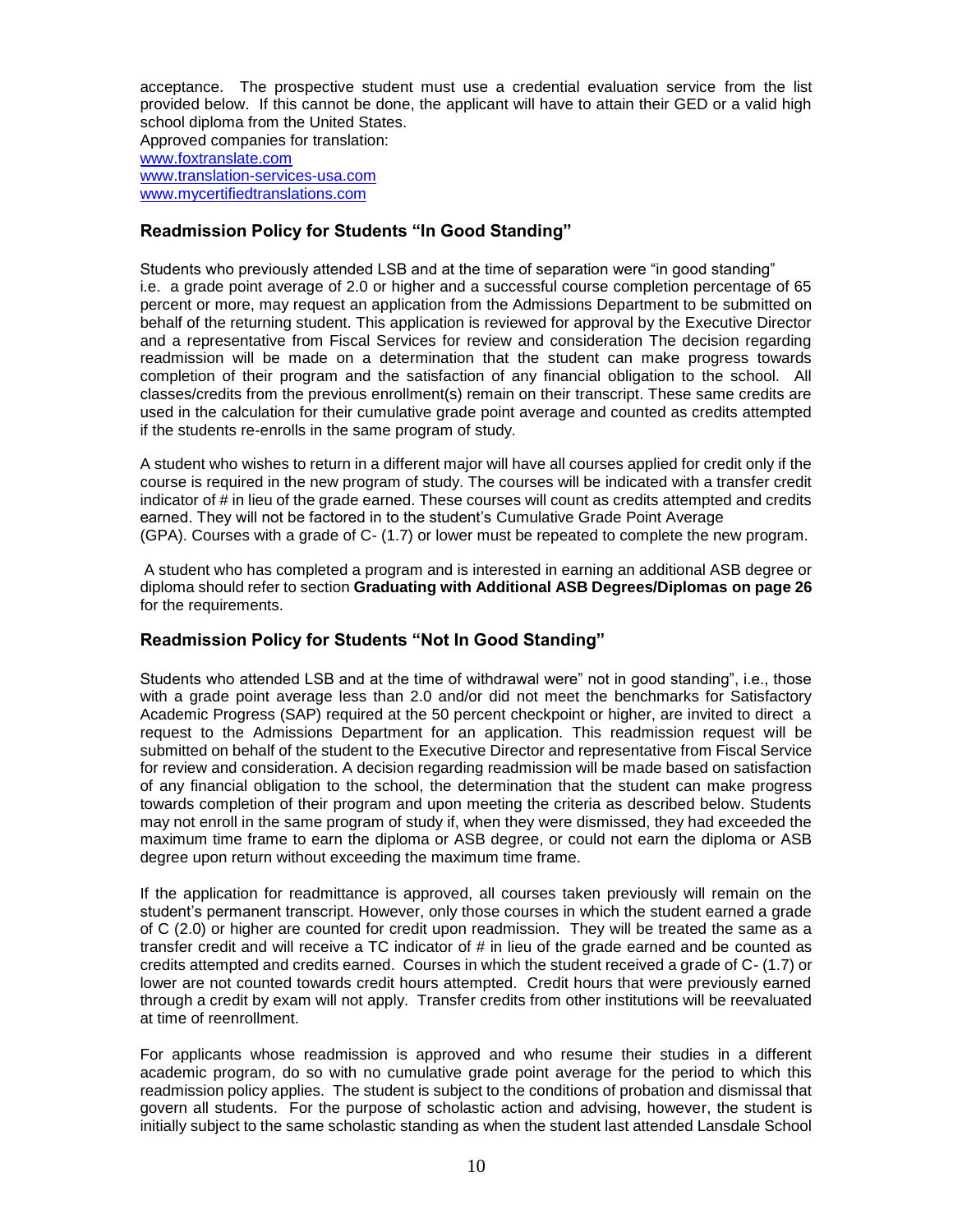acceptance. The prospective student must use a credential evaluation service from the list provided below. If this cannot be done, the applicant will have to attain their GED or a valid high school diploma from the United States.

Approved companies for translation:
www.foxtranslate.com
www.translation-services-usa.com
www.mycertifiedtranslations.com

### Readmission Policy for Students "In Good Standing"

Students who previously attended LSB and at the time of separation were "in good standing" i.e. a grade point average of 2.0 or higher and a successful course completion percentage of 65 percent or more, may request an application from the Admissions Department to be submitted on behalf of the returning student. This application is reviewed for approval by the Executive Director and a representative from Fiscal Services for review and consideration The decision regarding readmission will be made on a determination that the student can make progress towards completion of their program and the satisfaction of any financial obligation to the school. All classes/credits from the previous enrollment(s) remain on their transcript. These same credits are used in the calculation for their cumulative grade point average and counted as credits attempted if the students re-enrolls in the same program of study.

A student who wishes to return in a different major will have all courses applied for credit only if the course is required in the new program of study. The courses will be indicated with a transfer credit indicator of # in lieu of the grade earned. These courses will count as credits attempted and credits earned. They will not be factored in to the student's Cumulative Grade Point Average (GPA). Courses with a grade of C- (1.7) or lower must be repeated to complete the new program.

A student who has completed a program and is interested in earning an additional ASB degree or diploma should refer to section **Graduating with Additional ASB Degrees/Diplomas on page 26** for the requirements.

### Readmission Policy for Students "Not In Good Standing"

Students who attended LSB and at the time of withdrawal were" not in good standing", i.e., those with a grade point average less than 2.0 and/or did not meet the benchmarks for Satisfactory Academic Progress (SAP) required at the 50 percent checkpoint or higher, are invited to direct a request to the Admissions Department for an application. This readmission request will be submitted on behalf of the student to the Executive Director and representative from Fiscal Service for review and consideration. A decision regarding readmission will be made based on satisfaction of any financial obligation to the school, the determination that the student can make progress towards completion of their program and upon meeting the criteria as described below. Students may not enroll in the same program of study if, when they were dismissed, they had exceeded the maximum time frame to earn the diploma or ASB degree, or could not earn the diploma or ASB degree upon return without exceeding the maximum time frame.

If the application for readmittance is approved, all courses taken previously will remain on the student's permanent transcript. However, only those courses in which the student earned a grade of C (2.0) or higher are counted for credit upon readmission. They will be treated the same as a transfer credit and will receive a TC indicator of # in lieu of the grade earned and be counted as credits attempted and credits earned. Courses in which the student received a grade of C- (1.7) or lower are not counted towards credit hours attempted. Credit hours that were previously earned through a credit by exam will not apply. Transfer credits from other institutions will be reevaluated at time of reenrollment.

For applicants whose readmission is approved and who resume their studies in a different academic program, do so with no cumulative grade point average for the period to which this readmission policy applies. The student is subject to the conditions of probation and dismissal that govern all students. For the purpose of scholastic action and advising, however, the student is initially subject to the same scholastic standing as when the student last attended Lansdale School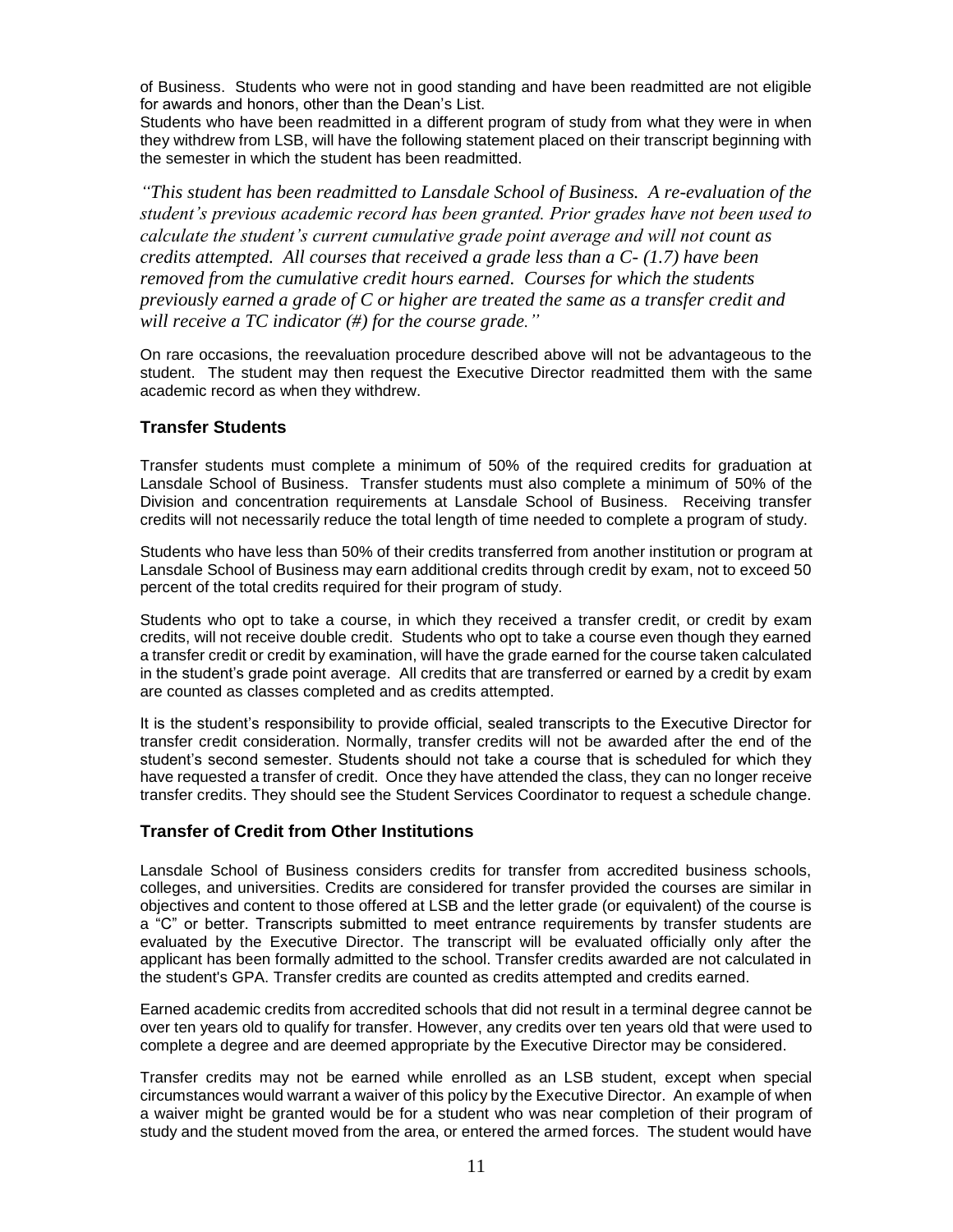of Business. Students who were not in good standing and have been readmitted are not eligible for awards and honors, other than the Dean's List.

Students who have been readmitted in a different program of study from what they were in when they withdrew from LSB, will have the following statement placed on their transcript beginning with the semester in which the student has been readmitted.

*"This student has been readmitted to Lansdale School of Business. A re-evaluation of the student's previous academic record has been granted. Prior grades have not been used to calculate the student's current cumulative grade point average and will not count as credits attempted. All courses that received a grade less than a C- (1.7) have been removed from the cumulative credit hours earned. Courses for which the students previously earned a grade of C or higher are treated the same as a transfer credit and will receive a TC indicator (#) for the course grade."*

On rare occasions, the reevaluation procedure described above will not be advantageous to the student. The student may then request the Executive Director readmitted them with the same academic record as when they withdrew.

### Transfer Students

Transfer students must complete a minimum of 50% of the required credits for graduation at Lansdale School of Business. Transfer students must also complete a minimum of 50% of the Division and concentration requirements at Lansdale School of Business. Receiving transfer credits will not necessarily reduce the total length of time needed to complete a program of study.

Students who have less than 50% of their credits transferred from another institution or program at Lansdale School of Business may earn additional credits through credit by exam, not to exceed 50 percent of the total credits required for their program of study.

Students who opt to take a course, in which they received a transfer credit, or credit by exam credits, will not receive double credit. Students who opt to take a course even though they earned a transfer credit or credit by examination, will have the grade earned for the course taken calculated in the student's grade point average. All credits that are transferred or earned by a credit by exam are counted as classes completed and as credits attempted.

It is the student's responsibility to provide official, sealed transcripts to the Executive Director for transfer credit consideration. Normally, transfer credits will not be awarded after the end of the student's second semester. Students should not take a course that is scheduled for which they have requested a transfer of credit. Once they have attended the class, they can no longer receive transfer credits. They should see the Student Services Coordinator to request a schedule change.

### Transfer of Credit from Other Institutions

Lansdale School of Business considers credits for transfer from accredited business schools, colleges, and universities. Credits are considered for transfer provided the courses are similar in objectives and content to those offered at LSB and the letter grade (or equivalent) of the course is a "C" or better. Transcripts submitted to meet entrance requirements by transfer students are evaluated by the Executive Director. The transcript will be evaluated officially only after the applicant has been formally admitted to the school. Transfer credits awarded are not calculated in the student's GPA. Transfer credits are counted as credits attempted and credits earned.

Earned academic credits from accredited schools that did not result in a terminal degree cannot be over ten years old to qualify for transfer. However, any credits over ten years old that were used to complete a degree and are deemed appropriate by the Executive Director may be considered.

Transfer credits may not be earned while enrolled as an LSB student, except when special circumstances would warrant a waiver of this policy by the Executive Director. An example of when a waiver might be granted would be for a student who was near completion of their program of study and the student moved from the area, or entered the armed forces. The student would have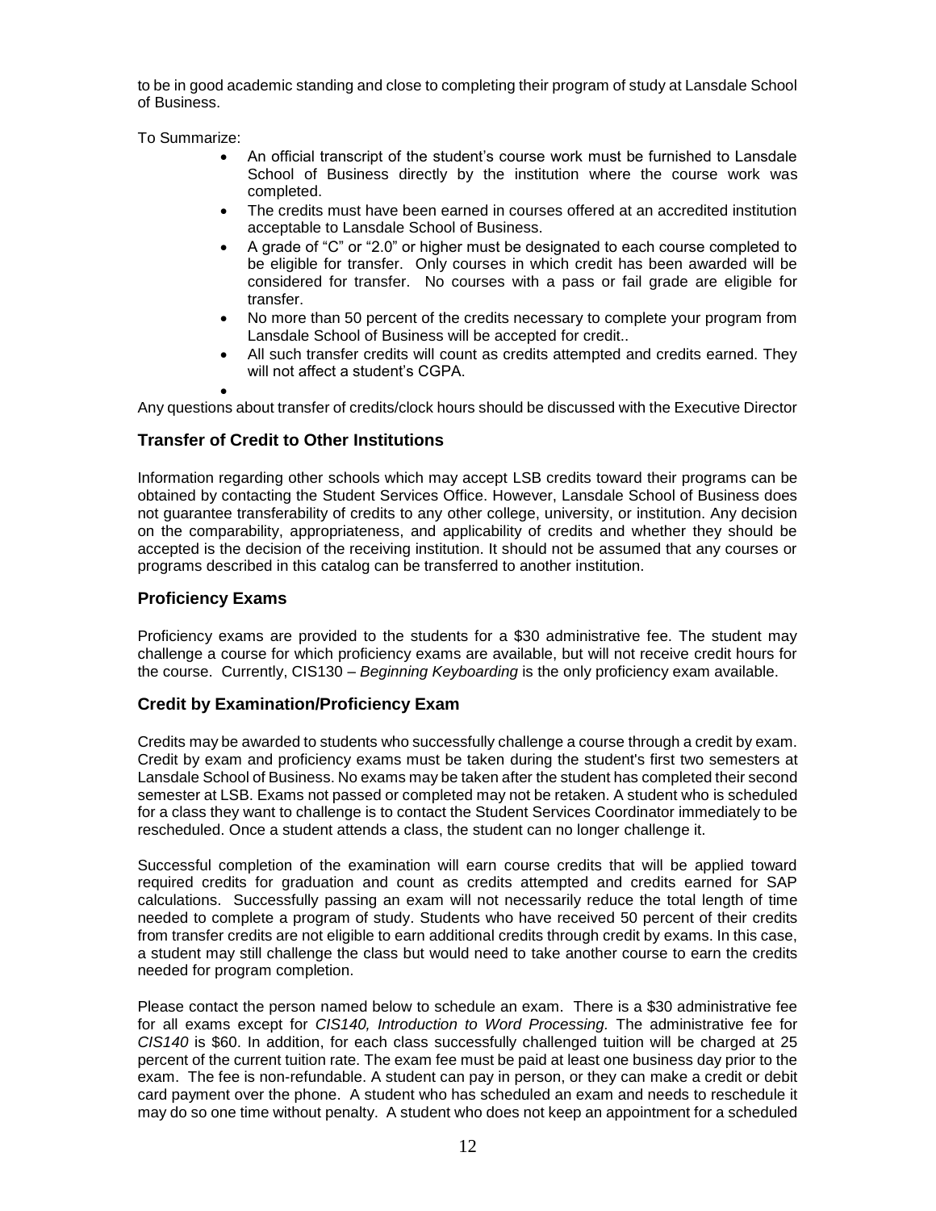to be in good academic standing and close to completing their program of study at Lansdale School of Business.

To Summarize:

- An official transcript of the student's course work must be furnished to Lansdale School of Business directly by the institution where the course work was completed.
- The credits must have been earned in courses offered at an accredited institution acceptable to Lansdale School of Business.
- A grade of "C" or "2.0" or higher must be designated to each course completed to be eligible for transfer. Only courses in which credit has been awarded will be considered for transfer. No courses with a pass or fail grade are eligible for transfer.
- No more than 50 percent of the credits necessary to complete your program from Lansdale School of Business will be accepted for credit..
- All such transfer credits will count as credits attempted and credits earned. They will not affect a student's CGPA.

Any questions about transfer of credits/clock hours should be discussed with the Executive Director

## Transfer of Credit to Other Institutions

Information regarding other schools which may accept LSB credits toward their programs can be obtained by contacting the Student Services Office. However, Lansdale School of Business does not guarantee transferability of credits to any other college, university, or institution. Any decision on the comparability, appropriateness, and applicability of credits and whether they should be accepted is the decision of the receiving institution. It should not be assumed that any courses or programs described in this catalog can be transferred to another institution.

## Proficiency Exams

Proficiency exams are provided to the students for a $30 administrative fee. The student may challenge a course for which proficiency exams are available, but will not receive credit hours for the course. Currently, CIS130 – *Beginning Keyboarding* is the only proficiency exam available.

## Credit by Examination/Proficiency Exam

Credits may be awarded to students who successfully challenge a course through a credit by exam. Credit by exam and proficiency exams must be taken during the student's first two semesters at Lansdale School of Business. No exams may be taken after the student has completed their second semester at LSB. Exams not passed or completed may not be retaken. A student who is scheduled for a class they want to challenge is to contact the Student Services Coordinator immediately to be rescheduled. Once a student attends a class, the student can no longer challenge it.

Successful completion of the examination will earn course credits that will be applied toward required credits for graduation and count as credits attempted and credits earned for SAP calculations. Successfully passing an exam will not necessarily reduce the total length of time needed to complete a program of study. Students who have received 50 percent of their credits from transfer credits are not eligible to earn additional credits through credit by exams. In this case, a student may still challenge the class but would need to take another course to earn the credits needed for program completion.

Please contact the person named below to schedule an exam. There is a $30 administrative fee for all exams except for *CIS140, Introduction to Word Processing*. The administrative fee for *CIS140* is $60. In addition, for each class successfully challenged tuition will be charged at 25 percent of the current tuition rate. The exam fee must be paid at least one business day prior to the exam. The fee is non-refundable. A student can pay in person, or they can make a credit or debit card payment over the phone. A student who has scheduled an exam and needs to reschedule it may do so one time without penalty. A student who does not keep an appointment for a scheduled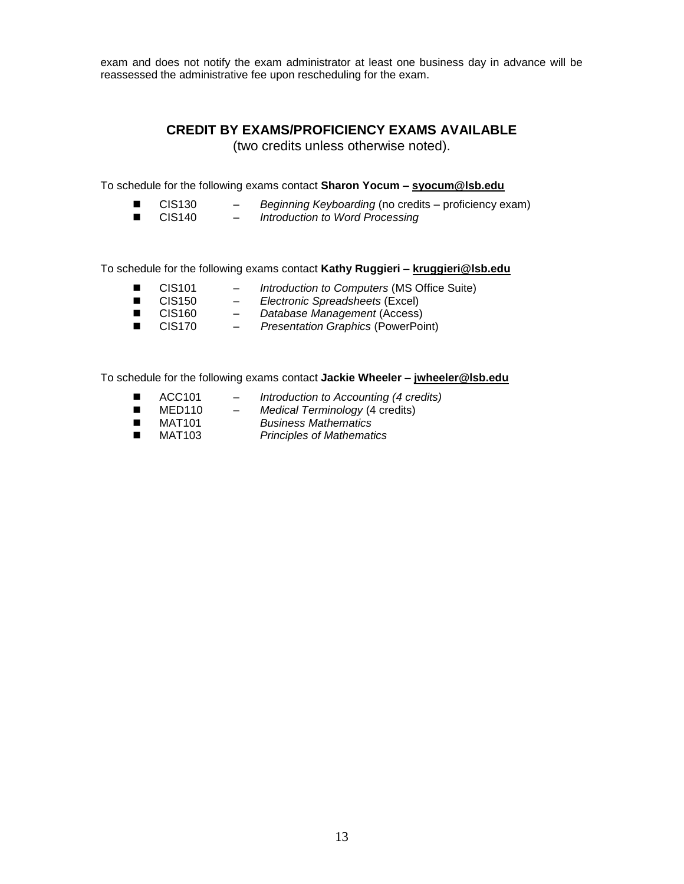exam and does not notify the exam administrator at least one business day in advance will be reassessed the administrative fee upon rescheduling for the exam.

## CREDIT BY EXAMS/PROFICIENCY EXAMS AVAILABLE

(two credits unless otherwise noted).

To schedule for the following exams contact **Sharon Yocum – syocum@lsb.edu**

- CIS130 – *Beginning Keyboarding* (no credits – proficiency exam)
- CIS140 – *Introduction to Word Processing*

To schedule for the following exams contact **Kathy Ruggieri – kruggieri@lsb.edu**

- CIS101 – *Introduction to Computers* (MS Office Suite)
- CIS150 – *Electronic Spreadsheets* (Excel)
- CIS160 – *Database Management* (Access)
- CIS170 – *Presentation Graphics* (PowerPoint)

To schedule for the following exams contact **Jackie Wheeler – jwheeler@lsb.edu**

- ACC101 – *Introduction to Accounting (4 credits)*
- MED110 – *Medical Terminology* (4 credits)
- MAT101 *Business Mathematics*
- MAT103 *Principles of Mathematics*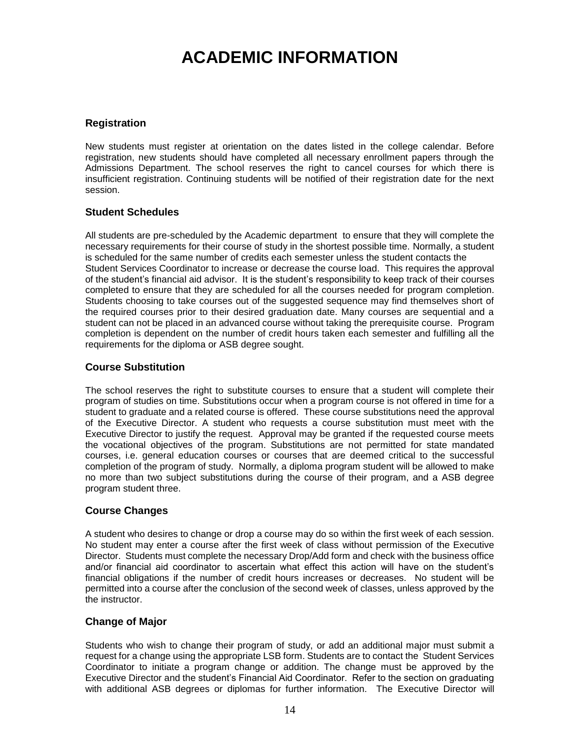# ACADEMIC INFORMATION

## Registration

New students must register at orientation on the dates listed in the college calendar. Before registration, new students should have completed all necessary enrollment papers through the Admissions Department. The school reserves the right to cancel courses for which there is insufficient registration. Continuing students will be notified of their registration date for the next session.

## Student Schedules

All students are pre-scheduled by the Academic department to ensure that they will complete the necessary requirements for their course of study in the shortest possible time. Normally, a student is scheduled for the same number of credits each semester unless the student contacts the Student Services Coordinator to increase or decrease the course load. This requires the approval of the student's financial aid advisor. It is the student's responsibility to keep track of their courses completed to ensure that they are scheduled for all the courses needed for program completion. Students choosing to take courses out of the suggested sequence may find themselves short of the required courses prior to their desired graduation date. Many courses are sequential and a student can not be placed in an advanced course without taking the prerequisite course. Program completion is dependent on the number of credit hours taken each semester and fulfilling all the requirements for the diploma or ASB degree sought.

## Course Substitution

The school reserves the right to substitute courses to ensure that a student will complete their program of studies on time. Substitutions occur when a program course is not offered in time for a student to graduate and a related course is offered. These course substitutions need the approval of the Executive Director. A student who requests a course substitution must meet with the Executive Director to justify the request. Approval may be granted if the requested course meets the vocational objectives of the program. Substitutions are not permitted for state mandated courses, i.e. general education courses or courses that are deemed critical to the successful completion of the program of study. Normally, a diploma program student will be allowed to make no more than two subject substitutions during the course of their program, and a ASB degree program student three.

## Course Changes

A student who desires to change or drop a course may do so within the first week of each session. No student may enter a course after the first week of class without permission of the Executive Director. Students must complete the necessary Drop/Add form and check with the business office and/or financial aid coordinator to ascertain what effect this action will have on the student's financial obligations if the number of credit hours increases or decreases. No student will be permitted into a course after the conclusion of the second week of classes, unless approved by the the instructor.

## Change of Major

Students who wish to change their program of study, or add an additional major must submit a request for a change using the appropriate LSB form. Students are to contact the Student Services Coordinator to initiate a program change or addition. The change must be approved by the Executive Director and the student's Financial Aid Coordinator. Refer to the section on graduating with additional ASB degrees or diplomas for further information. The Executive Director will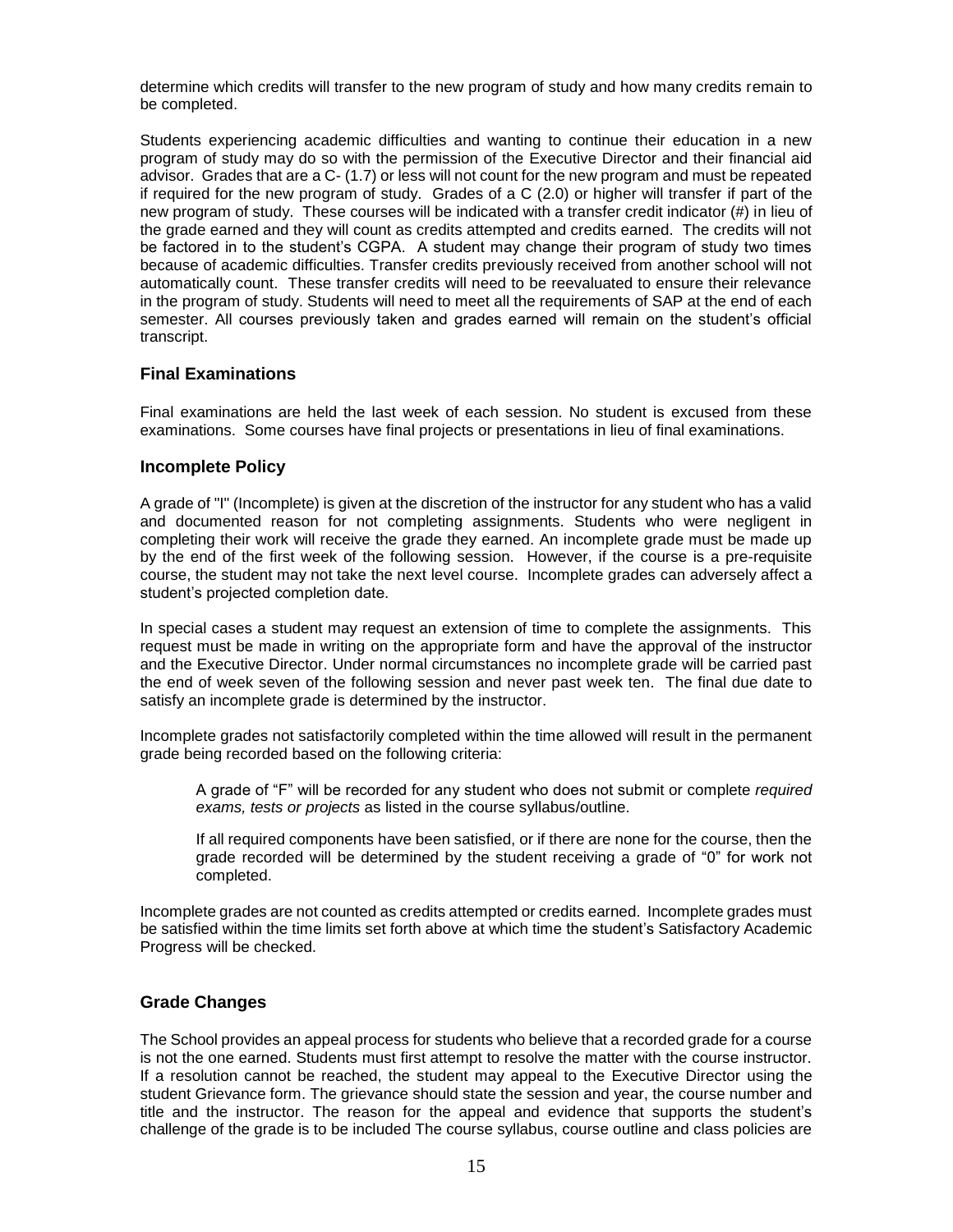determine which credits will transfer to the new program of study and how many credits remain to be completed.

Students experiencing academic difficulties and wanting to continue their education in a new program of study may do so with the permission of the Executive Director and their financial aid advisor. Grades that are a C- (1.7) or less will not count for the new program and must be repeated if required for the new program of study. Grades of a C (2.0) or higher will transfer if part of the new program of study. These courses will be indicated with a transfer credit indicator (#) in lieu of the grade earned and they will count as credits attempted and credits earned. The credits will not be factored in to the student's CGPA. A student may change their program of study two times because of academic difficulties. Transfer credits previously received from another school will not automatically count. These transfer credits will need to be reevaluated to ensure their relevance in the program of study. Students will need to meet all the requirements of SAP at the end of each semester. All courses previously taken and grades earned will remain on the student's official transcript.

### Final Examinations

Final examinations are held the last week of each session. No student is excused from these examinations. Some courses have final projects or presentations in lieu of final examinations.

### Incomplete Policy

A grade of "I" (Incomplete) is given at the discretion of the instructor for any student who has a valid and documented reason for not completing assignments. Students who were negligent in completing their work will receive the grade they earned. An incomplete grade must be made up by the end of the first week of the following session. However, if the course is a pre-requisite course, the student may not take the next level course. Incomplete grades can adversely affect a student's projected completion date.

In special cases a student may request an extension of time to complete the assignments. This request must be made in writing on the appropriate form and have the approval of the instructor and the Executive Director. Under normal circumstances no incomplete grade will be carried past the end of week seven of the following session and never past week ten. The final due date to satisfy an incomplete grade is determined by the instructor.

Incomplete grades not satisfactorily completed within the time allowed will result in the permanent grade being recorded based on the following criteria:

> A grade of "F" will be recorded for any student who does not submit or complete *required exams, tests or projects* as listed in the course syllabus/outline.
>
> If all required components have been satisfied, or if there are none for the course, then the grade recorded will be determined by the student receiving a grade of "0" for work not completed.

Incomplete grades are not counted as credits attempted or credits earned. Incomplete grades must be satisfied within the time limits set forth above at which time the student's Satisfactory Academic Progress will be checked.

### Grade Changes

The School provides an appeal process for students who believe that a recorded grade for a course is not the one earned. Students must first attempt to resolve the matter with the course instructor. If a resolution cannot be reached, the student may appeal to the Executive Director using the student Grievance form. The grievance should state the session and year, the course number and title and the instructor. The reason for the appeal and evidence that supports the student's challenge of the grade is to be included The course syllabus, course outline and class policies are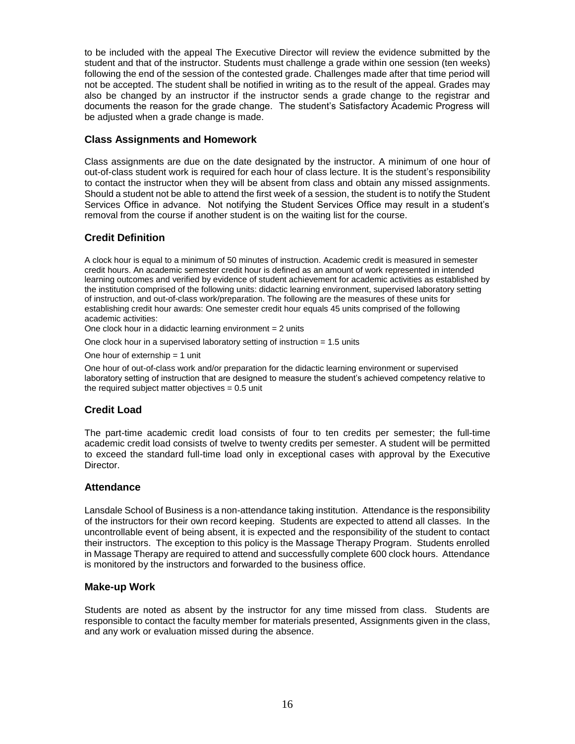to be included with the appeal The Executive Director will review the evidence submitted by the student and that of the instructor. Students must challenge a grade within one session (ten weeks) following the end of the session of the contested grade. Challenges made after that time period will not be accepted. The student shall be notified in writing as to the result of the appeal. Grades may also be changed by an instructor if the instructor sends a grade change to the registrar and documents the reason for the grade change. The student's Satisfactory Academic Progress will be adjusted when a grade change is made.

### Class Assignments and Homework

Class assignments are due on the date designated by the instructor. A minimum of one hour of out-of-class student work is required for each hour of class lecture. It is the student's responsibility to contact the instructor when they will be absent from class and obtain any missed assignments. Should a student not be able to attend the first week of a session, the student is to notify the Student Services Office in advance. Not notifying the Student Services Office may result in a student's removal from the course if another student is on the waiting list for the course.

### Credit Definition

A clock hour is equal to a minimum of 50 minutes of instruction. Academic credit is measured in semester credit hours. An academic semester credit hour is defined as an amount of work represented in intended learning outcomes and verified by evidence of student achievement for academic activities as established by the institution comprised of the following units: didactic learning environment, supervised laboratory setting of instruction, and out-of-class work/preparation. The following are the measures of these units for establishing credit hour awards: One semester credit hour equals 45 units comprised of the following academic activities:

One clock hour in a didactic learning environment = 2 units

One clock hour in a supervised laboratory setting of instruction = 1.5 units

One hour of externship = 1 unit

One hour of out-of-class work and/or preparation for the didactic learning environment or supervised laboratory setting of instruction that are designed to measure the student's achieved competency relative to the required subject matter objectives = 0.5 unit

### Credit Load

The part-time academic credit load consists of four to ten credits per semester; the full-time academic credit load consists of twelve to twenty credits per semester. A student will be permitted to exceed the standard full-time load only in exceptional cases with approval by the Executive Director.

### Attendance

Lansdale School of Business is a non-attendance taking institution. Attendance is the responsibility of the instructors for their own record keeping. Students are expected to attend all classes. In the uncontrollable event of being absent, it is expected and the responsibility of the student to contact their instructors. The exception to this policy is the Massage Therapy Program. Students enrolled in Massage Therapy are required to attend and successfully complete 600 clock hours. Attendance is monitored by the instructors and forwarded to the business office.

### Make-up Work

Students are noted as absent by the instructor for any time missed from class. Students are responsible to contact the faculty member for materials presented, Assignments given in the class, and any work or evaluation missed during the absence.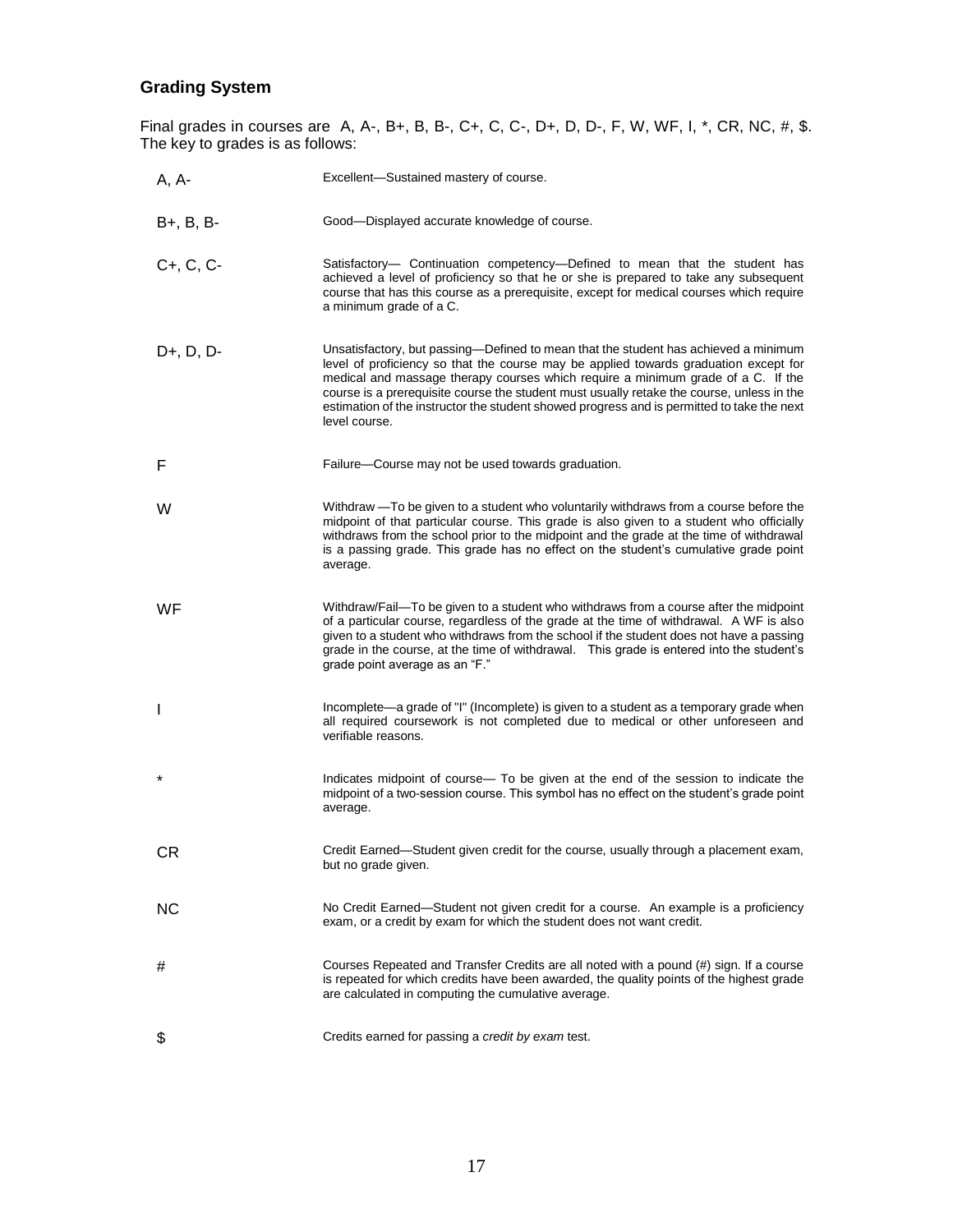## Grading System

Final grades in courses are A, A-, B+, B, B-, C+, C, C-, D+, D, D-, F, W, WF, I, *, CR, NC, #, $.
The key to grades is as follows:

| Grade | Description |
|---|---|
| A, A- | Excellent—Sustained mastery of course. |
| B+, B, B- | Good—Displayed accurate knowledge of course. |
| C+, C, C- | Satisfactory— Continuation competency—Defined to mean that the student has achieved a level of proficiency so that he or she is prepared to take any subsequent course that has this course as a prerequisite, except for medical courses which require a minimum grade of a C. |
| D+, D, D- | Unsatisfactory, but passing—Defined to mean that the student has achieved a minimum level of proficiency so that the course may be applied towards graduation except for medical and massage therapy courses which require a minimum grade of a C. If the course is a prerequisite course the student must usually retake the course, unless in the estimation of the instructor the student showed progress and is permitted to take the next level course. |
| F | Failure—Course may not be used towards graduation. |
| W | Withdraw —To be given to a student who voluntarily withdraws from a course before the midpoint of that particular course. This grade is also given to a student who officially withdraws from the school prior to the midpoint and the grade at the time of withdrawal is a passing grade. This grade has no effect on the student's cumulative grade point average. |
| WF | Withdraw/Fail—To be given to a student who withdraws from a course after the midpoint of a particular course, regardless of the grade at the time of withdrawal. A WF is also given to a student who withdraws from the school if the student does not have a passing grade in the course, at the time of withdrawal. This grade is entered into the student's grade point average as an "F." |
| I | Incomplete—a grade of "I" (Incomplete) is given to a student as a temporary grade when all required coursework is not completed due to medical or other unforeseen and verifiable reasons. |
| * | Indicates midpoint of course— To be given at the end of the session to indicate the midpoint of a two-session course. This symbol has no effect on the student's grade point average. |
| CR | Credit Earned—Student given credit for the course, usually through a placement exam, but no grade given. |
| NC | No Credit Earned—Student not given credit for a course. An example is a proficiency exam, or a credit by exam for which the student does not want credit. |
| # | Courses Repeated and Transfer Credits are all noted with a pound (#) sign. If a course is repeated for which credits have been awarded, the quality points of the highest grade are calculated in computing the cumulative average. |
| $ | Credits earned for passing a *credit by exam* test. |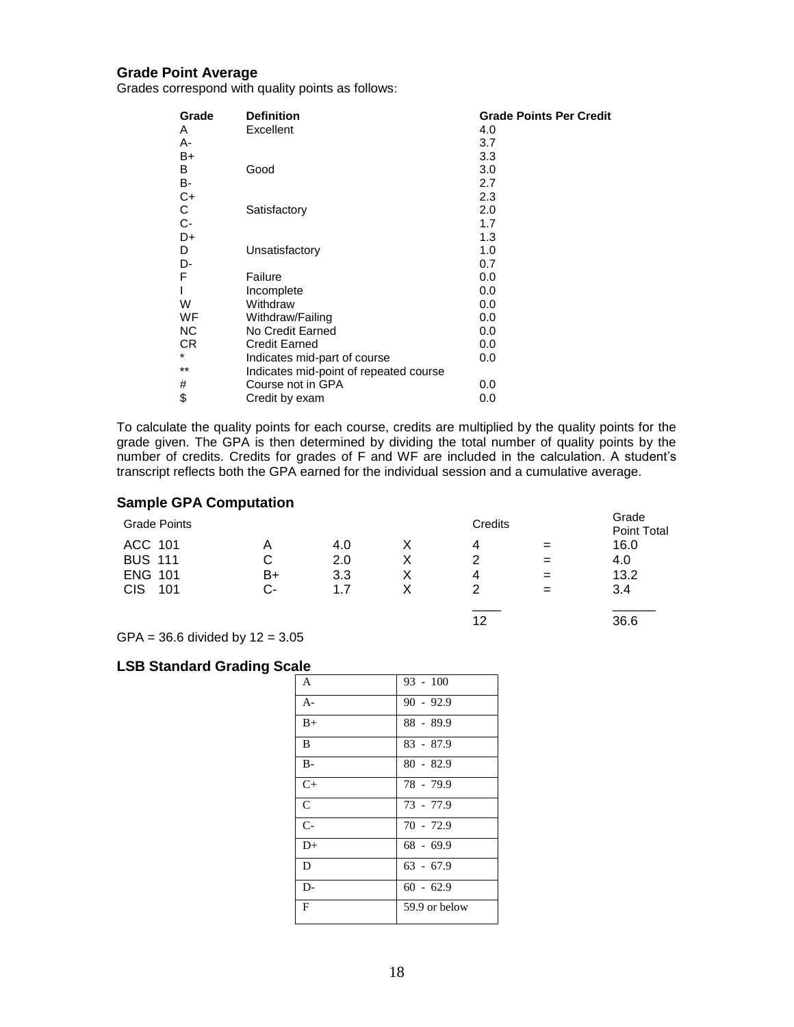## Grade Point Average

Grades correspond with quality points as follows:

| Grade | Definition | Grade Points Per Credit |
|---|---|---|
| A | Excellent | 4.0 |
| A- | | 3.7 |
| B+ | | 3.3 |
| B | Good | 3.0 |
| B- | | 2.7 |
| C+ | | 2.3 |
| C | Satisfactory | 2.0 |
| C- | | 1.7 |
| D+ | | 1.3 |
| D | Unsatisfactory | 1.0 |
| D- | | 0.7 |
| F | Failure | 0.0 |
| I | Incomplete | 0.0 |
| W | Withdraw | 0.0 |
| WF | Withdraw/Failing | 0.0 |
| NC | No Credit Earned | 0.0 |
| CR | Credit Earned | 0.0 |
| * | Indicates mid-part of course | 0.0 |
| ** | Indicates mid-point of repeated course | |
| # | Course not in GPA | 0.0 |
| $ | Credit by exam | 0.0 |

To calculate the quality points for each course, credits are multiplied by the quality points for the grade given. The GPA is then determined by dividing the total number of quality points by the number of credits. Credits for grades of F and WF are included in the calculation. A student's transcript reflects both the GPA earned for the individual session and a cumulative average.

## Sample GPA Computation

| Grade Points | | | | Credits | | Grade Point Total |
|---|---|---|---|---|---|---|
| ACC 101 | A | 4.0 | X | 4 | = | 16.0 |
| BUS 111 | C | 2.0 | X | 2 | = | 4.0 |
| ENG 101 | B+ | 3.3 | X | 4 | = | 13.2 |
| CIS 101 | C- | 1.7 | X | 2 | = | 3.4 |
| | | | | 12 | | 36.6 |

GPA = 36.6 divided by 12 = 3.05

## LSB Standard Grading Scale

| | |
|---|---|
| A | 93 - 100 |
| A- | 90 - 92.9 |
| B+ | 88 - 89.9 |
| B | 83 - 87.9 |
| B- | 80 - 82.9 |
| C+ | 78 - 79.9 |
| C | 73 - 77.9 |
| C- | 70 - 72.9 |
| D+ | 68 - 69.9 |
| D | 63 - 67.9 |
| D- | 60 - 62.9 |
| F | 59.9 or below |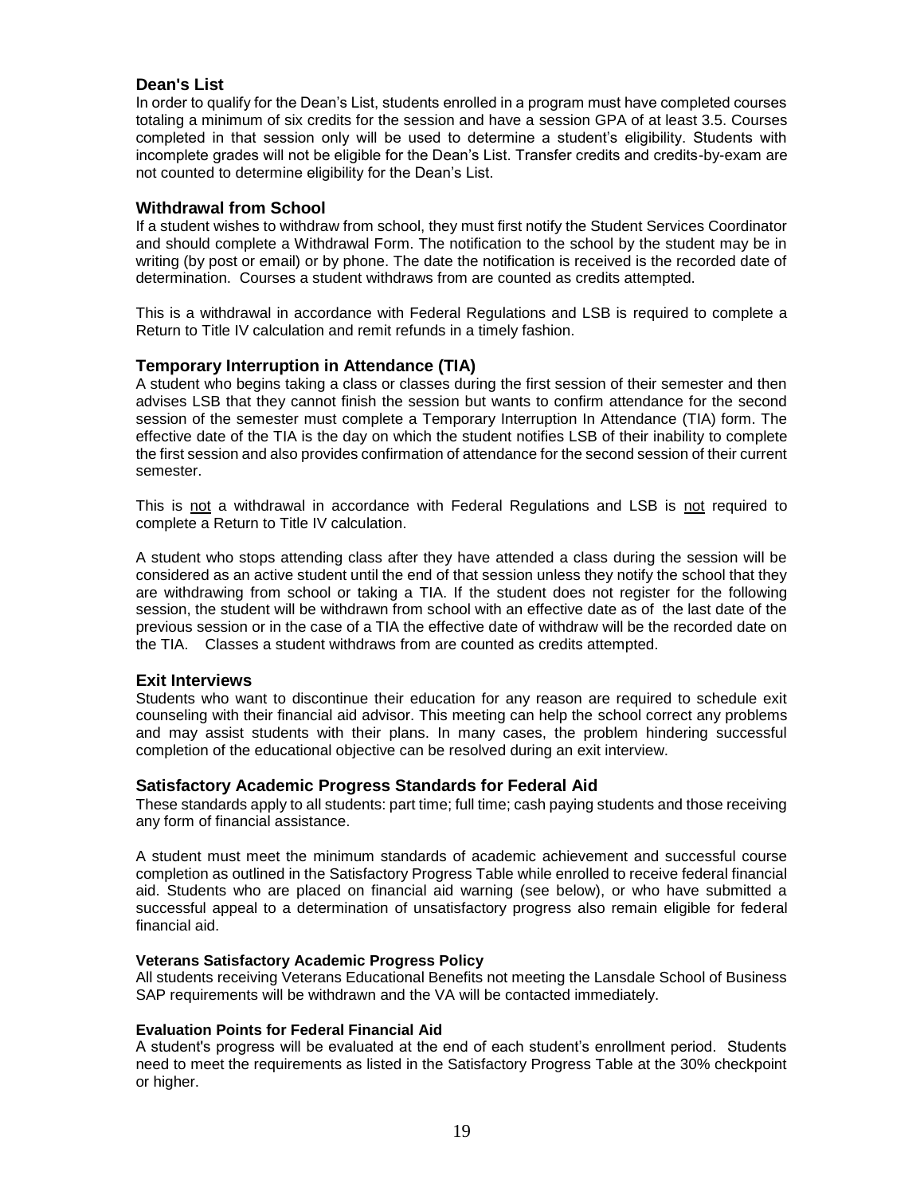## Dean's List

In order to qualify for the Dean's List, students enrolled in a program must have completed courses totaling a minimum of six credits for the session and have a session GPA of at least 3.5. Courses completed in that session only will be used to determine a student's eligibility. Students with incomplete grades will not be eligible for the Dean's List. Transfer credits and credits-by-exam are not counted to determine eligibility for the Dean's List.

## Withdrawal from School

If a student wishes to withdraw from school, they must first notify the Student Services Coordinator and should complete a Withdrawal Form. The notification to the school by the student may be in writing (by post or email) or by phone. The date the notification is received is the recorded date of determination. Courses a student withdraws from are counted as credits attempted.

This is a withdrawal in accordance with Federal Regulations and LSB is required to complete a Return to Title IV calculation and remit refunds in a timely fashion.

## Temporary Interruption in Attendance (TIA)

A student who begins taking a class or classes during the first session of their semester and then advises LSB that they cannot finish the session but wants to confirm attendance for the second session of the semester must complete a Temporary Interruption In Attendance (TIA) form. The effective date of the TIA is the day on which the student notifies LSB of their inability to complete the first session and also provides confirmation of attendance for the second session of their current semester.

This is not a withdrawal in accordance with Federal Regulations and LSB is not required to complete a Return to Title IV calculation.

A student who stops attending class after they have attended a class during the session will be considered as an active student until the end of that session unless they notify the school that they are withdrawing from school or taking a TIA. If the student does not register for the following session, the student will be withdrawn from school with an effective date as of the last date of the previous session or in the case of a TIA the effective date of withdraw will be the recorded date on the TIA. Classes a student withdraws from are counted as credits attempted.

## Exit Interviews

Students who want to discontinue their education for any reason are required to schedule exit counseling with their financial aid advisor. This meeting can help the school correct any problems and may assist students with their plans. In many cases, the problem hindering successful completion of the educational objective can be resolved during an exit interview.

## Satisfactory Academic Progress Standards for Federal Aid

These standards apply to all students: part time; full time; cash paying students and those receiving any form of financial assistance.

A student must meet the minimum standards of academic achievement and successful course completion as outlined in the Satisfactory Progress Table while enrolled to receive federal financial aid. Students who are placed on financial aid warning (see below), or who have submitted a successful appeal to a determination of unsatisfactory progress also remain eligible for federal financial aid.

### Veterans Satisfactory Academic Progress Policy

All students receiving Veterans Educational Benefits not meeting the Lansdale School of Business SAP requirements will be withdrawn and the VA will be contacted immediately.

### Evaluation Points for Federal Financial Aid

A student's progress will be evaluated at the end of each student's enrollment period. Students need to meet the requirements as listed in the Satisfactory Progress Table at the 30% checkpoint or higher.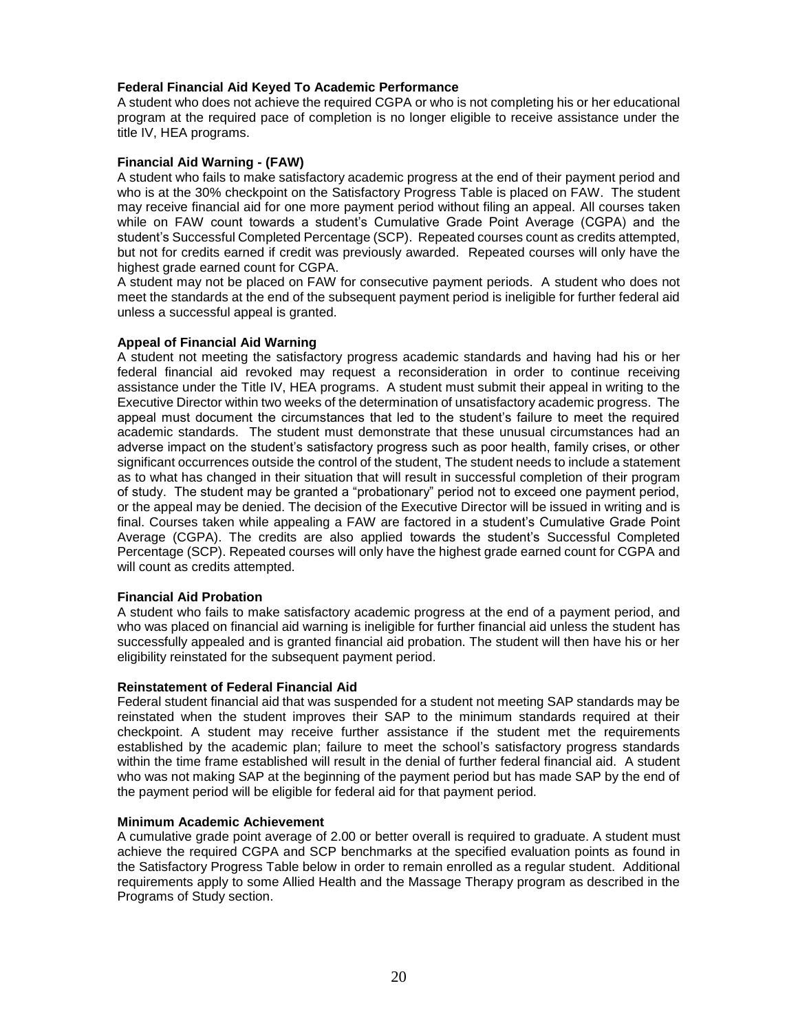### Federal Financial Aid Keyed To Academic Performance

A student who does not achieve the required CGPA or who is not completing his or her educational program at the required pace of completion is no longer eligible to receive assistance under the title IV, HEA programs.

### Financial Aid Warning - (FAW)

A student who fails to make satisfactory academic progress at the end of their payment period and who is at the 30% checkpoint on the Satisfactory Progress Table is placed on FAW. The student may receive financial aid for one more payment period without filing an appeal. All courses taken while on FAW count towards a student's Cumulative Grade Point Average (CGPA) and the student's Successful Completed Percentage (SCP). Repeated courses count as credits attempted, but not for credits earned if credit was previously awarded. Repeated courses will only have the highest grade earned count for CGPA.

A student may not be placed on FAW for consecutive payment periods. A student who does not meet the standards at the end of the subsequent payment period is ineligible for further federal aid unless a successful appeal is granted.

### Appeal of Financial Aid Warning

A student not meeting the satisfactory progress academic standards and having had his or her federal financial aid revoked may request a reconsideration in order to continue receiving assistance under the Title IV, HEA programs. A student must submit their appeal in writing to the Executive Director within two weeks of the determination of unsatisfactory academic progress. The appeal must document the circumstances that led to the student's failure to meet the required academic standards. The student must demonstrate that these unusual circumstances had an adverse impact on the student's satisfactory progress such as poor health, family crises, or other significant occurrences outside the control of the student, The student needs to include a statement as to what has changed in their situation that will result in successful completion of their program of study. The student may be granted a "probationary" period not to exceed one payment period, or the appeal may be denied. The decision of the Executive Director will be issued in writing and is final. Courses taken while appealing a FAW are factored in a student's Cumulative Grade Point Average (CGPA). The credits are also applied towards the student's Successful Completed Percentage (SCP). Repeated courses will only have the highest grade earned count for CGPA and will count as credits attempted.

### Financial Aid Probation

A student who fails to make satisfactory academic progress at the end of a payment period, and who was placed on financial aid warning is ineligible for further financial aid unless the student has successfully appealed and is granted financial aid probation. The student will then have his or her eligibility reinstated for the subsequent payment period.

### Reinstatement of Federal Financial Aid

Federal student financial aid that was suspended for a student not meeting SAP standards may be reinstated when the student improves their SAP to the minimum standards required at their checkpoint. A student may receive further assistance if the student met the requirements established by the academic plan; failure to meet the school's satisfactory progress standards within the time frame established will result in the denial of further federal financial aid. A student who was not making SAP at the beginning of the payment period but has made SAP by the end of the payment period will be eligible for federal aid for that payment period.

### Minimum Academic Achievement

A cumulative grade point average of 2.00 or better overall is required to graduate. A student must achieve the required CGPA and SCP benchmarks at the specified evaluation points as found in the Satisfactory Progress Table below in order to remain enrolled as a regular student. Additional requirements apply to some Allied Health and the Massage Therapy program as described in the Programs of Study section.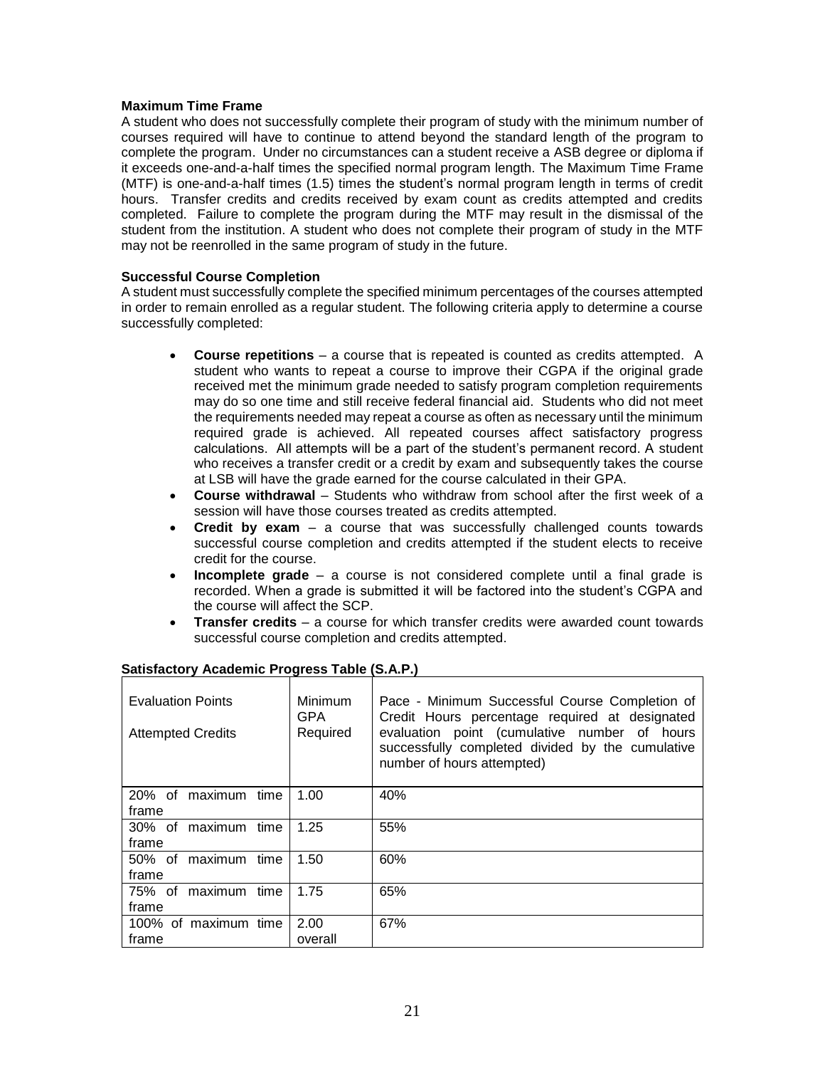**Maximum Time Frame**

A student who does not successfully complete their program of study with the minimum number of courses required will have to continue to attend beyond the standard length of the program to complete the program. Under no circumstances can a student receive a ASB degree or diploma if it exceeds one-and-a-half times the specified normal program length. The Maximum Time Frame (MTF) is one-and-a-half times (1.5) times the student's normal program length in terms of credit hours. Transfer credits and credits received by exam count as credits attempted and credits completed. Failure to complete the program during the MTF may result in the dismissal of the student from the institution. A student who does not complete their program of study in the MTF may not be reenrolled in the same program of study in the future.

**Successful Course Completion**

A student must successfully complete the specified minimum percentages of the courses attempted in order to remain enrolled as a regular student. The following criteria apply to determine a course successfully completed:

- **Course repetitions** – a course that is repeated is counted as credits attempted. A student who wants to repeat a course to improve their CGPA if the original grade received met the minimum grade needed to satisfy program completion requirements may do so one time and still receive federal financial aid. Students who did not meet the requirements needed may repeat a course as often as necessary until the minimum required grade is achieved. All repeated courses affect satisfactory progress calculations. All attempts will be a part of the student's permanent record. A student who receives a transfer credit or a credit by exam and subsequently takes the course at LSB will have the grade earned for the course calculated in their GPA.
- **Course withdrawal** – Students who withdraw from school after the first week of a session will have those courses treated as credits attempted.
- **Credit by exam** – a course that was successfully challenged counts towards successful course completion and credits attempted if the student elects to receive credit for the course.
- **Incomplete grade** – a course is not considered complete until a final grade is recorded. When a grade is submitted it will be factored into the student's CGPA and the course will affect the SCP.
- **Transfer credits** – a course for which transfer credits were awarded count towards successful course completion and credits attempted.

**Satisfactory Academic Progress Table (S.A.P.)**

| Evaluation Points<br><br>Attempted Credits | Minimum GPA Required | Pace - Minimum Successful Course Completion of Credit Hours percentage required at designated evaluation point (cumulative number of hours successfully completed divided by the cumulative number of hours attempted) |
|---|---|---|
| 20% of maximum time frame | 1.00 | 40% |
| 30% of maximum time frame | 1.25 | 55% |
| 50% of maximum time frame | 1.50 | 60% |
| 75% of maximum time frame | 1.75 | 65% |
| 100% of maximum time frame | 2.00 overall | 67% |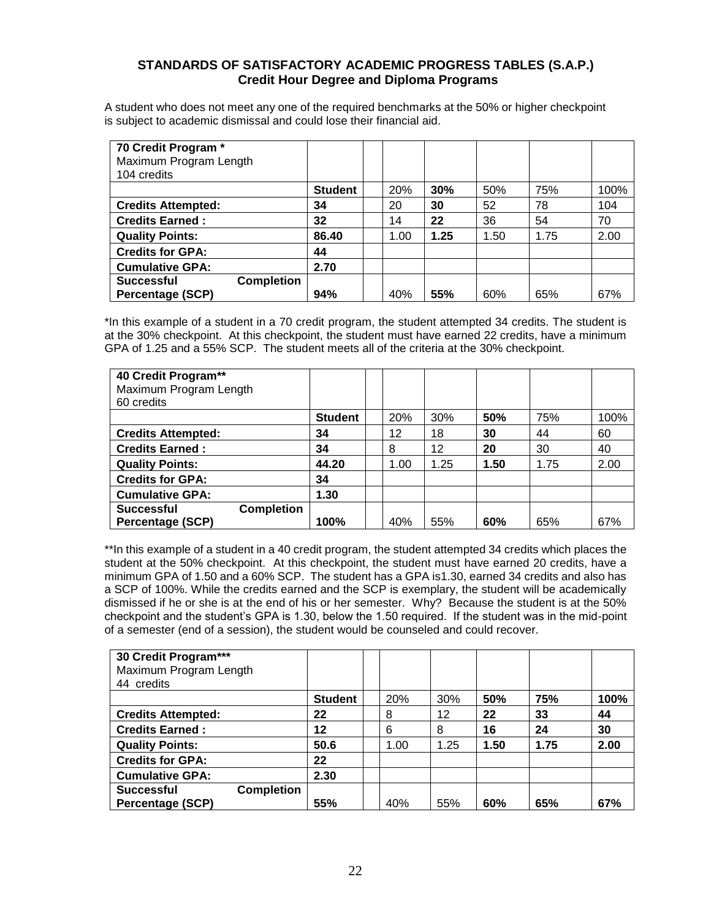## STANDARDS OF SATISFACTORY ACADEMIC PROGRESS TABLES (S.A.P.)
### Credit Hour Degree and Diploma Programs

A student who does not meet any one of the required benchmarks at the 50% or higher checkpoint is subject to academic dismissal and could lose their financial aid.

| **70 Credit Program \***<br>Maximum Program Length<br>104 credits | | | | | | | |
|---|---|---|---|---|---|---|---|
| | **Student** | | 20% | **30%** | 50% | 75% | 100% |
| **Credits Attempted:** | **34** | | 20 | **30** | 52 | 78 | 104 |
| **Credits Earned :** | **32** | | 14 | **22** | 36 | 54 | 70 |
| **Quality Points:** | **86.40** | | 1.00 | **1.25** | 1.50 | 1.75 | 2.00 |
| **Credits for GPA:** | **44** | | | | | | |
| **Cumulative GPA:** | **2.70** | | | | | | |
| **Successful Completion Percentage (SCP)** | **94%** | | 40% | **55%** | 60% | 65% | 67% |

*In this example of a student in a 70 credit program, the student attempted 34 credits. The student is at the 30% checkpoint. At this checkpoint, the student must have earned 22 credits, have a minimum GPA of 1.25 and a 55% SCP. The student meets all of the criteria at the 30% checkpoint.

| **40 Credit Program\*\***<br>Maximum Program Length<br>60 credits | | | | | | | |
|---|---|---|---|---|---|---|---|
| | **Student** | | 20% | 30% | **50%** | 75% | 100% |
| **Credits Attempted:** | **34** | | 12 | 18 | **30** | 44 | 60 |
| **Credits Earned :** | **34** | | 8 | 12 | **20** | 30 | 40 |
| **Quality Points:** | **44.20** | | 1.00 | 1.25 | **1.50** | 1.75 | 2.00 |
| **Credits for GPA:** | **34** | | | | | | |
| **Cumulative GPA:** | **1.30** | | | | | | |
| **Successful Completion Percentage (SCP)** | **100%** | | 40% | 55% | **60%** | 65% | 67% |

**In this example of a student in a 40 credit program, the student attempted 34 credits which places the student at the 50% checkpoint. At this checkpoint, the student must have earned 20 credits, have a minimum GPA of 1.50 and a 60% SCP. The student has a GPA is1.30, earned 34 credits and also has a SCP of 100%. While the credits earned and the SCP is exemplary, the student will be academically dismissed if he or she is at the end of his or her semester. Why? Because the student is at the 50% checkpoint and the student's GPA is 1.30, below the 1.50 required. If the student was in the mid-point of a semester (end of a session), the student would be counseled and could recover.

| **30 Credit Program\*\*\***<br>Maximum Program Length<br>44 credits | | | | | | | |
|---|---|---|---|---|---|---|---|
| | **Student** | | 20% | 30% | **50%** | **75%** | **100%** |
| **Credits Attempted:** | **22** | | 8 | 12 | **22** | **33** | **44** |
| **Credits Earned :** | **12** | | 6 | 8 | **16** | **24** | **30** |
| **Quality Points:** | **50.6** | | 1.00 | 1.25 | **1.50** | **1.75** | **2.00** |
| **Credits for GPA:** | **22** | | | | | | |
| **Cumulative GPA:** | **2.30** | | | | | | |
| **Successful Completion Percentage (SCP)** | **55%** | | 40% | 55% | **60%** | **65%** | **67%** |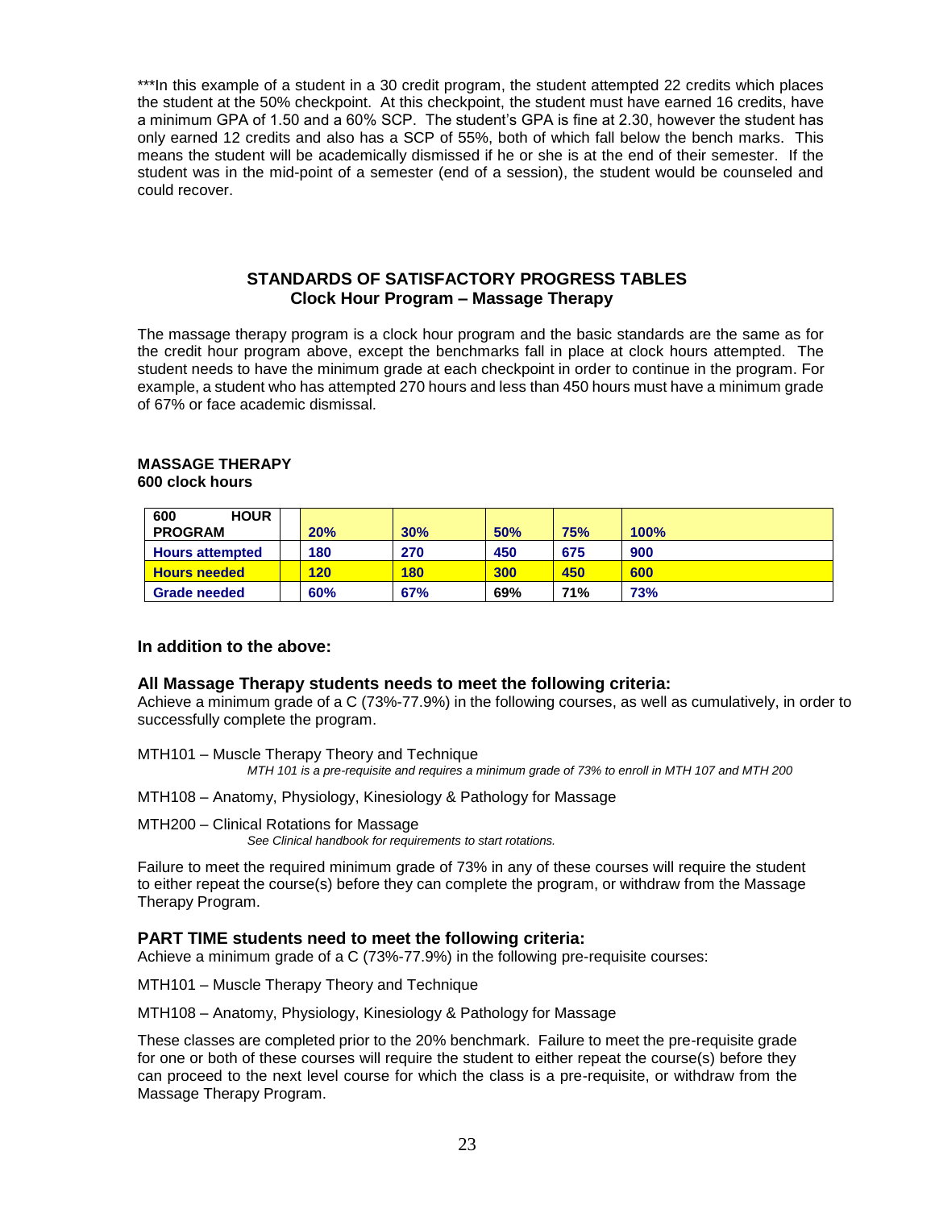***In this example of a student in a 30 credit program, the student attempted 22 credits which places the student at the 50% checkpoint. At this checkpoint, the student must have earned 16 credits, have a minimum GPA of 1.50 and a 60% SCP. The student's GPA is fine at 2.30, however the student has only earned 12 credits and also has a SCP of 55%, both of which fall below the bench marks. This means the student will be academically dismissed if he or she is at the end of their semester. If the student was in the mid-point of a semester (end of a session), the student would be counseled and could recover.

## STANDARDS OF SATISFACTORY PROGRESS TABLES
### Clock Hour Program – Massage Therapy

The massage therapy program is a clock hour program and the basic standards are the same as for the credit hour program above, except the benchmarks fall in place at clock hours attempted. The student needs to have the minimum grade at each checkpoint in order to continue in the program. For example, a student who has attempted 270 hours and less than 450 hours must have a minimum grade of 67% or face academic dismissal.

**MASSAGE THERAPY**
**600 clock hours**

| 600 HOUR PROGRAM | | 20% | 30% | 50% | 75% | 100% |
|---|---|---|---|---|---|---|
| Hours attempted | | 180 | 270 | 450 | 675 | 900 |
| Hours needed | | 120 | 180 | 300 | 450 | 600 |
| Grade needed | | 60% | 67% | 69% | 71% | 73% |

### In addition to the above:

### All Massage Therapy students needs to meet the following criteria:

Achieve a minimum grade of a C (73%-77.9%) in the following courses, as well as cumulatively, in order to successfully complete the program.

MTH101 – Muscle Therapy Theory and Technique

*MTH 101 is a pre-requisite and requires a minimum grade of 73% to enroll in MTH 107 and MTH 200*

MTH108 – Anatomy, Physiology, Kinesiology & Pathology for Massage

MTH200 – Clinical Rotations for Massage

*See Clinical handbook for requirements to start rotations.*

Failure to meet the required minimum grade of 73% in any of these courses will require the student to either repeat the course(s) before they can complete the program, or withdraw from the Massage Therapy Program.

### PART TIME students need to meet the following criteria:

Achieve a minimum grade of a C (73%-77.9%) in the following pre-requisite courses:

MTH101 – Muscle Therapy Theory and Technique

MTH108 – Anatomy, Physiology, Kinesiology & Pathology for Massage

These classes are completed prior to the 20% benchmark. Failure to meet the pre-requisite grade for one or both of these courses will require the student to either repeat the course(s) before they can proceed to the next level course for which the class is a pre-requisite, or withdraw from the Massage Therapy Program.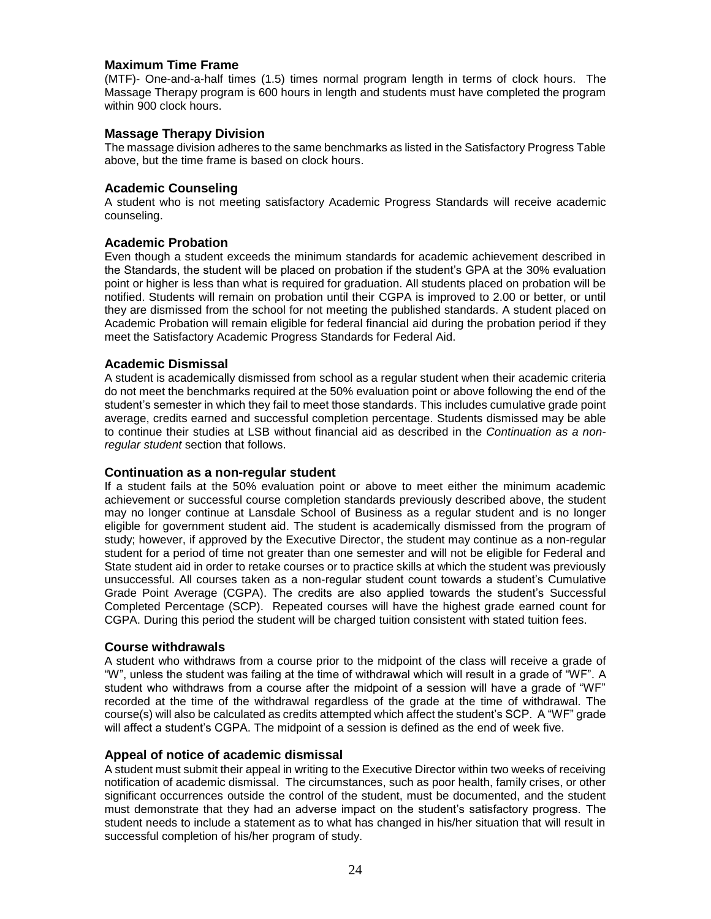### Maximum Time Frame

(MTF)- One-and-a-half times (1.5) times normal program length in terms of clock hours. The Massage Therapy program is 600 hours in length and students must have completed the program within 900 clock hours.

### Massage Therapy Division

The massage division adheres to the same benchmarks as listed in the Satisfactory Progress Table above, but the time frame is based on clock hours.

### Academic Counseling

A student who is not meeting satisfactory Academic Progress Standards will receive academic counseling.

### Academic Probation

Even though a student exceeds the minimum standards for academic achievement described in the Standards, the student will be placed on probation if the student's GPA at the 30% evaluation point or higher is less than what is required for graduation. All students placed on probation will be notified. Students will remain on probation until their CGPA is improved to 2.00 or better, or until they are dismissed from the school for not meeting the published standards. A student placed on Academic Probation will remain eligible for federal financial aid during the probation period if they meet the Satisfactory Academic Progress Standards for Federal Aid.

### Academic Dismissal

A student is academically dismissed from school as a regular student when their academic criteria do not meet the benchmarks required at the 50% evaluation point or above following the end of the student's semester in which they fail to meet those standards. This includes cumulative grade point average, credits earned and successful completion percentage. Students dismissed may be able to continue their studies at LSB without financial aid as described in the *Continuation as a non-regular student* section that follows.

### Continuation as a non-regular student

If a student fails at the 50% evaluation point or above to meet either the minimum academic achievement or successful course completion standards previously described above, the student may no longer continue at Lansdale School of Business as a regular student and is no longer eligible for government student aid. The student is academically dismissed from the program of study; however, if approved by the Executive Director, the student may continue as a non-regular student for a period of time not greater than one semester and will not be eligible for Federal and State student aid in order to retake courses or to practice skills at which the student was previously unsuccessful. All courses taken as a non-regular student count towards a student's Cumulative Grade Point Average (CGPA). The credits are also applied towards the student's Successful Completed Percentage (SCP). Repeated courses will have the highest grade earned count for CGPA. During this period the student will be charged tuition consistent with stated tuition fees.

### Course withdrawals

A student who withdraws from a course prior to the midpoint of the class will receive a grade of "W", unless the student was failing at the time of withdrawal which will result in a grade of "WF". A student who withdraws from a course after the midpoint of a session will have a grade of "WF" recorded at the time of the withdrawal regardless of the grade at the time of withdrawal. The course(s) will also be calculated as credits attempted which affect the student's SCP. A "WF" grade will affect a student's CGPA. The midpoint of a session is defined as the end of week five.

### Appeal of notice of academic dismissal

A student must submit their appeal in writing to the Executive Director within two weeks of receiving notification of academic dismissal. The circumstances, such as poor health, family crises, or other significant occurrences outside the control of the student, must be documented, and the student must demonstrate that they had an adverse impact on the student's satisfactory progress. The student needs to include a statement as to what has changed in his/her situation that will result in successful completion of his/her program of study.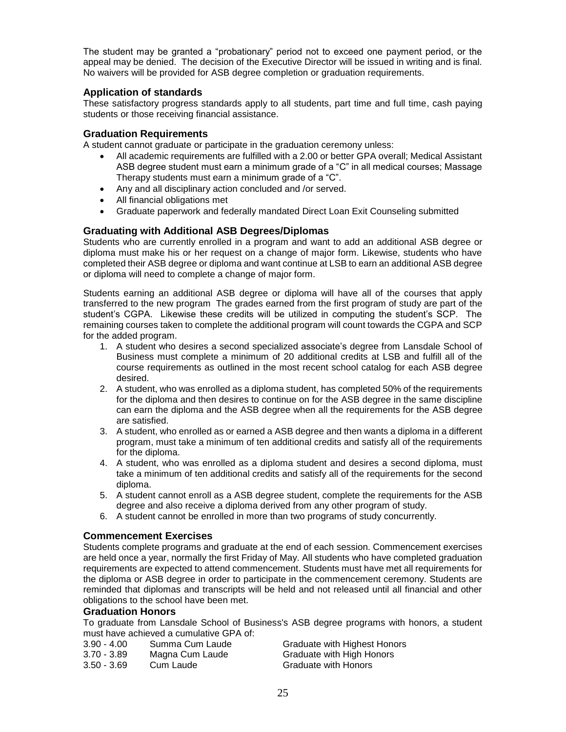The student may be granted a "probationary" period not to exceed one payment period, or the appeal may be denied. The decision of the Executive Director will be issued in writing and is final. No waivers will be provided for ASB degree completion or graduation requirements.

### Application of standards

These satisfactory progress standards apply to all students, part time and full time, cash paying students or those receiving financial assistance.

### Graduation Requirements

A student cannot graduate or participate in the graduation ceremony unless:

- All academic requirements are fulfilled with a 2.00 or better GPA overall; Medical Assistant ASB degree student must earn a minimum grade of a "C" in all medical courses; Massage Therapy students must earn a minimum grade of a "C".
- Any and all disciplinary action concluded and /or served.
- All financial obligations met
- Graduate paperwork and federally mandated Direct Loan Exit Counseling submitted

### Graduating with Additional ASB Degrees/Diplomas

Students who are currently enrolled in a program and want to add an additional ASB degree or diploma must make his or her request on a change of major form. Likewise, students who have completed their ASB degree or diploma and want continue at LSB to earn an additional ASB degree or diploma will need to complete a change of major form.

Students earning an additional ASB degree or diploma will have all of the courses that apply transferred to the new program The grades earned from the first program of study are part of the student's CGPA. Likewise these credits will be utilized in computing the student's SCP. The remaining courses taken to complete the additional program will count towards the CGPA and SCP for the added program.

1. A student who desires a second specialized associate's degree from Lansdale School of Business must complete a minimum of 20 additional credits at LSB and fulfill all of the course requirements as outlined in the most recent school catalog for each ASB degree desired.
2. A student, who was enrolled as a diploma student, has completed 50% of the requirements for the diploma and then desires to continue on for the ASB degree in the same discipline can earn the diploma and the ASB degree when all the requirements for the ASB degree are satisfied.
3. A student, who enrolled as or earned a ASB degree and then wants a diploma in a different program, must take a minimum of ten additional credits and satisfy all of the requirements for the diploma.
4. A student, who was enrolled as a diploma student and desires a second diploma, must take a minimum of ten additional credits and satisfy all of the requirements for the second diploma.
5. A student cannot enroll as a ASB degree student, complete the requirements for the ASB degree and also receive a diploma derived from any other program of study.
6. A student cannot be enrolled in more than two programs of study concurrently.

### Commencement Exercises

Students complete programs and graduate at the end of each session. Commencement exercises are held once a year, normally the first Friday of May. All students who have completed graduation requirements are expected to attend commencement. Students must have met all requirements for the diploma or ASB degree in order to participate in the commencement ceremony. Students are reminded that diplomas and transcripts will be held and not released until all financial and other obligations to the school have been met.

### Graduation Honors

To graduate from Lansdale School of Business's ASB degree programs with honors, a student must have achieved a cumulative GPA of:

| | | |
|---|---|---|
| 3.90 - 4.00 | Summa Cum Laude | Graduate with Highest Honors |
| 3.70 - 3.89 | Magna Cum Laude | Graduate with High Honors |
| 3.50 - 3.69 | Cum Laude | Graduate with Honors |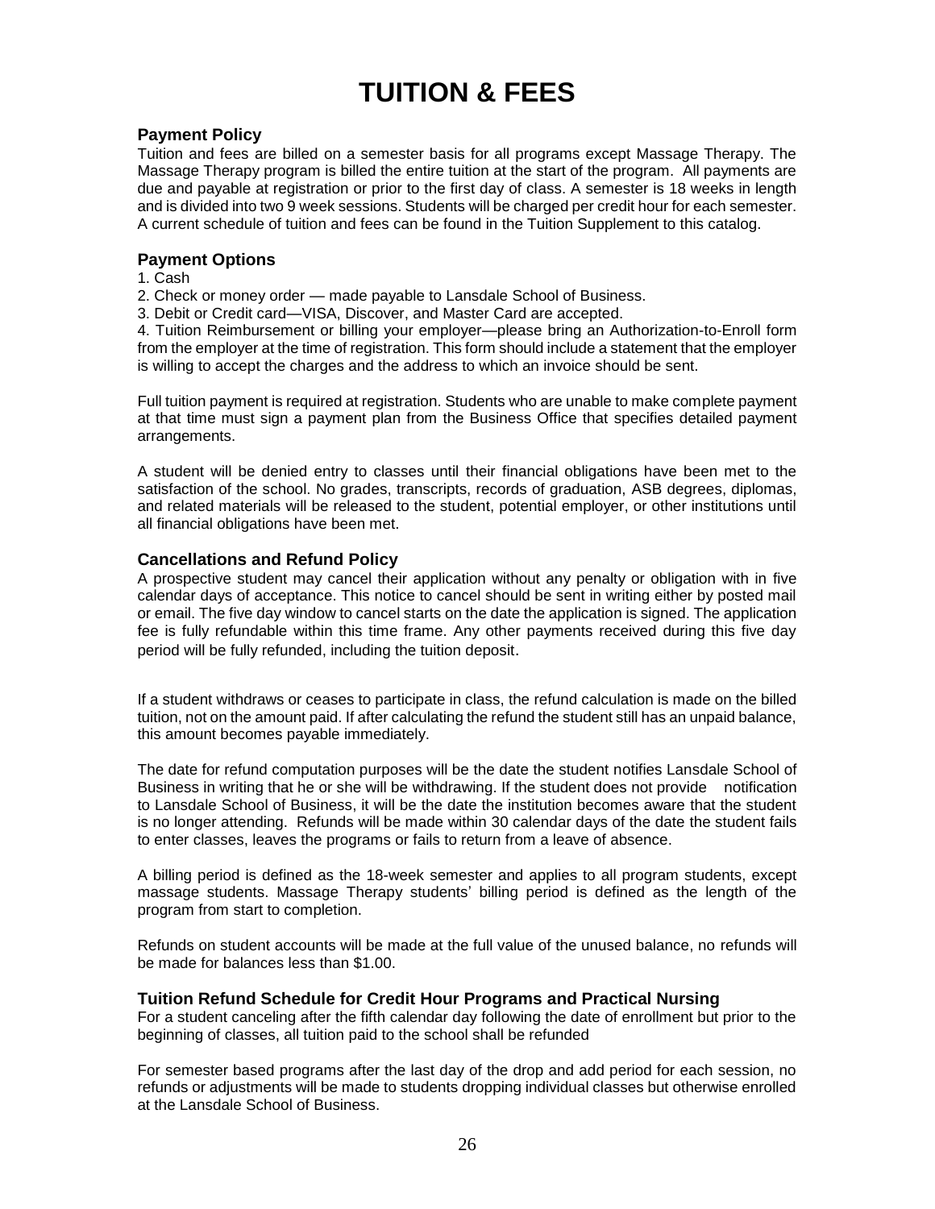# TUITION & FEES

### Payment Policy

Tuition and fees are billed on a semester basis for all programs except Massage Therapy. The Massage Therapy program is billed the entire tuition at the start of the program. All payments are due and payable at registration or prior to the first day of class. A semester is 18 weeks in length and is divided into two 9 week sessions. Students will be charged per credit hour for each semester. A current schedule of tuition and fees can be found in the Tuition Supplement to this catalog.

### Payment Options

1. Cash
2. Check or money order — made payable to Lansdale School of Business.
3. Debit or Credit card—VISA, Discover, and Master Card are accepted.
4. Tuition Reimbursement or billing your employer—please bring an Authorization-to-Enroll form from the employer at the time of registration. This form should include a statement that the employer is willing to accept the charges and the address to which an invoice should be sent.

Full tuition payment is required at registration. Students who are unable to make complete payment at that time must sign a payment plan from the Business Office that specifies detailed payment arrangements.

A student will be denied entry to classes until their financial obligations have been met to the satisfaction of the school. No grades, transcripts, records of graduation, ASB degrees, diplomas, and related materials will be released to the student, potential employer, or other institutions until all financial obligations have been met.

### Cancellations and Refund Policy

A prospective student may cancel their application without any penalty or obligation with in five calendar days of acceptance. This notice to cancel should be sent in writing either by posted mail or email. The five day window to cancel starts on the date the application is signed. The application fee is fully refundable within this time frame. Any other payments received during this five day period will be fully refunded, including the tuition deposit.

If a student withdraws or ceases to participate in class, the refund calculation is made on the billed tuition, not on the amount paid. If after calculating the refund the student still has an unpaid balance, this amount becomes payable immediately.

The date for refund computation purposes will be the date the student notifies Lansdale School of Business in writing that he or she will be withdrawing. If the student does not provide notification to Lansdale School of Business, it will be the date the institution becomes aware that the student is no longer attending. Refunds will be made within 30 calendar days of the date the student fails to enter classes, leaves the programs or fails to return from a leave of absence.

A billing period is defined as the 18-week semester and applies to all program students, except massage students. Massage Therapy students' billing period is defined as the length of the program from start to completion.

Refunds on student accounts will be made at the full value of the unused balance, no refunds will be made for balances less than $1.00.

### Tuition Refund Schedule for Credit Hour Programs and Practical Nursing

For a student canceling after the fifth calendar day following the date of enrollment but prior to the beginning of classes, all tuition paid to the school shall be refunded

For semester based programs after the last day of the drop and add period for each session, no refunds or adjustments will be made to students dropping individual classes but otherwise enrolled at the Lansdale School of Business.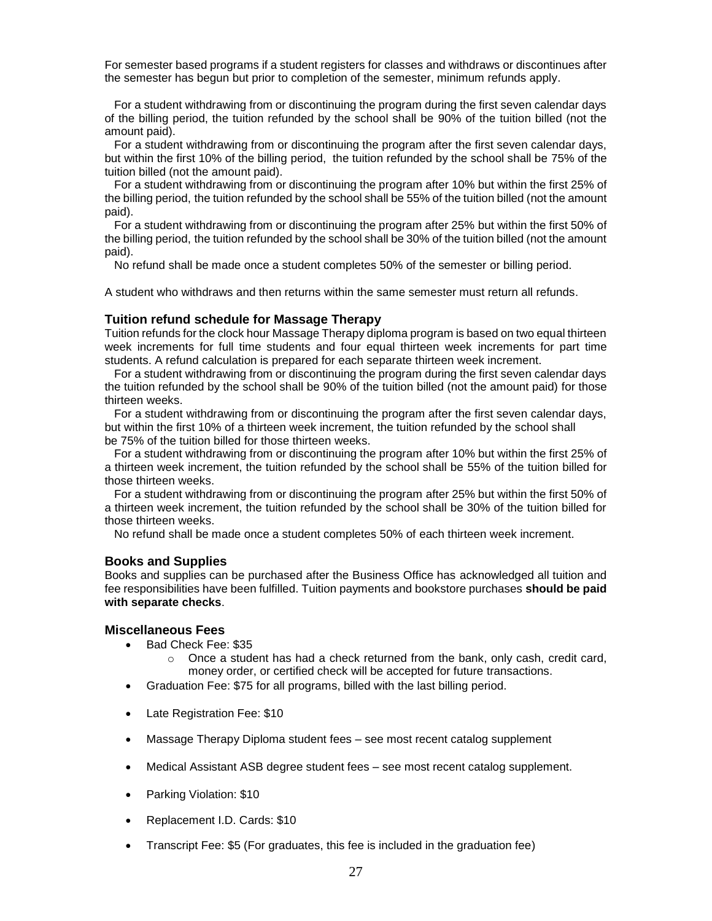For semester based programs if a student registers for classes and withdraws or discontinues after the semester has begun but prior to completion of the semester, minimum refunds apply.

For a student withdrawing from or discontinuing the program during the first seven calendar days of the billing period, the tuition refunded by the school shall be 90% of the tuition billed (not the amount paid).

For a student withdrawing from or discontinuing the program after the first seven calendar days, but within the first 10% of the billing period, the tuition refunded by the school shall be 75% of the tuition billed (not the amount paid).

For a student withdrawing from or discontinuing the program after 10% but within the first 25% of the billing period, the tuition refunded by the school shall be 55% of the tuition billed (not the amount paid).

For a student withdrawing from or discontinuing the program after 25% but within the first 50% of the billing period, the tuition refunded by the school shall be 30% of the tuition billed (not the amount paid).

No refund shall be made once a student completes 50% of the semester or billing period.

A student who withdraws and then returns within the same semester must return all refunds.

### Tuition refund schedule for Massage Therapy

Tuition refunds for the clock hour Massage Therapy diploma program is based on two equal thirteen week increments for full time students and four equal thirteen week increments for part time students. A refund calculation is prepared for each separate thirteen week increment.

For a student withdrawing from or discontinuing the program during the first seven calendar days the tuition refunded by the school shall be 90% of the tuition billed (not the amount paid) for those thirteen weeks.

For a student withdrawing from or discontinuing the program after the first seven calendar days, but within the first 10% of a thirteen week increment, the tuition refunded by the school shall be 75% of the tuition billed for those thirteen weeks.

For a student withdrawing from or discontinuing the program after 10% but within the first 25% of a thirteen week increment, the tuition refunded by the school shall be 55% of the tuition billed for those thirteen weeks.

For a student withdrawing from or discontinuing the program after 25% but within the first 50% of a thirteen week increment, the tuition refunded by the school shall be 30% of the tuition billed for those thirteen weeks.

No refund shall be made once a student completes 50% of each thirteen week increment.

### Books and Supplies

Books and supplies can be purchased after the Business Office has acknowledged all tuition and fee responsibilities have been fulfilled. Tuition payments and bookstore purchases **should be paid with separate checks**.

### Miscellaneous Fees

- Bad Check Fee: $35
  - Once a student has had a check returned from the bank, only cash, credit card, money order, or certified check will be accepted for future transactions.
- Graduation Fee: $75 for all programs, billed with the last billing period.
- Late Registration Fee: $10
- Massage Therapy Diploma student fees – see most recent catalog supplement
- Medical Assistant ASB degree student fees – see most recent catalog supplement.
- Parking Violation: $10
- Replacement I.D. Cards: $10
- Transcript Fee: $5 (For graduates, this fee is included in the graduation fee)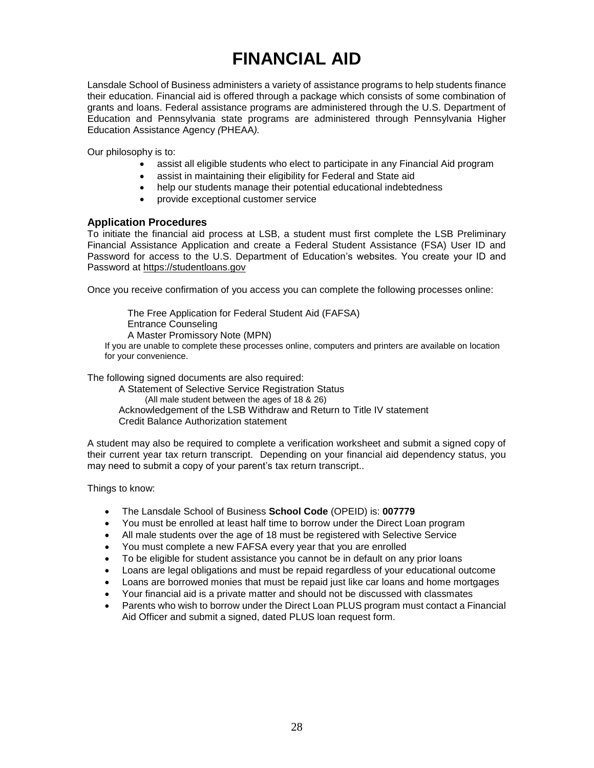# FINANCIAL AID

Lansdale School of Business administers a variety of assistance programs to help students finance their education. Financial aid is offered through a package which consists of some combination of grants and loans. Federal assistance programs are administered through the U.S. Department of Education and Pennsylvania state programs are administered through Pennsylvania Higher Education Assistance Agency *(*PHEAA*).*

Our philosophy is to:

- assist all eligible students who elect to participate in any Financial Aid program
- assist in maintaining their eligibility for Federal and State aid
- help our students manage their potential educational indebtedness
- provide exceptional customer service

### Application Procedures

To initiate the financial aid process at LSB, a student must first complete the LSB Preliminary Financial Assistance Application and create a Federal Student Assistance (FSA) User ID and Password for access to the U.S. Department of Education's websites. You create your ID and Password at https://studentloans.gov

Once you receive confirmation of you access you can complete the following processes online:

The Free Application for Federal Student Aid (FAFSA)
Entrance Counseling
A Master Promissory Note (MPN)

If you are unable to complete these processes online, computers and printers are available on location for your convenience.

The following signed documents are also required:

A Statement of Selective Service Registration Status
(All male student between the ages of 18 & 26)
Acknowledgement of the LSB Withdraw and Return to Title IV statement
Credit Balance Authorization statement

A student may also be required to complete a verification worksheet and submit a signed copy of their current year tax return transcript. Depending on your financial aid dependency status, you may need to submit a copy of your parent's tax return transcript..

Things to know:

- The Lansdale School of Business **School Code** (OPEID) is: **007779**
- You must be enrolled at least half time to borrow under the Direct Loan program
- All male students over the age of 18 must be registered with Selective Service
- You must complete a new FAFSA every year that you are enrolled
- To be eligible for student assistance you cannot be in default on any prior loans
- Loans are legal obligations and must be repaid regardless of your educational outcome
- Loans are borrowed monies that must be repaid just like car loans and home mortgages
- Your financial aid is a private matter and should not be discussed with classmates
- Parents who wish to borrow under the Direct Loan PLUS program must contact a Financial Aid Officer and submit a signed, dated PLUS loan request form.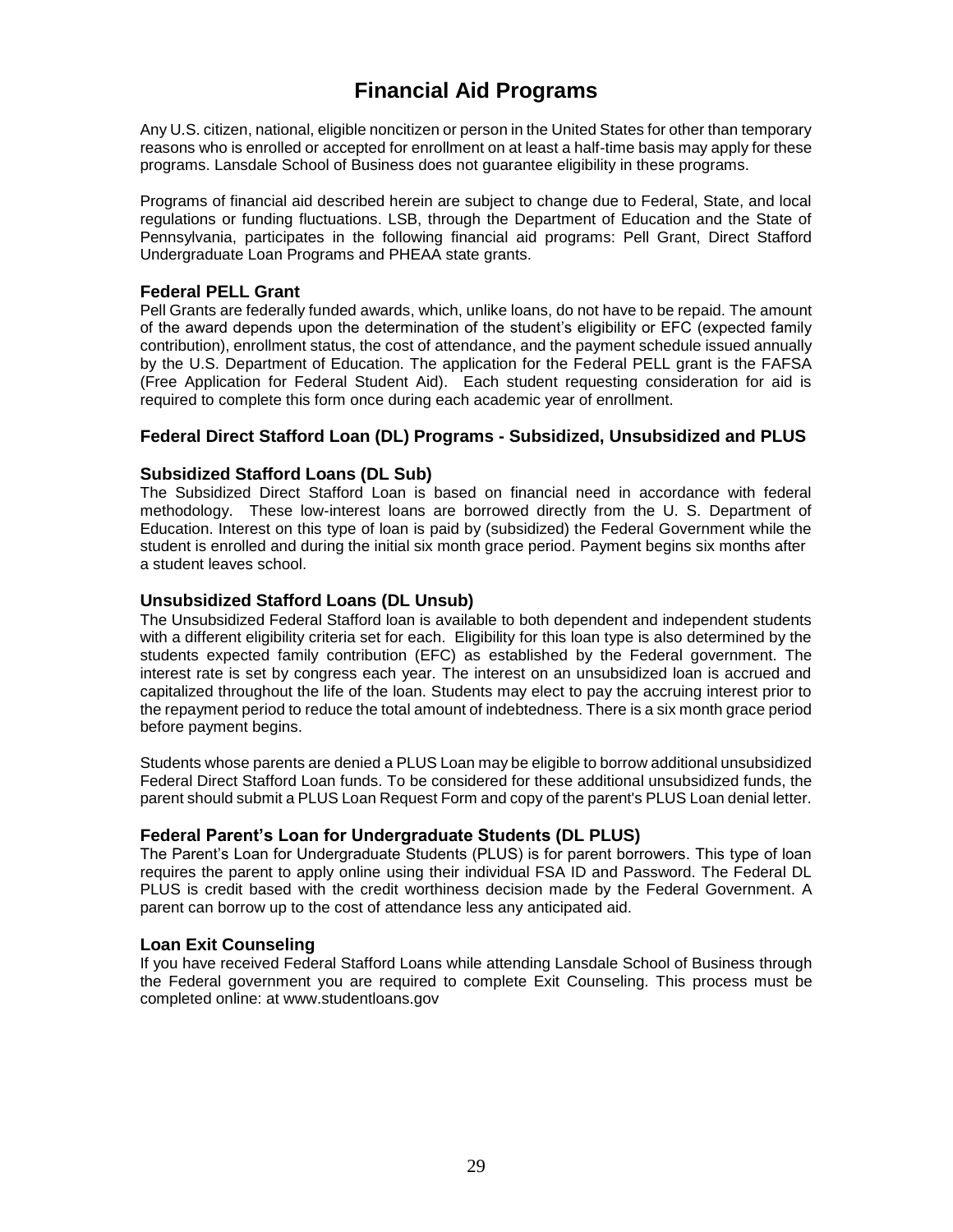# Financial Aid Programs

Any U.S. citizen, national, eligible noncitizen or person in the United States for other than temporary reasons who is enrolled or accepted for enrollment on at least a half-time basis may apply for these programs. Lansdale School of Business does not guarantee eligibility in these programs.

Programs of financial aid described herein are subject to change due to Federal, State, and local regulations or funding fluctuations. LSB, through the Department of Education and the State of Pennsylvania, participates in the following financial aid programs: Pell Grant, Direct Stafford Undergraduate Loan Programs and PHEAA state grants.

### Federal PELL Grant

Pell Grants are federally funded awards, which, unlike loans, do not have to be repaid. The amount of the award depends upon the determination of the student's eligibility or EFC (expected family contribution), enrollment status, the cost of attendance, and the payment schedule issued annually by the U.S. Department of Education. The application for the Federal PELL grant is the FAFSA (Free Application for Federal Student Aid). Each student requesting consideration for aid is required to complete this form once during each academic year of enrollment.

### Federal Direct Stafford Loan (DL) Programs - Subsidized, Unsubsidized and PLUS

### Subsidized Stafford Loans (DL Sub)

The Subsidized Direct Stafford Loan is based on financial need in accordance with federal methodology. These low-interest loans are borrowed directly from the U. S. Department of Education. Interest on this type of loan is paid by (subsidized) the Federal Government while the student is enrolled and during the initial six month grace period. Payment begins six months after a student leaves school.

### Unsubsidized Stafford Loans (DL Unsub)

The Unsubsidized Federal Stafford loan is available to both dependent and independent students with a different eligibility criteria set for each. Eligibility for this loan type is also determined by the students expected family contribution (EFC) as established by the Federal government. The interest rate is set by congress each year. The interest on an unsubsidized loan is accrued and capitalized throughout the life of the loan. Students may elect to pay the accruing interest prior to the repayment period to reduce the total amount of indebtedness. There is a six month grace period before payment begins.

Students whose parents are denied a PLUS Loan may be eligible to borrow additional unsubsidized Federal Direct Stafford Loan funds. To be considered for these additional unsubsidized funds, the parent should submit a PLUS Loan Request Form and copy of the parent's PLUS Loan denial letter.

### Federal Parent's Loan for Undergraduate Students (DL PLUS)

The Parent's Loan for Undergraduate Students (PLUS) is for parent borrowers. This type of loan requires the parent to apply online using their individual FSA ID and Password. The Federal DL PLUS is credit based with the credit worthiness decision made by the Federal Government. A parent can borrow up to the cost of attendance less any anticipated aid.

### Loan Exit Counseling

If you have received Federal Stafford Loans while attending Lansdale School of Business through the Federal government you are required to complete Exit Counseling. This process must be completed online: at www.studentloans.gov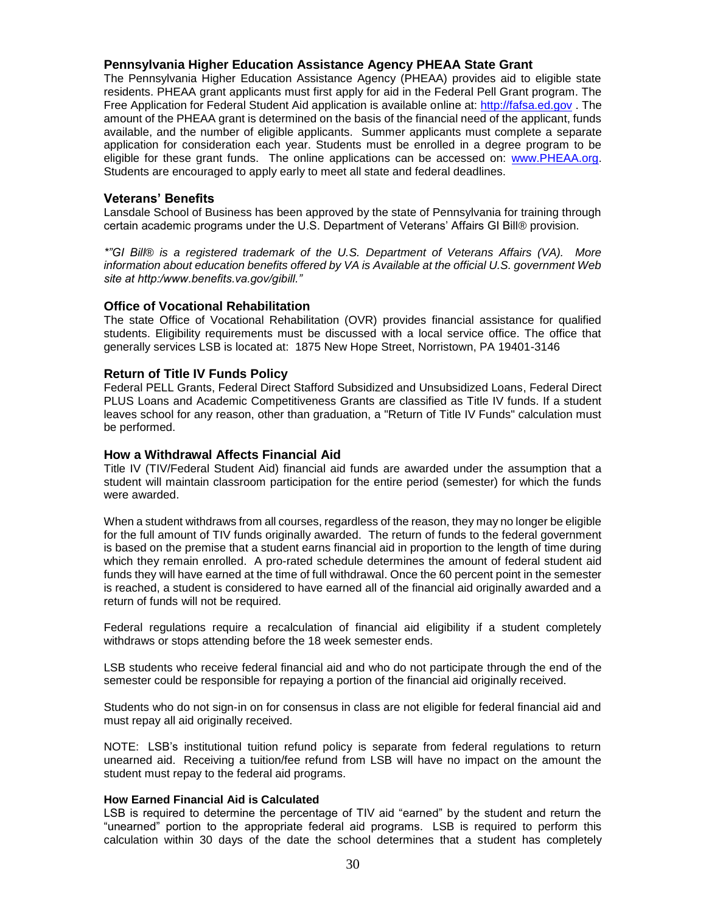## Pennsylvania Higher Education Assistance Agency PHEAA State Grant

The Pennsylvania Higher Education Assistance Agency (PHEAA) provides aid to eligible state residents. PHEAA grant applicants must first apply for aid in the Federal Pell Grant program. The Free Application for Federal Student Aid application is available online at: http://fafsa.ed.gov . The amount of the PHEAA grant is determined on the basis of the financial need of the applicant, funds available, and the number of eligible applicants. Summer applicants must complete a separate application for consideration each year. Students must be enrolled in a degree program to be eligible for these grant funds. The online applications can be accessed on: www.PHEAA.org. Students are encouraged to apply early to meet all state and federal deadlines.

## Veterans' Benefits

Lansdale School of Business has been approved by the state of Pennsylvania for training through certain academic programs under the U.S. Department of Veterans' Affairs GI Bill® provision.

*\*"GI Bill® is a registered trademark of the U.S. Department of Veterans Affairs (VA). More information about education benefits offered by VA is Available at the official U.S. government Web site at http:/www.benefits.va.gov/gibill."*

## Office of Vocational Rehabilitation

The state Office of Vocational Rehabilitation (OVR) provides financial assistance for qualified students. Eligibility requirements must be discussed with a local service office. The office that generally services LSB is located at: 1875 New Hope Street, Norristown, PA 19401-3146

## Return of Title IV Funds Policy

Federal PELL Grants, Federal Direct Stafford Subsidized and Unsubsidized Loans, Federal Direct PLUS Loans and Academic Competitiveness Grants are classified as Title IV funds. If a student leaves school for any reason, other than graduation, a "Return of Title IV Funds" calculation must be performed.

## How a Withdrawal Affects Financial Aid

Title IV (TIV/Federal Student Aid) financial aid funds are awarded under the assumption that a student will maintain classroom participation for the entire period (semester) for which the funds were awarded.

When a student withdraws from all courses, regardless of the reason, they may no longer be eligible for the full amount of TIV funds originally awarded. The return of funds to the federal government is based on the premise that a student earns financial aid in proportion to the length of time during which they remain enrolled. A pro-rated schedule determines the amount of federal student aid funds they will have earned at the time of full withdrawal. Once the 60 percent point in the semester is reached, a student is considered to have earned all of the financial aid originally awarded and a return of funds will not be required.

Federal regulations require a recalculation of financial aid eligibility if a student completely withdraws or stops attending before the 18 week semester ends.

LSB students who receive federal financial aid and who do not participate through the end of the semester could be responsible for repaying a portion of the financial aid originally received.

Students who do not sign-in on for consensus in class are not eligible for federal financial aid and must repay all aid originally received.

NOTE: LSB's institutional tuition refund policy is separate from federal regulations to return unearned aid. Receiving a tuition/fee refund from LSB will have no impact on the amount the student must repay to the federal aid programs.

### How Earned Financial Aid is Calculated

LSB is required to determine the percentage of TIV aid "earned" by the student and return the "unearned" portion to the appropriate federal aid programs. LSB is required to perform this calculation within 30 days of the date the school determines that a student has completely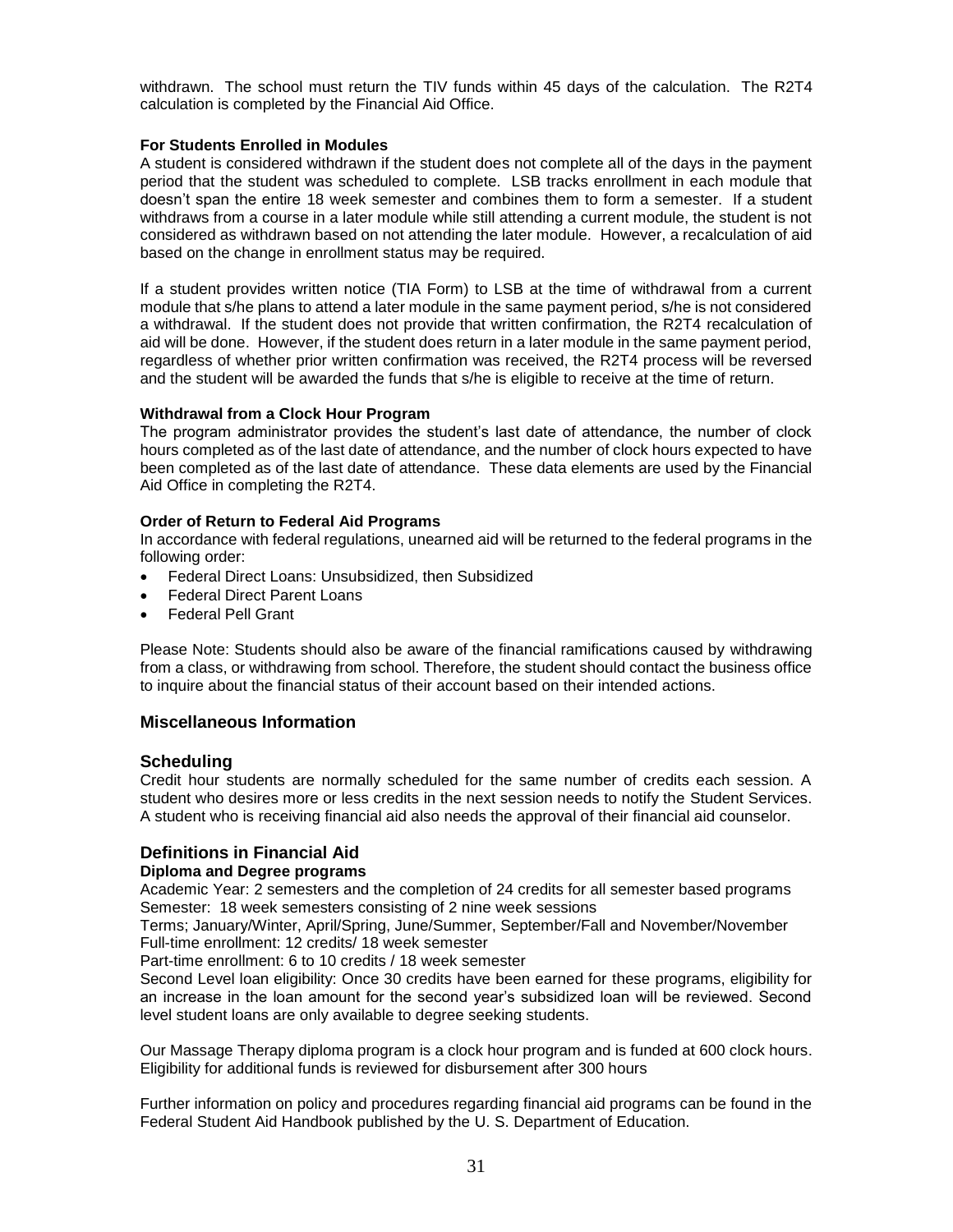withdrawn. The school must return the TIV funds within 45 days of the calculation. The R2T4 calculation is completed by the Financial Aid Office.

**For Students Enrolled in Modules**

A student is considered withdrawn if the student does not complete all of the days in the payment period that the student was scheduled to complete. LSB tracks enrollment in each module that doesn't span the entire 18 week semester and combines them to form a semester. If a student withdraws from a course in a later module while still attending a current module, the student is not considered as withdrawn based on not attending the later module. However, a recalculation of aid based on the change in enrollment status may be required.

If a student provides written notice (TIA Form) to LSB at the time of withdrawal from a current module that s/he plans to attend a later module in the same payment period, s/he is not considered a withdrawal. If the student does not provide that written confirmation, the R2T4 recalculation of aid will be done. However, if the student does return in a later module in the same payment period, regardless of whether prior written confirmation was received, the R2T4 process will be reversed and the student will be awarded the funds that s/he is eligible to receive at the time of return.

**Withdrawal from a Clock Hour Program**

The program administrator provides the student's last date of attendance, the number of clock hours completed as of the last date of attendance, and the number of clock hours expected to have been completed as of the last date of attendance. These data elements are used by the Financial Aid Office in completing the R2T4.

**Order of Return to Federal Aid Programs**

In accordance with federal regulations, unearned aid will be returned to the federal programs in the following order:

- Federal Direct Loans: Unsubsidized, then Subsidized
- Federal Direct Parent Loans
- Federal Pell Grant

Please Note: Students should also be aware of the financial ramifications caused by withdrawing from a class, or withdrawing from school. Therefore, the student should contact the business office to inquire about the financial status of their account based on their intended actions.

## Miscellaneous Information

### Scheduling

Credit hour students are normally scheduled for the same number of credits each session. A student who desires more or less credits in the next session needs to notify the Student Services. A student who is receiving financial aid also needs the approval of their financial aid counselor.

### Definitions in Financial Aid

**Diploma and Degree programs**

Academic Year: 2 semesters and the completion of 24 credits for all semester based programs
Semester: 18 week semesters consisting of 2 nine week sessions
Terms; January/Winter, April/Spring, June/Summer, September/Fall and November/November
Full-time enrollment: 12 credits/ 18 week semester
Part-time enrollment: 6 to 10 credits / 18 week semester
Second Level loan eligibility: Once 30 credits have been earned for these programs, eligibility for an increase in the loan amount for the second year's subsidized loan will be reviewed. Second level student loans are only available to degree seeking students.

Our Massage Therapy diploma program is a clock hour program and is funded at 600 clock hours. Eligibility for additional funds is reviewed for disbursement after 300 hours

Further information on policy and procedures regarding financial aid programs can be found in the Federal Student Aid Handbook published by the U. S. Department of Education.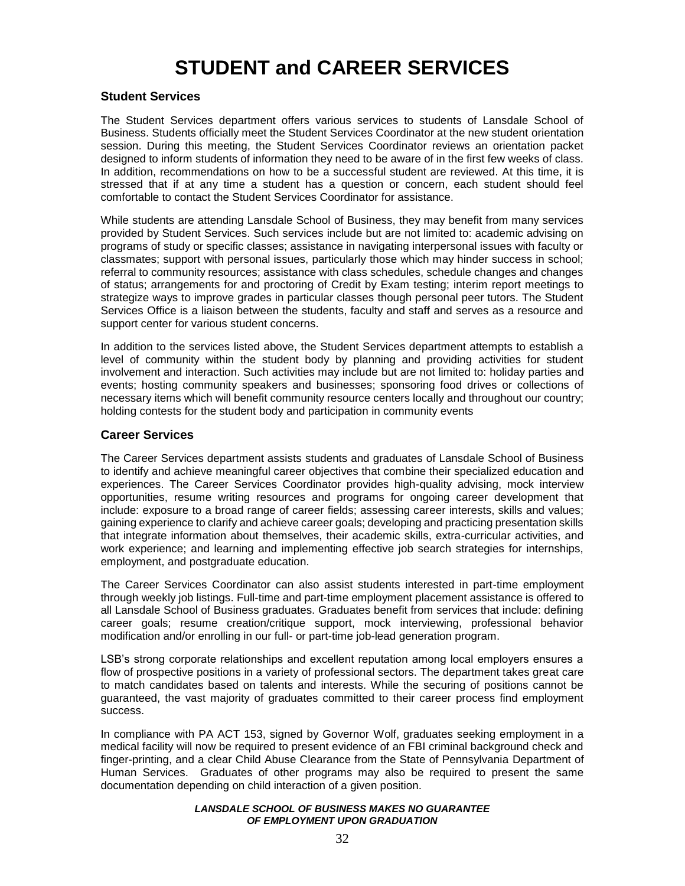# STUDENT and CAREER SERVICES

## Student Services

The Student Services department offers various services to students of Lansdale School of Business. Students officially meet the Student Services Coordinator at the new student orientation session. During this meeting, the Student Services Coordinator reviews an orientation packet designed to inform students of information they need to be aware of in the first few weeks of class. In addition, recommendations on how to be a successful student are reviewed. At this time, it is stressed that if at any time a student has a question or concern, each student should feel comfortable to contact the Student Services Coordinator for assistance.

While students are attending Lansdale School of Business, they may benefit from many services provided by Student Services. Such services include but are not limited to: academic advising on programs of study or specific classes; assistance in navigating interpersonal issues with faculty or classmates; support with personal issues, particularly those which may hinder success in school; referral to community resources; assistance with class schedules, schedule changes and changes of status; arrangements for and proctoring of Credit by Exam testing; interim report meetings to strategize ways to improve grades in particular classes though personal peer tutors. The Student Services Office is a liaison between the students, faculty and staff and serves as a resource and support center for various student concerns.

In addition to the services listed above, the Student Services department attempts to establish a level of community within the student body by planning and providing activities for student involvement and interaction. Such activities may include but are not limited to: holiday parties and events; hosting community speakers and businesses; sponsoring food drives or collections of necessary items which will benefit community resource centers locally and throughout our country; holding contests for the student body and participation in community events

## Career Services

The Career Services department assists students and graduates of Lansdale School of Business to identify and achieve meaningful career objectives that combine their specialized education and experiences. The Career Services Coordinator provides high-quality advising, mock interview opportunities, resume writing resources and programs for ongoing career development that include: exposure to a broad range of career fields; assessing career interests, skills and values; gaining experience to clarify and achieve career goals; developing and practicing presentation skills that integrate information about themselves, their academic skills, extra-curricular activities, and work experience; and learning and implementing effective job search strategies for internships, employment, and postgraduate education.

The Career Services Coordinator can also assist students interested in part-time employment through weekly job listings. Full-time and part-time employment placement assistance is offered to all Lansdale School of Business graduates. Graduates benefit from services that include: defining career goals; resume creation/critique support, mock interviewing, professional behavior modification and/or enrolling in our full- or part-time job-lead generation program.

LSB's strong corporate relationships and excellent reputation among local employers ensures a flow of prospective positions in a variety of professional sectors. The department takes great care to match candidates based on talents and interests. While the securing of positions cannot be guaranteed, the vast majority of graduates committed to their career process find employment success.

In compliance with PA ACT 153, signed by Governor Wolf, graduates seeking employment in a medical facility will now be required to present evidence of an FBI criminal background check and finger-printing, and a clear Child Abuse Clearance from the State of Pennsylvania Department of Human Services. Graduates of other programs may also be required to present the same documentation depending on child interaction of a given position.

***LANSDALE SCHOOL OF BUSINESS MAKES NO GUARANTEE OF EMPLOYMENT UPON GRADUATION***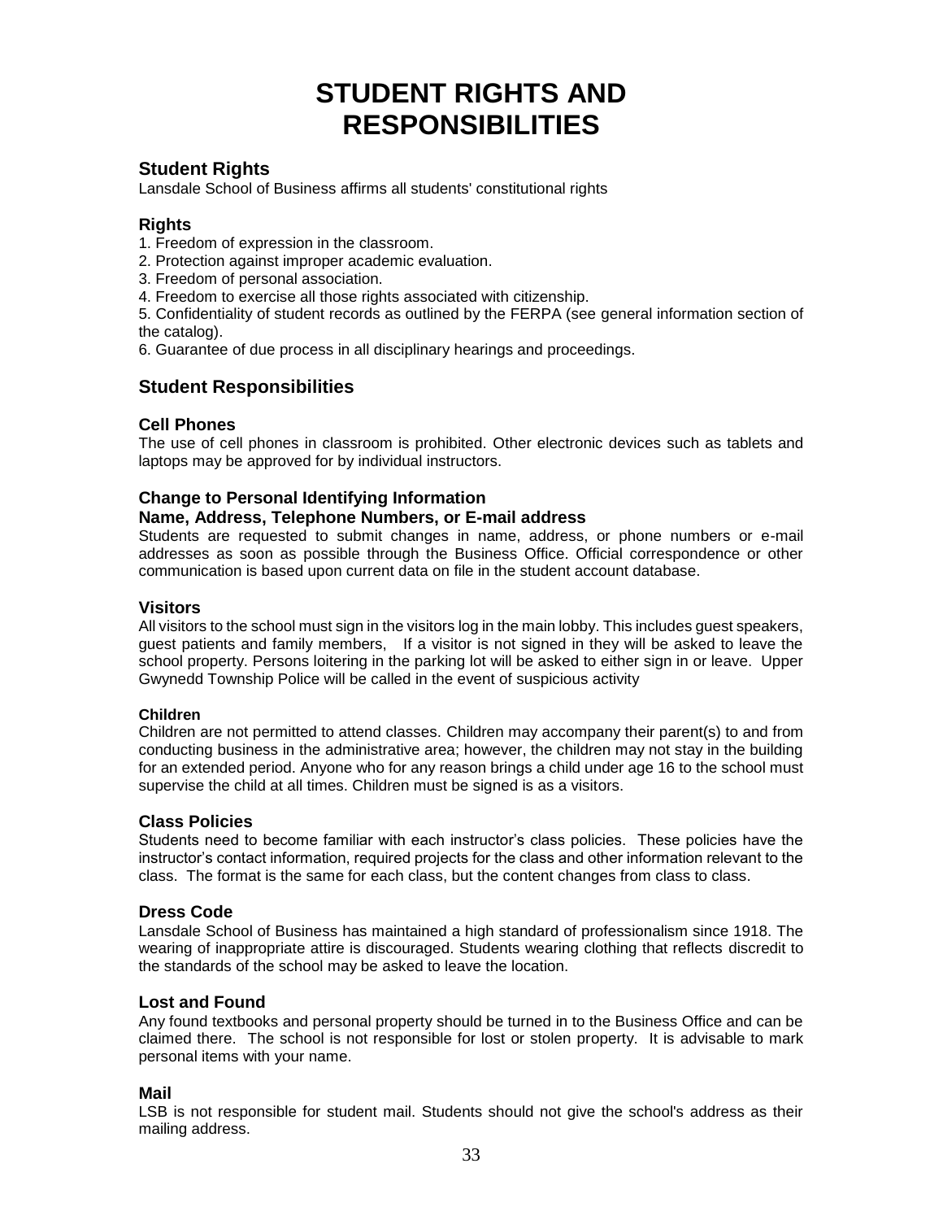# STUDENT RIGHTS AND RESPONSIBILITIES

## Student Rights

Lansdale School of Business affirms all students' constitutional rights

### Rights

1. Freedom of expression in the classroom.
2. Protection against improper academic evaluation.
3. Freedom of personal association.
4. Freedom to exercise all those rights associated with citizenship.
5. Confidentiality of student records as outlined by the FERPA (see general information section of the catalog).
6. Guarantee of due process in all disciplinary hearings and proceedings.

## Student Responsibilities

### Cell Phones

The use of cell phones in classroom is prohibited. Other electronic devices such as tablets and laptops may be approved for by individual instructors.

### Change to Personal Identifying Information

### Name, Address, Telephone Numbers, or E-mail address

Students are requested to submit changes in name, address, or phone numbers or e-mail addresses as soon as possible through the Business Office. Official correspondence or other communication is based upon current data on file in the student account database.

### Visitors

All visitors to the school must sign in the visitors log in the main lobby. This includes guest speakers, guest patients and family members, If a visitor is not signed in they will be asked to leave the school property. Persons loitering in the parking lot will be asked to either sign in or leave. Upper Gwynedd Township Police will be called in the event of suspicious activity

#### Children

Children are not permitted to attend classes. Children may accompany their parent(s) to and from conducting business in the administrative area; however, the children may not stay in the building for an extended period. Anyone who for any reason brings a child under age 16 to the school must supervise the child at all times. Children must be signed is as a visitors.

### Class Policies

Students need to become familiar with each instructor's class policies. These policies have the instructor's contact information, required projects for the class and other information relevant to the class. The format is the same for each class, but the content changes from class to class.

### Dress Code

Lansdale School of Business has maintained a high standard of professionalism since 1918. The wearing of inappropriate attire is discouraged. Students wearing clothing that reflects discredit to the standards of the school may be asked to leave the location.

### Lost and Found

Any found textbooks and personal property should be turned in to the Business Office and can be claimed there. The school is not responsible for lost or stolen property. It is advisable to mark personal items with your name.

### Mail

LSB is not responsible for student mail. Students should not give the school's address as their mailing address.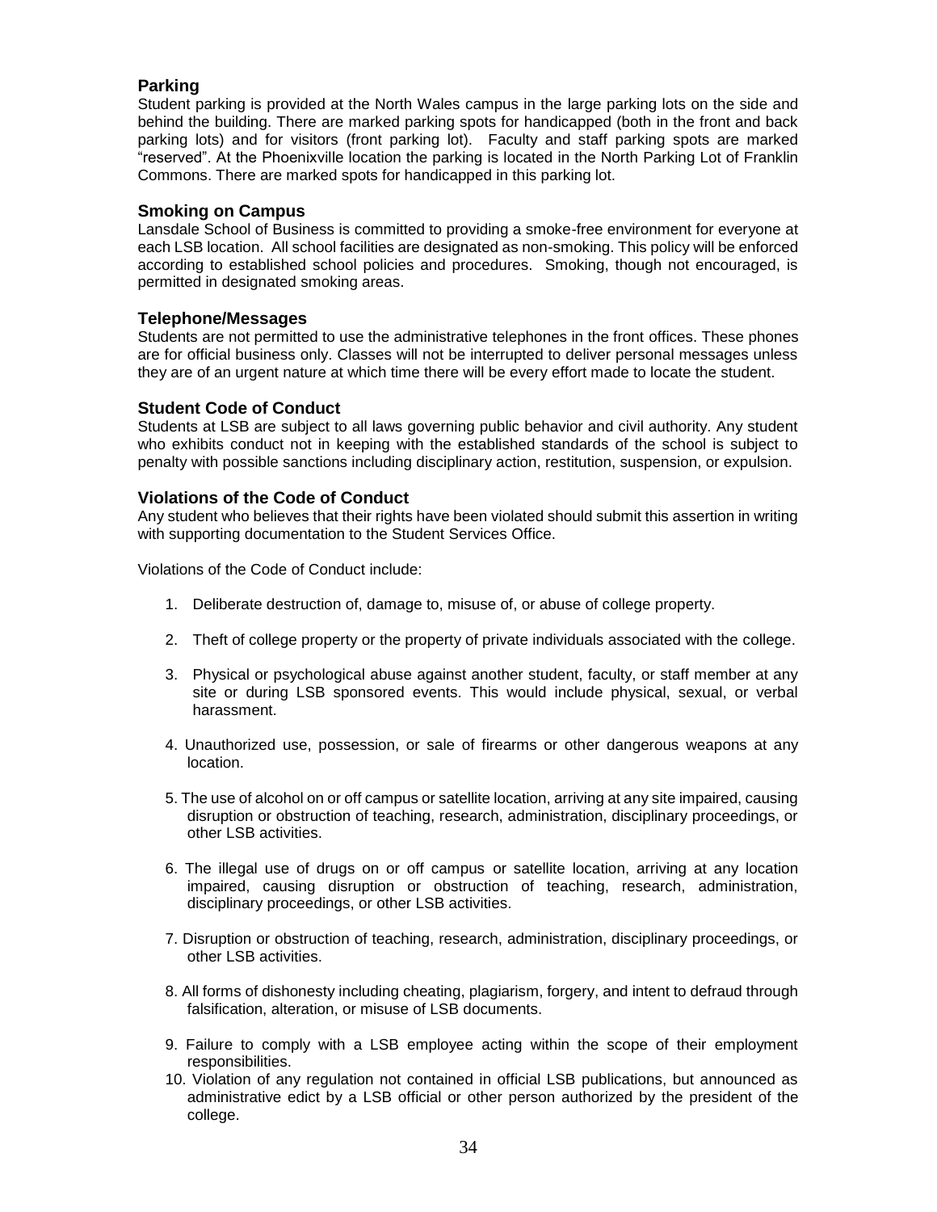### Parking

Student parking is provided at the North Wales campus in the large parking lots on the side and behind the building. There are marked parking spots for handicapped (both in the front and back parking lots) and for visitors (front parking lot). Faculty and staff parking spots are marked "reserved". At the Phoenixville location the parking is located in the North Parking Lot of Franklin Commons. There are marked spots for handicapped in this parking lot.

### Smoking on Campus

Lansdale School of Business is committed to providing a smoke-free environment for everyone at each LSB location. All school facilities are designated as non-smoking. This policy will be enforced according to established school policies and procedures. Smoking, though not encouraged, is permitted in designated smoking areas.

### Telephone/Messages

Students are not permitted to use the administrative telephones in the front offices. These phones are for official business only. Classes will not be interrupted to deliver personal messages unless they are of an urgent nature at which time there will be every effort made to locate the student.

### Student Code of Conduct

Students at LSB are subject to all laws governing public behavior and civil authority. Any student who exhibits conduct not in keeping with the established standards of the school is subject to penalty with possible sanctions including disciplinary action, restitution, suspension, or expulsion.

### Violations of the Code of Conduct

Any student who believes that their rights have been violated should submit this assertion in writing with supporting documentation to the Student Services Office.

Violations of the Code of Conduct include:

1. Deliberate destruction of, damage to, misuse of, or abuse of college property.
2. Theft of college property or the property of private individuals associated with the college.
3. Physical or psychological abuse against another student, faculty, or staff member at any site or during LSB sponsored events. This would include physical, sexual, or verbal harassment.
4. Unauthorized use, possession, or sale of firearms or other dangerous weapons at any location.
5. The use of alcohol on or off campus or satellite location, arriving at any site impaired, causing disruption or obstruction of teaching, research, administration, disciplinary proceedings, or other LSB activities.
6. The illegal use of drugs on or off campus or satellite location, arriving at any location impaired, causing disruption or obstruction of teaching, research, administration, disciplinary proceedings, or other LSB activities.
7. Disruption or obstruction of teaching, research, administration, disciplinary proceedings, or other LSB activities.
8. All forms of dishonesty including cheating, plagiarism, forgery, and intent to defraud through falsification, alteration, or misuse of LSB documents.
9. Failure to comply with a LSB employee acting within the scope of their employment responsibilities.
10. Violation of any regulation not contained in official LSB publications, but announced as administrative edict by a LSB official or other person authorized by the president of the college.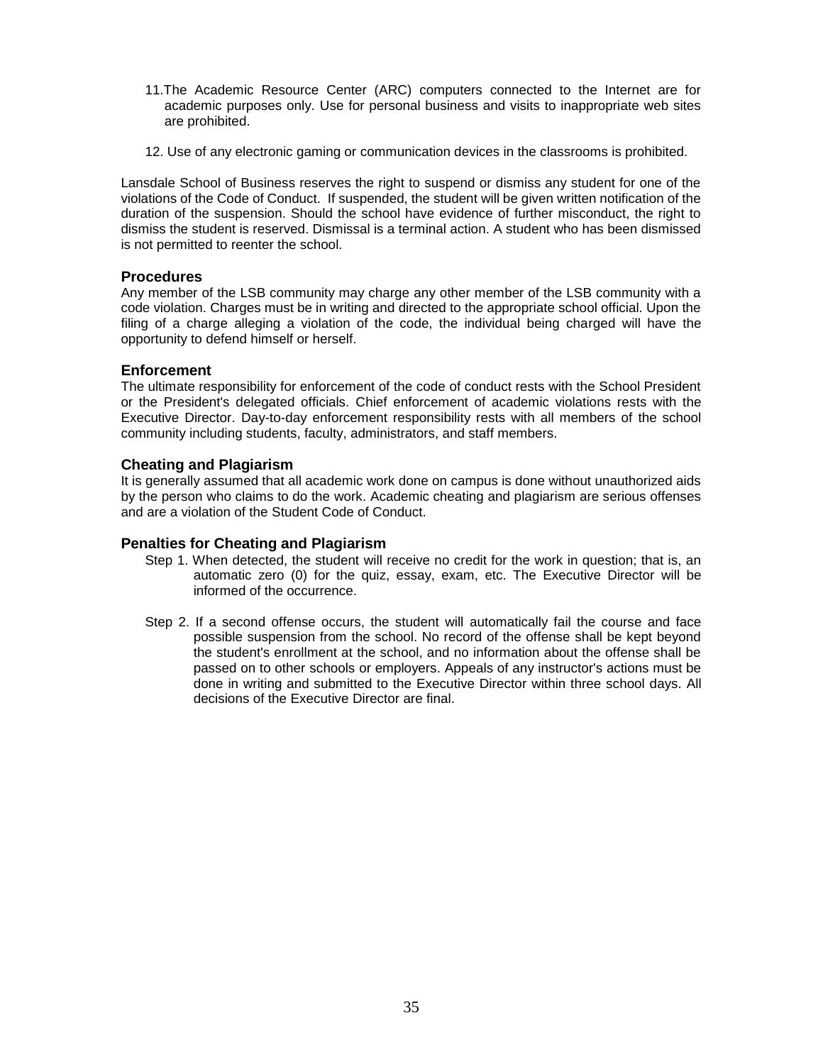11. The Academic Resource Center (ARC) computers connected to the Internet are for academic purposes only. Use for personal business and visits to inappropriate web sites are prohibited.

12. Use of any electronic gaming or communication devices in the classrooms is prohibited.

Lansdale School of Business reserves the right to suspend or dismiss any student for one of the violations of the Code of Conduct. If suspended, the student will be given written notification of the duration of the suspension. Should the school have evidence of further misconduct, the right to dismiss the student is reserved. Dismissal is a terminal action. A student who has been dismissed is not permitted to reenter the school.

### Procedures

Any member of the LSB community may charge any other member of the LSB community with a code violation. Charges must be in writing and directed to the appropriate school official. Upon the filing of a charge alleging a violation of the code, the individual being charged will have the opportunity to defend himself or herself.

### Enforcement

The ultimate responsibility for enforcement of the code of conduct rests with the School President or the President's delegated officials. Chief enforcement of academic violations rests with the Executive Director. Day-to-day enforcement responsibility rests with all members of the school community including students, faculty, administrators, and staff members.

### Cheating and Plagiarism

It is generally assumed that all academic work done on campus is done without unauthorized aids by the person who claims to do the work. Academic cheating and plagiarism are serious offenses and are a violation of the Student Code of Conduct.

### Penalties for Cheating and Plagiarism

Step 1. When detected, the student will receive no credit for the work in question; that is, an automatic zero (0) for the quiz, essay, exam, etc. The Executive Director will be informed of the occurrence.

Step 2. If a second offense occurs, the student will automatically fail the course and face possible suspension from the school. No record of the offense shall be kept beyond the student's enrollment at the school, and no information about the offense shall be passed on to other schools or employers. Appeals of any instructor's actions must be done in writing and submitted to the Executive Director within three school days. All decisions of the Executive Director are final.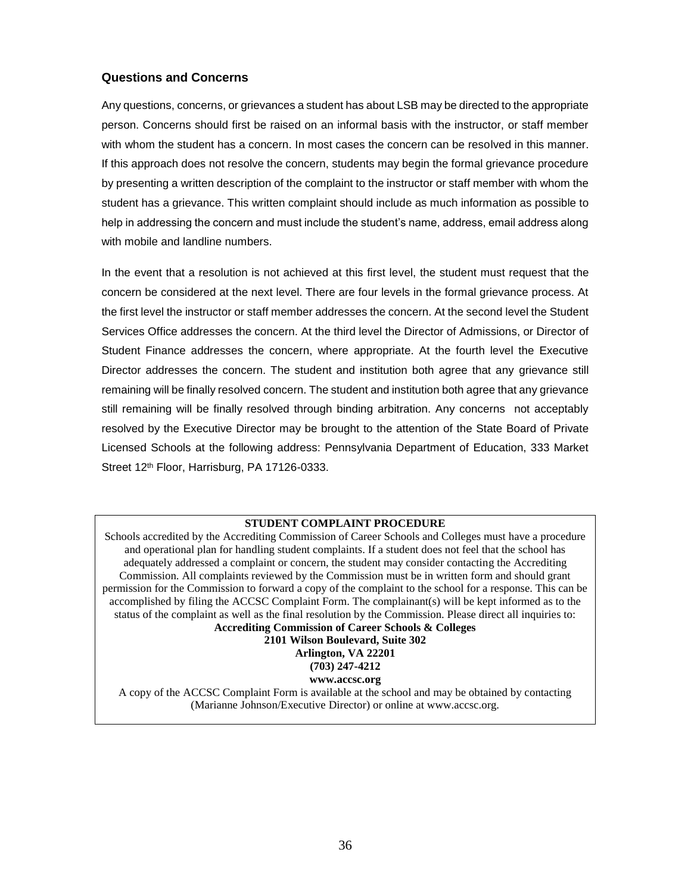## Questions and Concerns

Any questions, concerns, or grievances a student has about LSB may be directed to the appropriate person. Concerns should first be raised on an informal basis with the instructor, or staff member with whom the student has a concern. In most cases the concern can be resolved in this manner. If this approach does not resolve the concern, students may begin the formal grievance procedure by presenting a written description of the complaint to the instructor or staff member with whom the student has a grievance. This written complaint should include as much information as possible to help in addressing the concern and must include the student's name, address, email address along with mobile and landline numbers.

In the event that a resolution is not achieved at this first level, the student must request that the concern be considered at the next level. There are four levels in the formal grievance process. At the first level the instructor or staff member addresses the concern. At the second level the Student Services Office addresses the concern. At the third level the Director of Admissions, or Director of Student Finance addresses the concern, where appropriate. At the fourth level the Executive Director addresses the concern. The student and institution both agree that any grievance still remaining will be finally resolved concern. The student and institution both agree that any grievance still remaining will be finally resolved through binding arbitration. Any concerns not acceptably resolved by the Executive Director may be brought to the attention of the State Board of Private Licensed Schools at the following address: Pennsylvania Department of Education, 333 Market Street 12th Floor, Harrisburg, PA 17126-0333.

**STUDENT COMPLAINT PROCEDURE**

Schools accredited by the Accrediting Commission of Career Schools and Colleges must have a procedure and operational plan for handling student complaints. If a student does not feel that the school has adequately addressed a complaint or concern, the student may consider contacting the Accrediting Commission. All complaints reviewed by the Commission must be in written form and should grant permission for the Commission to forward a copy of the complaint to the school for a response. This can be accomplished by filing the ACCSC Complaint Form. The complainant(s) will be kept informed as to the status of the complaint as well as the final resolution by the Commission. Please direct all inquiries to:

**Accrediting Commission of Career Schools & Colleges**
**2101 Wilson Boulevard, Suite 302**
**Arlington, VA 22201**
**(703) 247-4212**
**www.accsc.org**

A copy of the ACCSC Complaint Form is available at the school and may be obtained by contacting (Marianne Johnson/Executive Director) or online at www.accsc.org.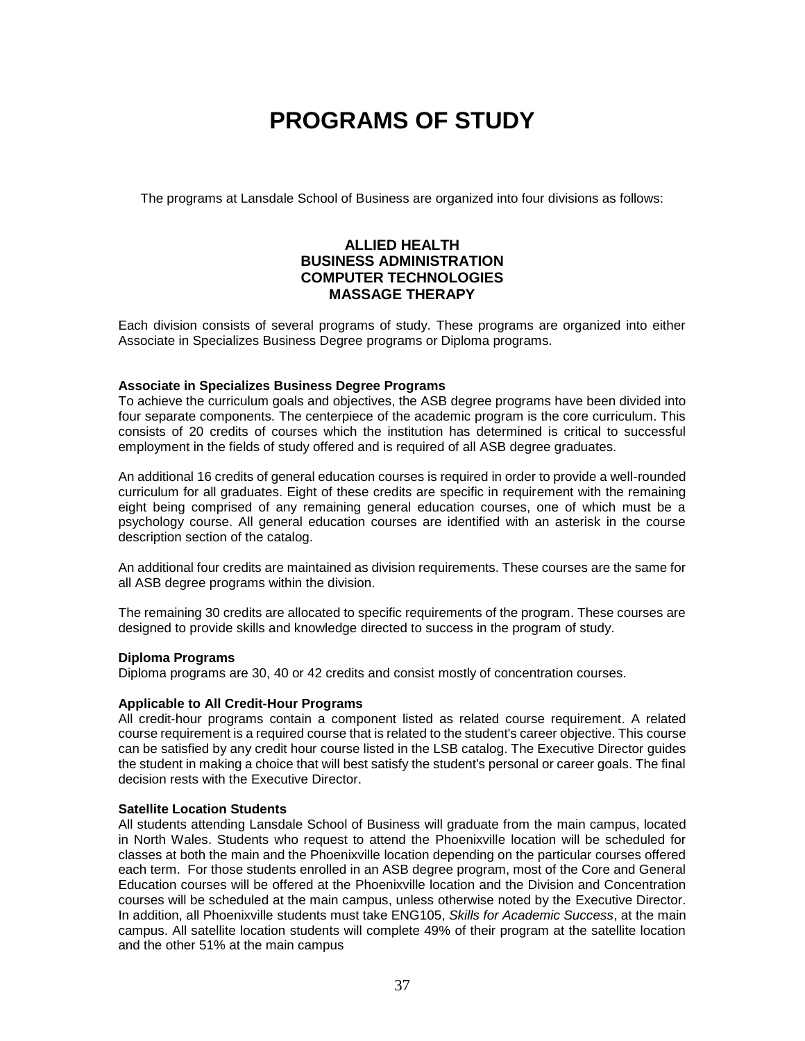# PROGRAMS OF STUDY

The programs at Lansdale School of Business are organized into four divisions as follows:

**ALLIED HEALTH**
**BUSINESS ADMINISTRATION**
**COMPUTER TECHNOLOGIES**
**MASSAGE THERAPY**

Each division consists of several programs of study. These programs are organized into either Associate in Specializes Business Degree programs or Diploma programs.

**Associate in Specializes Business Degree Programs**
To achieve the curriculum goals and objectives, the ASB degree programs have been divided into four separate components. The centerpiece of the academic program is the core curriculum. This consists of 20 credits of courses which the institution has determined is critical to successful employment in the fields of study offered and is required of all ASB degree graduates.

An additional 16 credits of general education courses is required in order to provide a well-rounded curriculum for all graduates. Eight of these credits are specific in requirement with the remaining eight being comprised of any remaining general education courses, one of which must be a psychology course. All general education courses are identified with an asterisk in the course description section of the catalog.

An additional four credits are maintained as division requirements. These courses are the same for all ASB degree programs within the division.

The remaining 30 credits are allocated to specific requirements of the program. These courses are designed to provide skills and knowledge directed to success in the program of study.

**Diploma Programs**
Diploma programs are 30, 40 or 42 credits and consist mostly of concentration courses.

**Applicable to All Credit-Hour Programs**
All credit-hour programs contain a component listed as related course requirement. A related course requirement is a required course that is related to the student's career objective. This course can be satisfied by any credit hour course listed in the LSB catalog. The Executive Director guides the student in making a choice that will best satisfy the student's personal or career goals. The final decision rests with the Executive Director.

**Satellite Location Students**
All students attending Lansdale School of Business will graduate from the main campus, located in North Wales. Students who request to attend the Phoenixville location will be scheduled for classes at both the main and the Phoenixville location depending on the particular courses offered each term. For those students enrolled in an ASB degree program, most of the Core and General Education courses will be offered at the Phoenixville location and the Division and Concentration courses will be scheduled at the main campus, unless otherwise noted by the Executive Director. In addition, all Phoenixville students must take ENG105, *Skills for Academic Success*, at the main campus. All satellite location students will complete 49% of their program at the satellite location and the other 51% at the main campus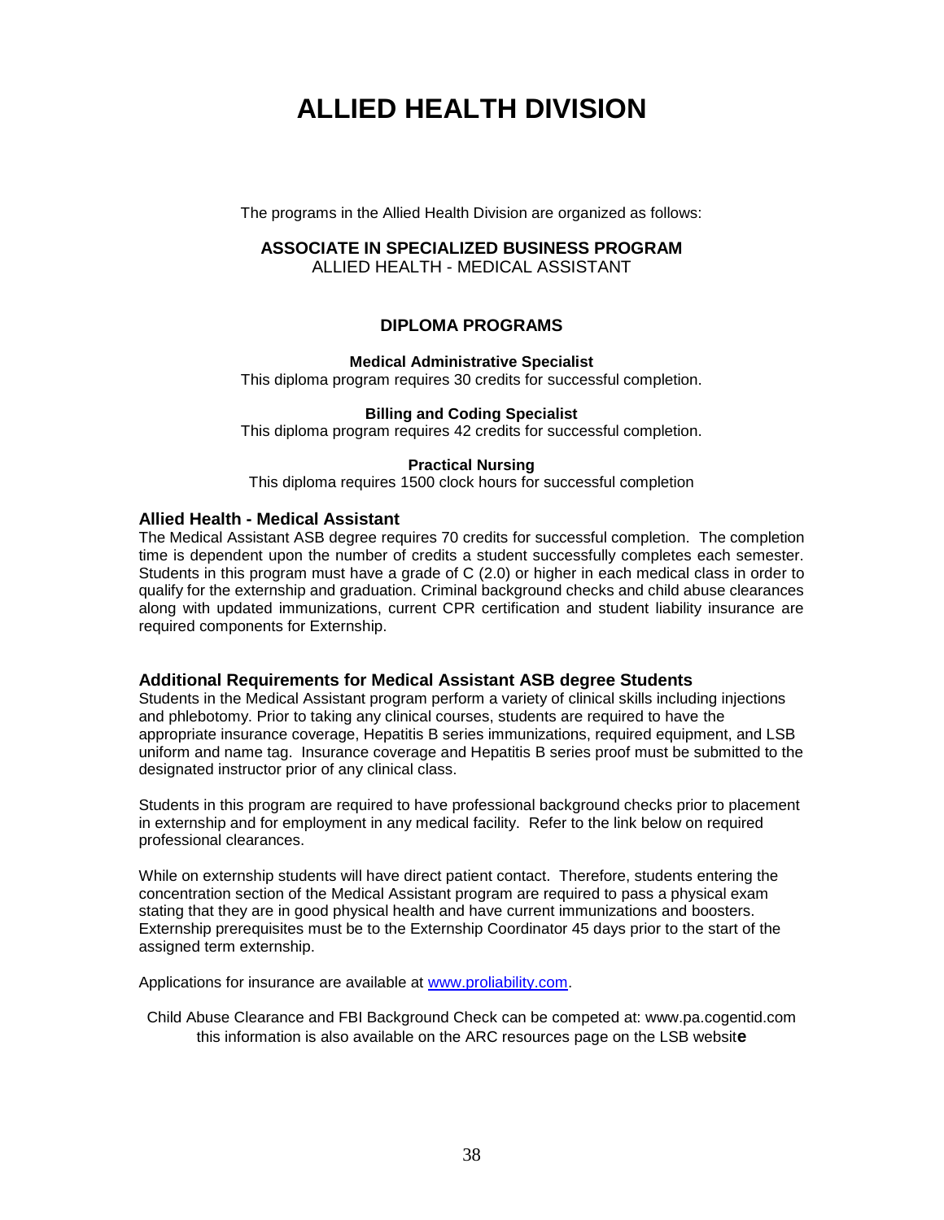# ALLIED HEALTH DIVISION

The programs in the Allied Health Division are organized as follows:

**ASSOCIATE IN SPECIALIZED BUSINESS PROGRAM**
ALLIED HEALTH - MEDICAL ASSISTANT

## DIPLOMA PROGRAMS

**Medical Administrative Specialist**
This diploma program requires 30 credits for successful completion.

**Billing and Coding Specialist**
This diploma program requires 42 credits for successful completion.

**Practical Nursing**
This diploma requires 1500 clock hours for successful completion

### Allied Health - Medical Assistant

The Medical Assistant ASB degree requires 70 credits for successful completion. The completion time is dependent upon the number of credits a student successfully completes each semester. Students in this program must have a grade of C (2.0) or higher in each medical class in order to qualify for the externship and graduation. Criminal background checks and child abuse clearances along with updated immunizations, current CPR certification and student liability insurance are required components for Externship.

### Additional Requirements for Medical Assistant ASB degree Students

Students in the Medical Assistant program perform a variety of clinical skills including injections and phlebotomy. Prior to taking any clinical courses, students are required to have the appropriate insurance coverage, Hepatitis B series immunizations, required equipment, and LSB uniform and name tag. Insurance coverage and Hepatitis B series proof must be submitted to the designated instructor prior of any clinical class.

Students in this program are required to have professional background checks prior to placement in externship and for employment in any medical facility. Refer to the link below on required professional clearances.

While on externship students will have direct patient contact. Therefore, students entering the concentration section of the Medical Assistant program are required to pass a physical exam stating that they are in good physical health and have current immunizations and boosters. Externship prerequisites must be to the Externship Coordinator 45 days prior to the start of the assigned term externship.

Applications for insurance are available at [www.proliability.com](www.proliability.com).

Child Abuse Clearance and FBI Background Check can be competed at: www.pa.cogentid.com this information is also available on the ARC resources page on the LSB website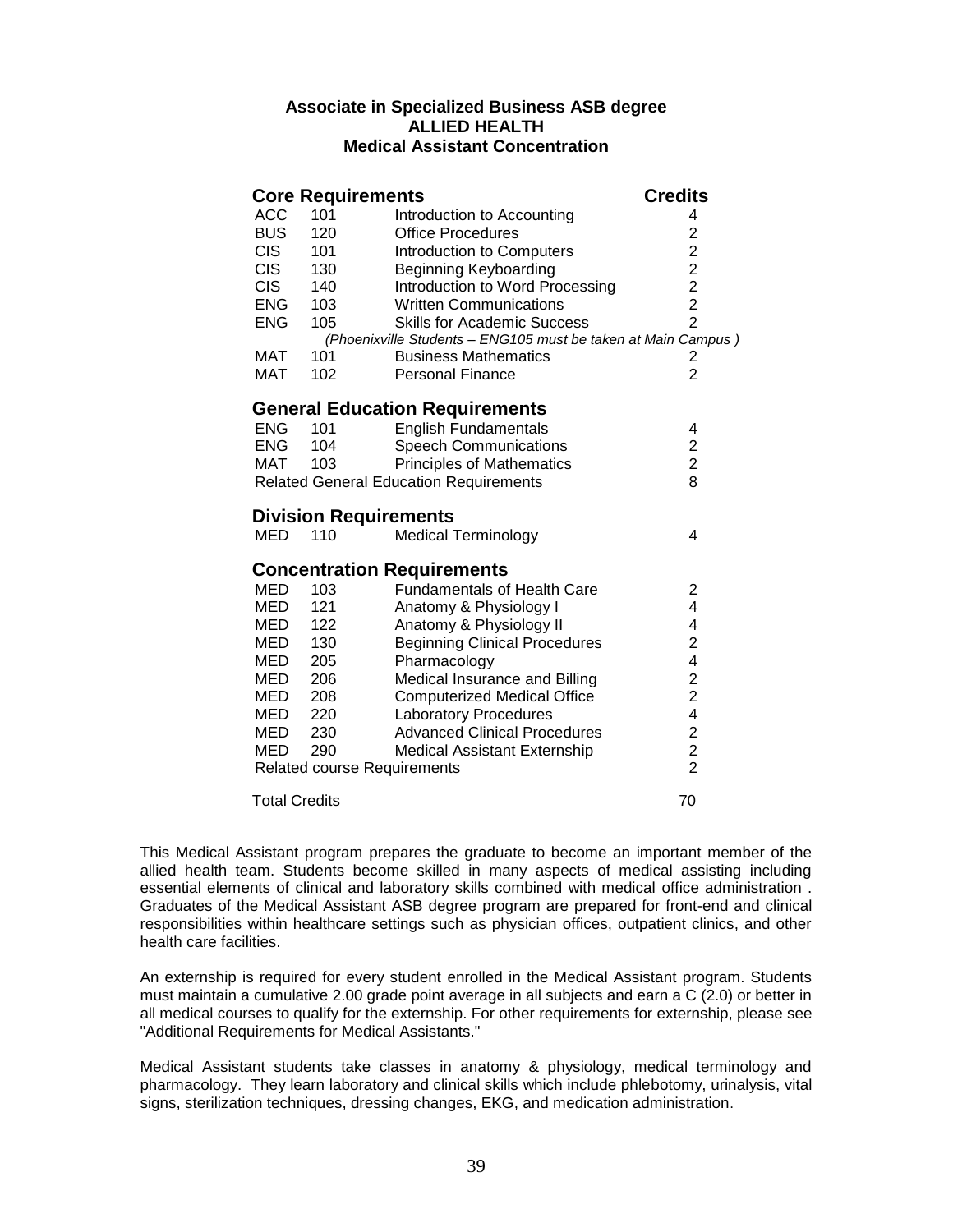**Associate in Specialized Business ASB degree**
**ALLIED HEALTH**
**Medical Assistant Concentration**

| **Core Requirements** | | | **Credits** |
|---|---|---|---|
| ACC | 101 | Introduction to Accounting | 4 |
| BUS | 120 | Office Procedures | 2 |
| CIS | 101 | Introduction to Computers | 2 |
| CIS | 130 | Beginning Keyboarding | 2 |
| CIS | 140 | Introduction to Word Processing | 2 |
| ENG | 103 | Written Communications | 2 |
| ENG | 105 | Skills for Academic Success | 2 |
| | | *(Phoenixville Students – ENG105 must be taken at Main Campus )* | |
| MAT | 101 | Business Mathematics | 2 |
| MAT | 102 | Personal Finance | 2 |
| **General Education Requirements** | | | |
| ENG | 101 | English Fundamentals | 4 |
| ENG | 104 | Speech Communications | 2 |
| MAT | 103 | Principles of Mathematics | 2 |
| Related General Education Requirements | | | 8 |
| **Division Requirements** | | | |
| MED | 110 | Medical Terminology | 4 |
| **Concentration Requirements** | | | |
| MED | 103 | Fundamentals of Health Care | 2 |
| MED | 121 | Anatomy & Physiology I | 4 |
| MED | 122 | Anatomy & Physiology II | 4 |
| MED | 130 | Beginning Clinical Procedures | 2 |
| MED | 205 | Pharmacology | 4 |
| MED | 206 | Medical Insurance and Billing | 2 |
| MED | 208 | Computerized Medical Office | 2 |
| MED | 220 | Laboratory Procedures | 4 |
| MED | 230 | Advanced Clinical Procedures | 2 |
| MED | 290 | Medical Assistant Externship | 2 |
| Related course Requirements | | | 2 |
| Total Credits | | | 70 |

This Medical Assistant program prepares the graduate to become an important member of the allied health team. Students become skilled in many aspects of medical assisting including essential elements of clinical and laboratory skills combined with medical office administration . Graduates of the Medical Assistant ASB degree program are prepared for front-end and clinical responsibilities within healthcare settings such as physician offices, outpatient clinics, and other health care facilities.

An externship is required for every student enrolled in the Medical Assistant program. Students must maintain a cumulative 2.00 grade point average in all subjects and earn a C (2.0) or better in all medical courses to qualify for the externship. For other requirements for externship, please see "Additional Requirements for Medical Assistants."

Medical Assistant students take classes in anatomy & physiology, medical terminology and pharmacology. They learn laboratory and clinical skills which include phlebotomy, urinalysis, vital signs, sterilization techniques, dressing changes, EKG, and medication administration.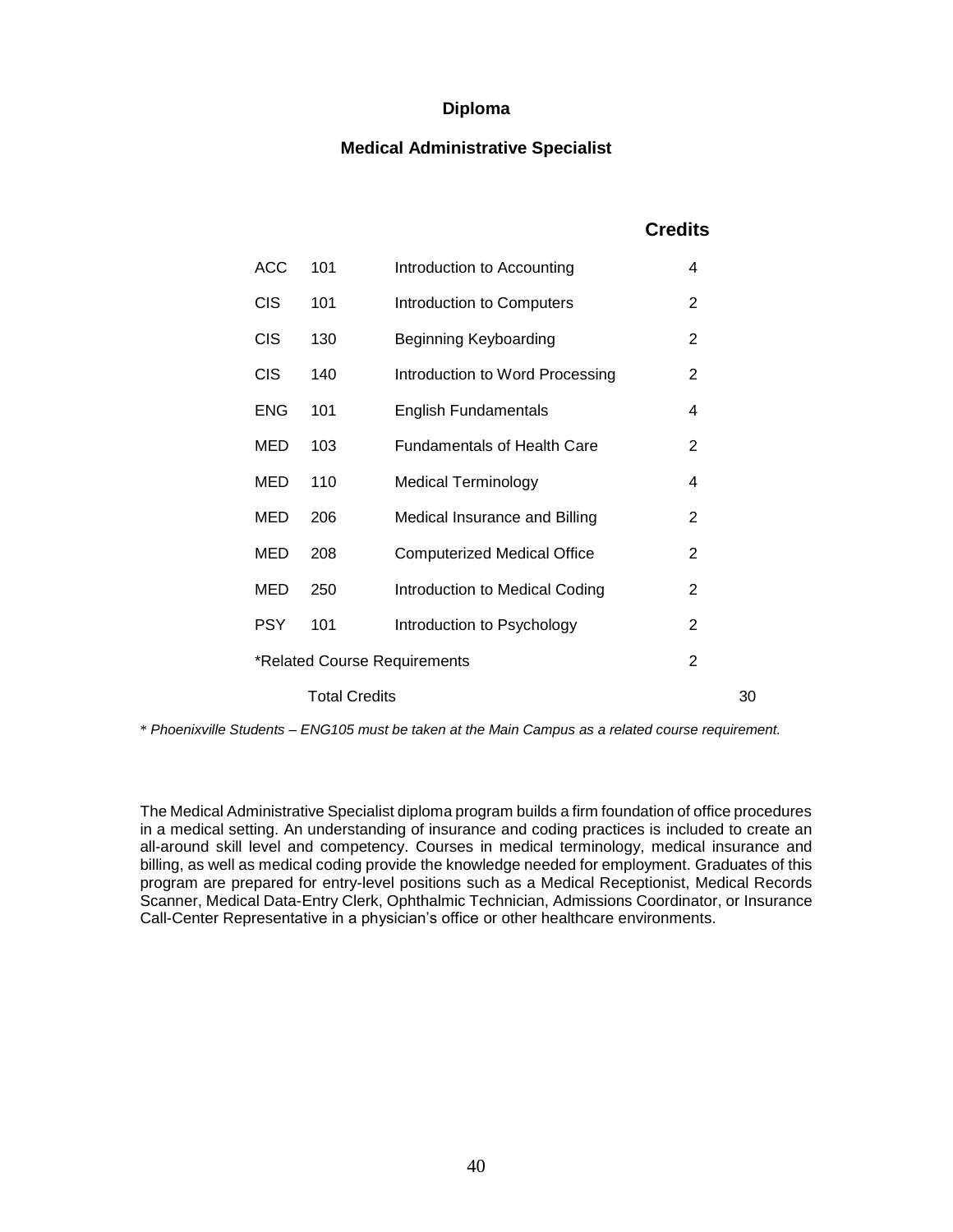## Diploma

### Medical Administrative Specialist

| | | | Credits | |
|---|---|---|---|---|
| ACC | 101 | Introduction to Accounting | 4 | |
| CIS | 101 | Introduction to Computers | 2 | |
| CIS | 130 | Beginning Keyboarding | 2 | |
| CIS | 140 | Introduction to Word Processing | 2 | |
| ENG | 101 | English Fundamentals | 4 | |
| MED | 103 | Fundamentals of Health Care | 2 | |
| MED | 110 | Medical Terminology | 4 | |
| MED | 206 | Medical Insurance and Billing | 2 | |
| MED | 208 | Computerized Medical Office | 2 | |
| MED | 250 | Introduction to Medical Coding | 2 | |
| PSY | 101 | Introduction to Psychology | 2 | |
| *Related Course Requirements | | | 2 | |
| | Total Credits | | | 30 |

* *Phoenixville Students – ENG105 must be taken at the Main Campus as a related course requirement.*

The Medical Administrative Specialist diploma program builds a firm foundation of office procedures in a medical setting. An understanding of insurance and coding practices is included to create an all-around skill level and competency. Courses in medical terminology, medical insurance and billing, as well as medical coding provide the knowledge needed for employment. Graduates of this program are prepared for entry-level positions such as a Medical Receptionist, Medical Records Scanner, Medical Data-Entry Clerk, Ophthalmic Technician, Admissions Coordinator, or Insurance Call-Center Representative in a physician's office or other healthcare environments.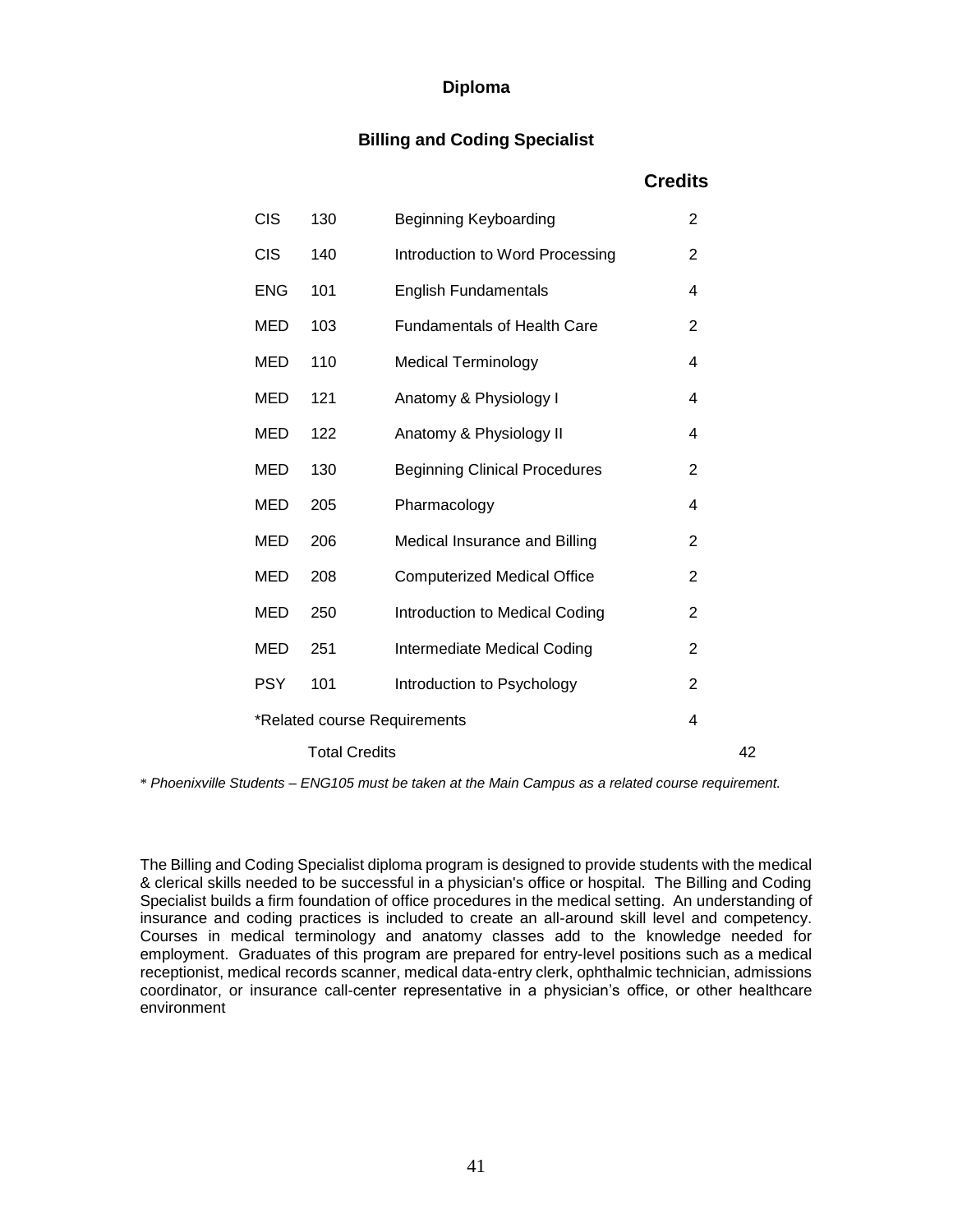## Diploma

## Billing and Coding Specialist

| | | | Credits |
|---|---|---|---|
| CIS | 130 | Beginning Keyboarding | 2 |
| CIS | 140 | Introduction to Word Processing | 2 |
| ENG | 101 | English Fundamentals | 4 |
| MED | 103 | Fundamentals of Health Care | 2 |
| MED | 110 | Medical Terminology | 4 |
| MED | 121 | Anatomy & Physiology I | 4 |
| MED | 122 | Anatomy & Physiology II | 4 |
| MED | 130 | Beginning Clinical Procedures | 2 |
| MED | 205 | Pharmacology | 4 |
| MED | 206 | Medical Insurance and Billing | 2 |
| MED | 208 | Computerized Medical Office | 2 |
| MED | 250 | Introduction to Medical Coding | 2 |
| MED | 251 | Intermediate Medical Coding | 2 |
| PSY | 101 | Introduction to Psychology | 2 |
| *Related course Requirements | | | 4 |
| | Total Credits | | 42 |

* *Phoenixville Students – ENG105 must be taken at the Main Campus as a related course requirement.*

The Billing and Coding Specialist diploma program is designed to provide students with the medical & clerical skills needed to be successful in a physician's office or hospital. The Billing and Coding Specialist builds a firm foundation of office procedures in the medical setting. An understanding of insurance and coding practices is included to create an all-around skill level and competency. Courses in medical terminology and anatomy classes add to the knowledge needed for employment. Graduates of this program are prepared for entry-level positions such as a medical receptionist, medical records scanner, medical data-entry clerk, ophthalmic technician, admissions coordinator, or insurance call-center representative in a physician's office, or other healthcare environment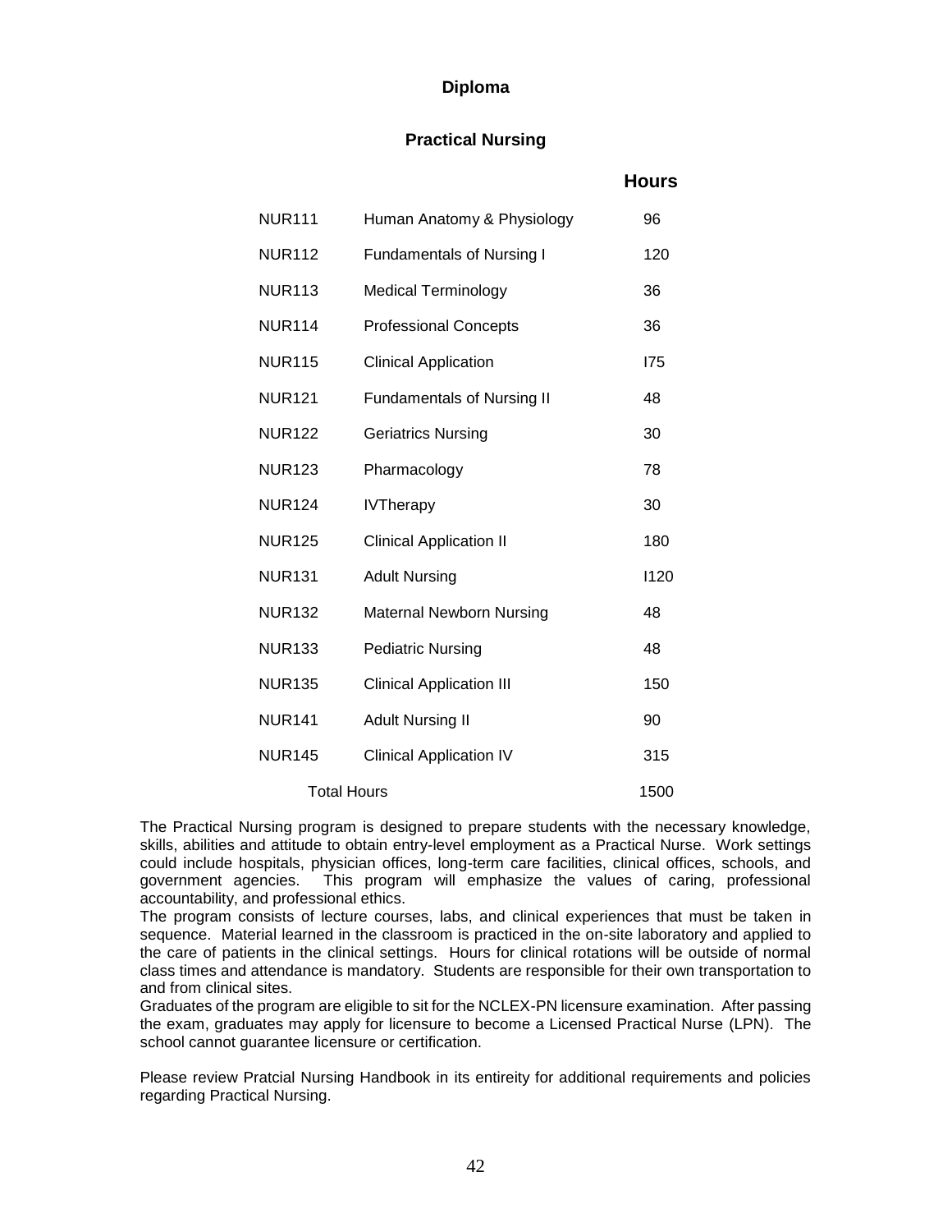## Diploma

### Practical Nursing

| | | Hours |
|---|---|---|
| NUR111 | Human Anatomy & Physiology | 96 |
| NUR112 | Fundamentals of Nursing I | 120 |
| NUR113 | Medical Terminology | 36 |
| NUR114 | Professional Concepts | 36 |
| NUR115 | Clinical Application | I75 |
| NUR121 | Fundamentals of Nursing II | 48 |
| NUR122 | Geriatrics Nursing | 30 |
| NUR123 | Pharmacology | 78 |
| NUR124 | IVTherapy | 30 |
| NUR125 | Clinical Application II | 180 |
| NUR131 | Adult Nursing | I120 |
| NUR132 | Maternal Newborn Nursing | 48 |
| NUR133 | Pediatric Nursing | 48 |
| NUR135 | Clinical Application III | 150 |
| NUR141 | Adult Nursing II | 90 |
| NUR145 | Clinical Application IV | 315 |
| Total Hours | | 1500 |

The Practical Nursing program is designed to prepare students with the necessary knowledge, skills, abilities and attitude to obtain entry-level employment as a Practical Nurse. Work settings could include hospitals, physician offices, long-term care facilities, clinical offices, schools, and government agencies. This program will emphasize the values of caring, professional accountability, and professional ethics.

The program consists of lecture courses, labs, and clinical experiences that must be taken in sequence. Material learned in the classroom is practiced in the on-site laboratory and applied to the care of patients in the clinical settings. Hours for clinical rotations will be outside of normal class times and attendance is mandatory. Students are responsible for their own transportation to and from clinical sites.

Graduates of the program are eligible to sit for the NCLEX-PN licensure examination. After passing the exam, graduates may apply for licensure to become a Licensed Practical Nurse (LPN). The school cannot guarantee licensure or certification.

Please review Pratcial Nursing Handbook in its entireity for additional requirements and policies regarding Practical Nursing.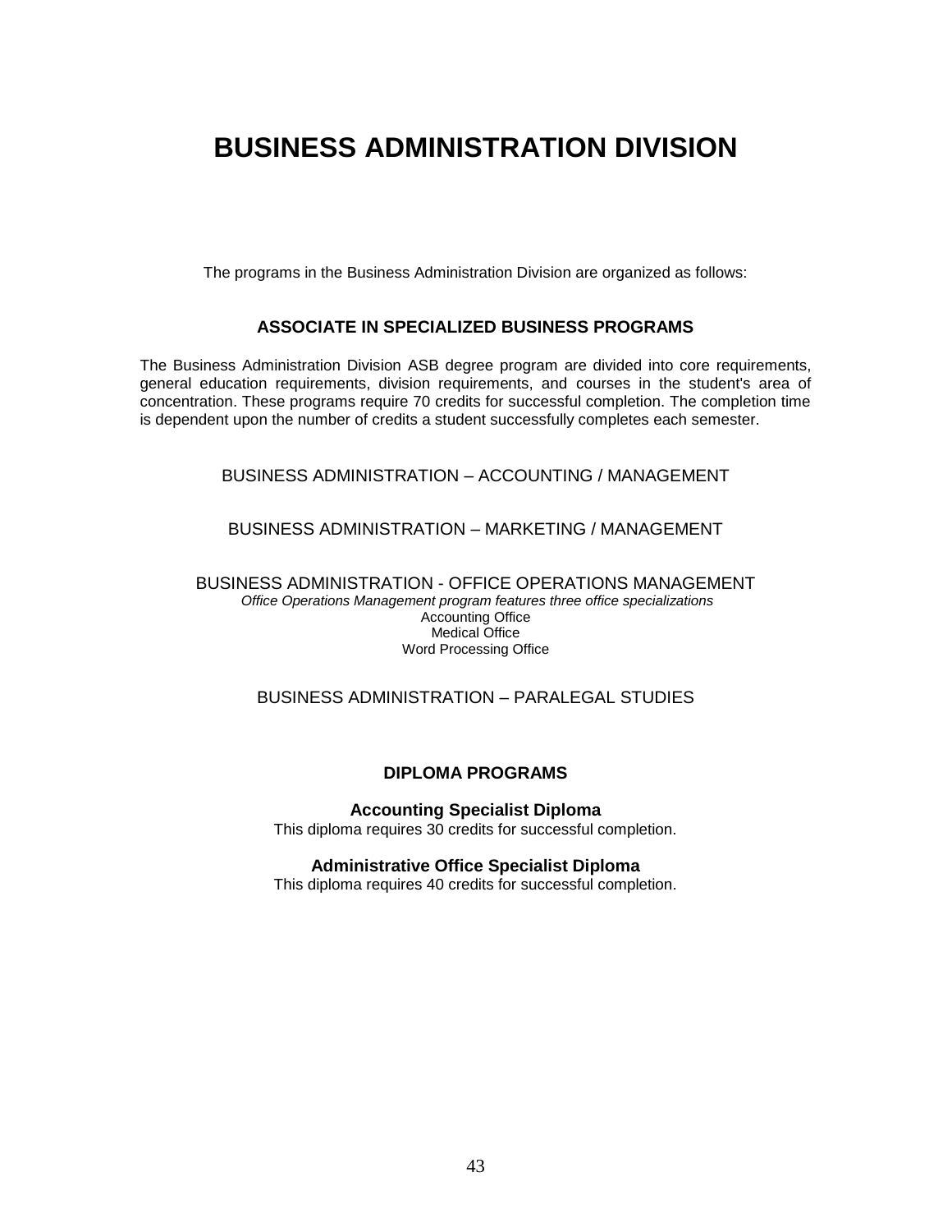# BUSINESS ADMINISTRATION DIVISION

The programs in the Business Administration Division are organized as follows:

## ASSOCIATE IN SPECIALIZED BUSINESS PROGRAMS

The Business Administration Division ASB degree program are divided into core requirements, general education requirements, division requirements, and courses in the student's area of concentration. These programs require 70 credits for successful completion. The completion time is dependent upon the number of credits a student successfully completes each semester.

BUSINESS ADMINISTRATION – ACCOUNTING / MANAGEMENT

BUSINESS ADMINISTRATION – MARKETING / MANAGEMENT

BUSINESS ADMINISTRATION - OFFICE OPERATIONS MANAGEMENT
*Office Operations Management program features three office specializations*
Accounting Office
Medical Office
Word Processing Office

BUSINESS ADMINISTRATION – PARALEGAL STUDIES

## DIPLOMA PROGRAMS

**Accounting Specialist Diploma**
This diploma requires 30 credits for successful completion.

**Administrative Office Specialist Diploma**
This diploma requires 40 credits for successful completion.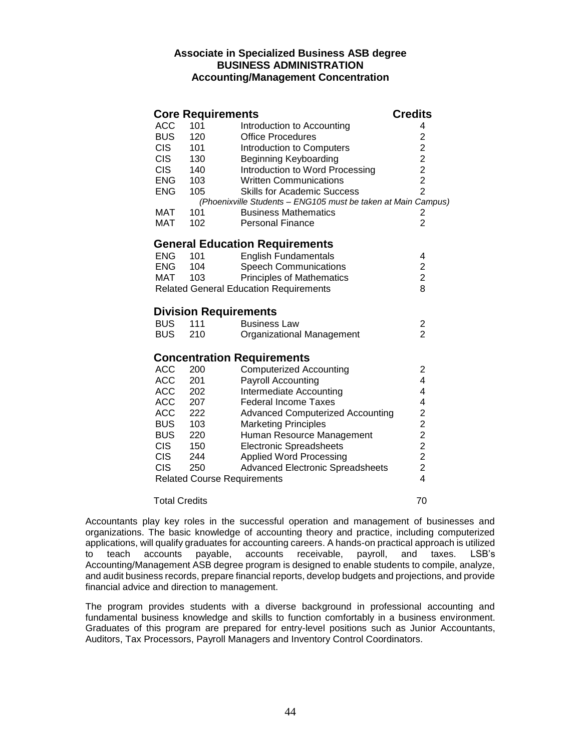**Associate in Specialized Business ASB degree**
**BUSINESS ADMINISTRATION**
**Accounting/Management Concentration**

| **Core Requirements** | | | **Credits** |
|---|---|---|---|
| ACC | 101 | Introduction to Accounting | 4 |
| BUS | 120 | Office Procedures | 2 |
| CIS | 101 | Introduction to Computers | 2 |
| CIS | 130 | Beginning Keyboarding | 2 |
| CIS | 140 | Introduction to Word Processing | 2 |
| ENG | 103 | Written Communications | 2 |
| ENG | 105 | Skills for Academic Success | 2 |
| | | *(Phoenixville Students – ENG105 must be taken at Main Campus)* | |
| MAT | 101 | Business Mathematics | 2 |
| MAT | 102 | Personal Finance | 2 |
| **General Education Requirements** | | | |
| ENG | 101 | English Fundamentals | 4 |
| ENG | 104 | Speech Communications | 2 |
| MAT | 103 | Principles of Mathematics | 2 |
| Related General Education Requirements | | | 8 |
| **Division Requirements** | | | |
| BUS | 111 | Business Law | 2 |
| BUS | 210 | Organizational Management | 2 |
| **Concentration Requirements** | | | |
| ACC | 200 | Computerized Accounting | 2 |
| ACC | 201 | Payroll Accounting | 4 |
| ACC | 202 | Intermediate Accounting | 4 |
| ACC | 207 | Federal Income Taxes | 4 |
| ACC | 222 | Advanced Computerized Accounting | 2 |
| BUS | 103 | Marketing Principles | 2 |
| BUS | 220 | Human Resource Management | 2 |
| CIS | 150 | Electronic Spreadsheets | 2 |
| CIS | 244 | Applied Word Processing | 2 |
| CIS | 250 | Advanced Electronic Spreadsheets | 2 |
| Related Course Requirements | | | 4 |
| Total Credits | | | 70 |

Accountants play key roles in the successful operation and management of businesses and organizations. The basic knowledge of accounting theory and practice, including computerized applications, will qualify graduates for accounting careers. A hands-on practical approach is utilized to teach accounts payable, accounts receivable, payroll, and taxes. LSB's Accounting/Management ASB degree program is designed to enable students to compile, analyze, and audit business records, prepare financial reports, develop budgets and projections, and provide financial advice and direction to management.

The program provides students with a diverse background in professional accounting and fundamental business knowledge and skills to function comfortably in a business environment. Graduates of this program are prepared for entry-level positions such as Junior Accountants, Auditors, Tax Processors, Payroll Managers and Inventory Control Coordinators.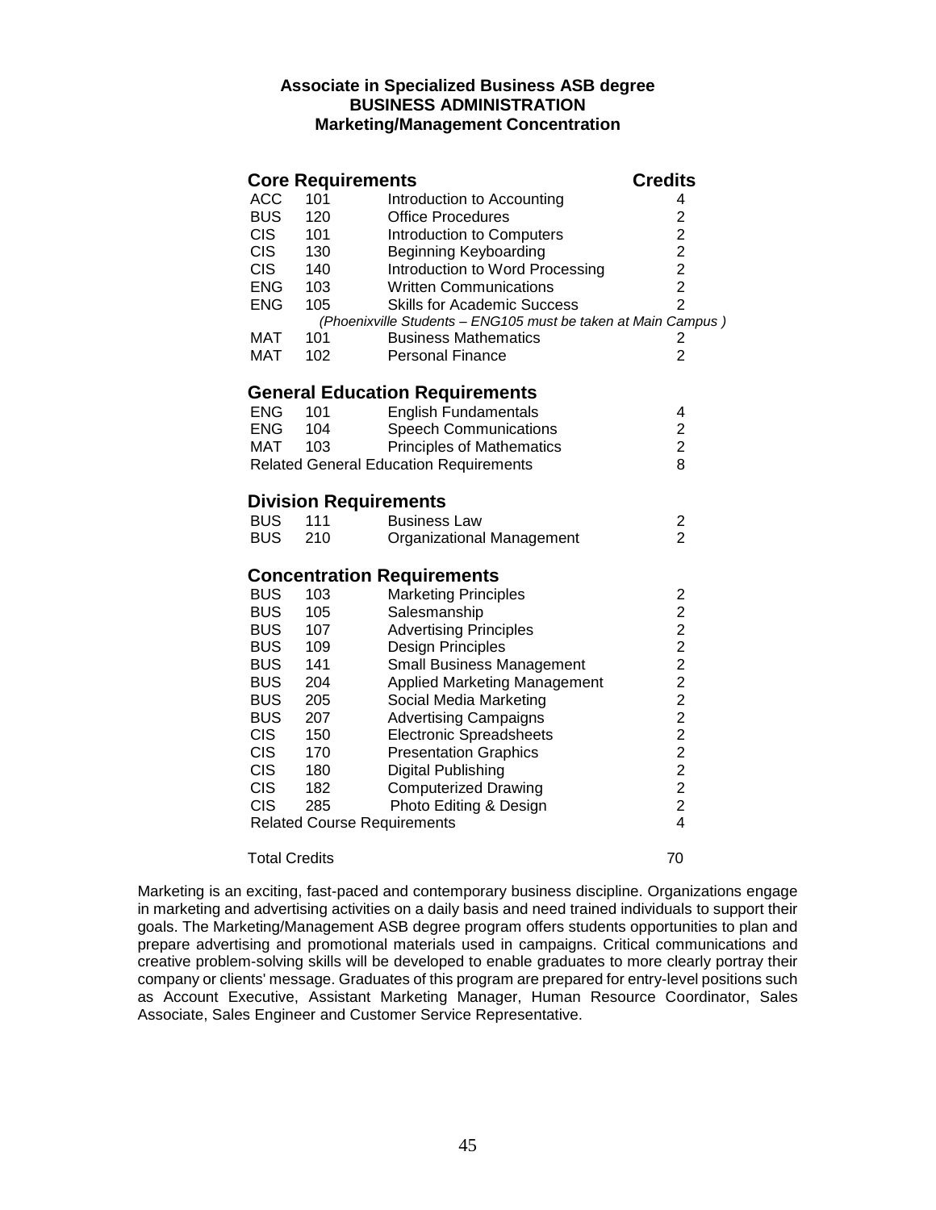**Associate in Specialized Business ASB degree**
**BUSINESS ADMINISTRATION**
**Marketing/Management Concentration**

| **Core Requirements** | | | **Credits** |
|---|---|---|---|
| ACC | 101 | Introduction to Accounting | 4 |
| BUS | 120 | Office Procedures | 2 |
| CIS | 101 | Introduction to Computers | 2 |
| CIS | 130 | Beginning Keyboarding | 2 |
| CIS | 140 | Introduction to Word Processing | 2 |
| ENG | 103 | Written Communications | 2 |
| ENG | 105 | Skills for Academic Success | 2 |
| | | *(Phoenixville Students – ENG105 must be taken at Main Campus )* | |
| MAT | 101 | Business Mathematics | 2 |
| MAT | 102 | Personal Finance | 2 |
| **General Education Requirements** | | | |
| ENG | 101 | English Fundamentals | 4 |
| ENG | 104 | Speech Communications | 2 |
| MAT | 103 | Principles of Mathematics | 2 |
| Related General Education Requirements | | | 8 |
| **Division Requirements** | | | |
| BUS | 111 | Business Law | 2 |
| BUS | 210 | Organizational Management | 2 |
| **Concentration Requirements** | | | |
| BUS | 103 | Marketing Principles | 2 |
| BUS | 105 | Salesmanship | 2 |
| BUS | 107 | Advertising Principles | 2 |
| BUS | 109 | Design Principles | 2 |
| BUS | 141 | Small Business Management | 2 |
| BUS | 204 | Applied Marketing Management | 2 |
| BUS | 205 | Social Media Marketing | 2 |
| BUS | 207 | Advertising Campaigns | 2 |
| CIS | 150 | Electronic Spreadsheets | 2 |
| CIS | 170 | Presentation Graphics | 2 |
| CIS | 180 | Digital Publishing | 2 |
| CIS | 182 | Computerized Drawing | 2 |
| CIS | 285 | Photo Editing & Design | 2 |
| Related Course Requirements | | | 4 |
| Total Credits | | | 70 |

Marketing is an exciting, fast-paced and contemporary business discipline. Organizations engage in marketing and advertising activities on a daily basis and need trained individuals to support their goals. The Marketing/Management ASB degree program offers students opportunities to plan and prepare advertising and promotional materials used in campaigns. Critical communications and creative problem-solving skills will be developed to enable graduates to more clearly portray their company or clients' message. Graduates of this program are prepared for entry-level positions such as Account Executive, Assistant Marketing Manager, Human Resource Coordinator, Sales Associate, Sales Engineer and Customer Service Representative.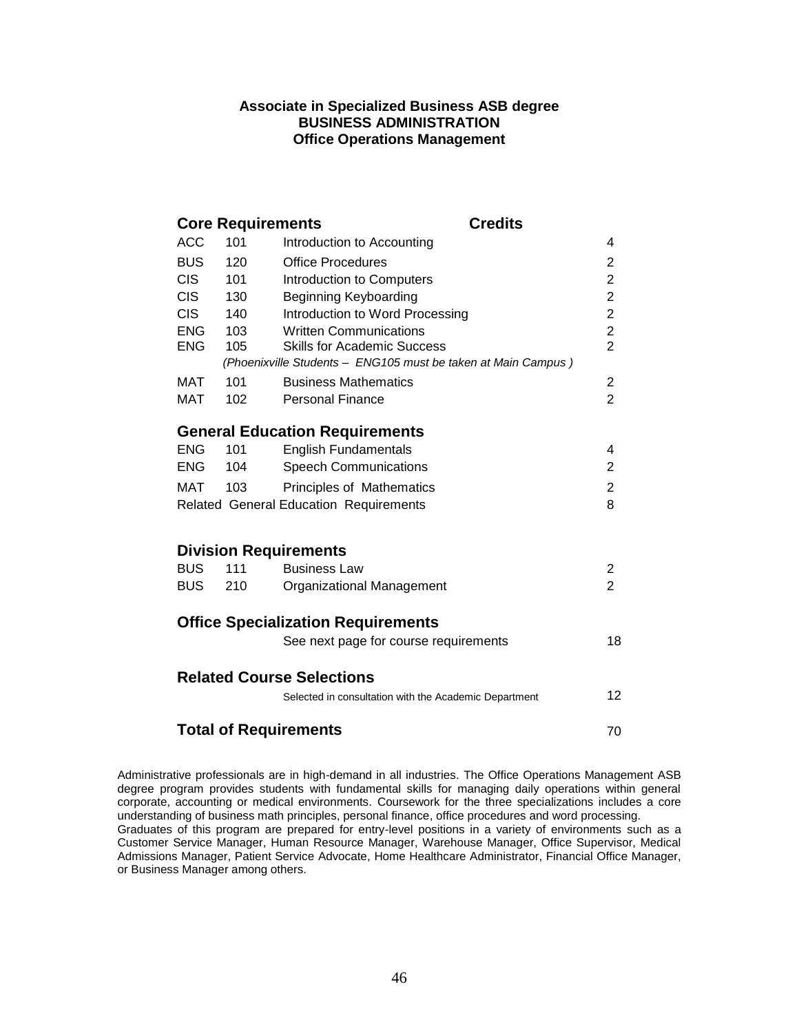**Associate in Specialized Business ASB degree**
**BUSINESS ADMINISTRATION**
**Office Operations Management**

| **Core Requirements** | | | **Credits** |
|---|---|---|---|
| ACC | 101 | Introduction to Accounting | 4 |
| BUS | 120 | Office Procedures | 2 |
| CIS | 101 | Introduction to Computers | 2 |
| CIS | 130 | Beginning Keyboarding | 2 |
| CIS | 140 | Introduction to Word Processing | 2 |
| ENG | 103 | Written Communications | 2 |
| ENG | 105 | Skills for Academic Success | 2 |
| | | *(Phoenixville Students – ENG105 must be taken at Main Campus )* | |
| MAT | 101 | Business Mathematics | 2 |
| MAT | 102 | Personal Finance | 2 |
| **General Education Requirements** | | | |
| ENG | 101 | English Fundamentals | 4 |
| ENG | 104 | Speech Communications | 2 |
| MAT | 103 | Principles of Mathematics | 2 |
| Related General Education Requirements | | | 8 |
| **Division Requirements** | | | |
| BUS | 111 | Business Law | 2 |
| BUS | 210 | Organizational Management | 2 |
| **Office Specialization Requirements** | | | |
| | | See next page for course requirements | 18 |
| **Related Course Selections** | | | |
| | | Selected in consultation with the Academic Department | 12 |
| **Total of Requirements** | | | 70 |

Administrative professionals are in high-demand in all industries. The Office Operations Management ASB degree program provides students with fundamental skills for managing daily operations within general corporate, accounting or medical environments. Coursework for the three specializations includes a core understanding of business math principles, personal finance, office procedures and word processing.
Graduates of this program are prepared for entry-level positions in a variety of environments such as a Customer Service Manager, Human Resource Manager, Warehouse Manager, Office Supervisor, Medical Admissions Manager, Patient Service Advocate, Home Healthcare Administrator, Financial Office Manager, or Business Manager among others.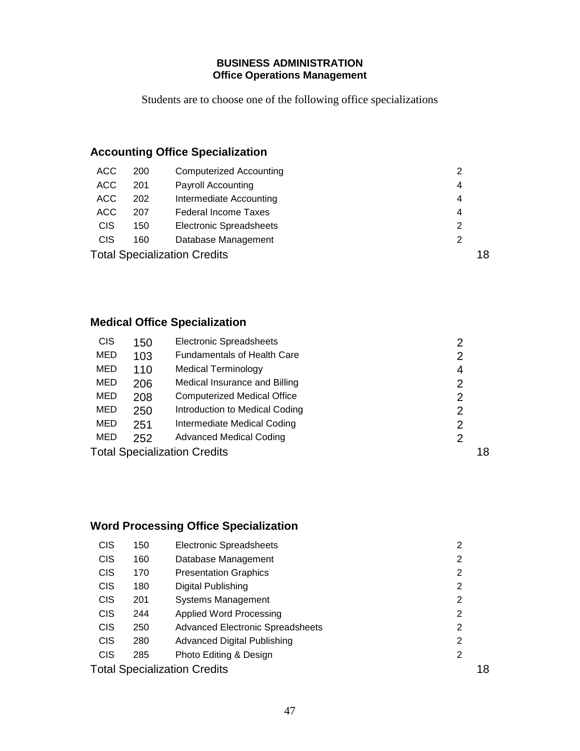**BUSINESS ADMINISTRATION**
**Office Operations Management**

Students are to choose one of the following office specializations

### Accounting Office Specialization

| | | | | |
|---|---|---|---|---|
| ACC | 200 | Computerized Accounting | 2 | |
| ACC | 201 | Payroll Accounting | 4 | |
| ACC | 202 | Intermediate Accounting | 4 | |
| ACC | 207 | Federal Income Taxes | 4 | |
| CIS | 150 | Electronic Spreadsheets | 2 | |
| CIS | 160 | Database Management | 2 | |
| Total Specialization Credits | | | | 18 |

### Medical Office Specialization

| | | | | |
|---|---|---|---|---|
| CIS | 150 | Electronic Spreadsheets | 2 | |
| MED | 103 | Fundamentals of Health Care | 2 | |
| MED | 110 | Medical Terminology | 4 | |
| MED | 206 | Medical Insurance and Billing | 2 | |
| MED | 208 | Computerized Medical Office | 2 | |
| MED | 250 | Introduction to Medical Coding | 2 | |
| MED | 251 | Intermediate Medical Coding | 2 | |
| MED | 252 | Advanced Medical Coding | 2 | |
| Total Specialization Credits | | | | 18 |

### Word Processing Office Specialization

| | | | | |
|---|---|---|---|---|
| CIS | 150 | Electronic Spreadsheets | 2 | |
| CIS | 160 | Database Management | 2 | |
| CIS | 170 | Presentation Graphics | 2 | |
| CIS | 180 | Digital Publishing | 2 | |
| CIS | 201 | Systems Management | 2 | |
| CIS | 244 | Applied Word Processing | 2 | |
| CIS | 250 | Advanced Electronic Spreadsheets | 2 | |
| CIS | 280 | Advanced Digital Publishing | 2 | |
| CIS | 285 | Photo Editing & Design | 2 | |
| Total Specialization Credits | | | | 18 |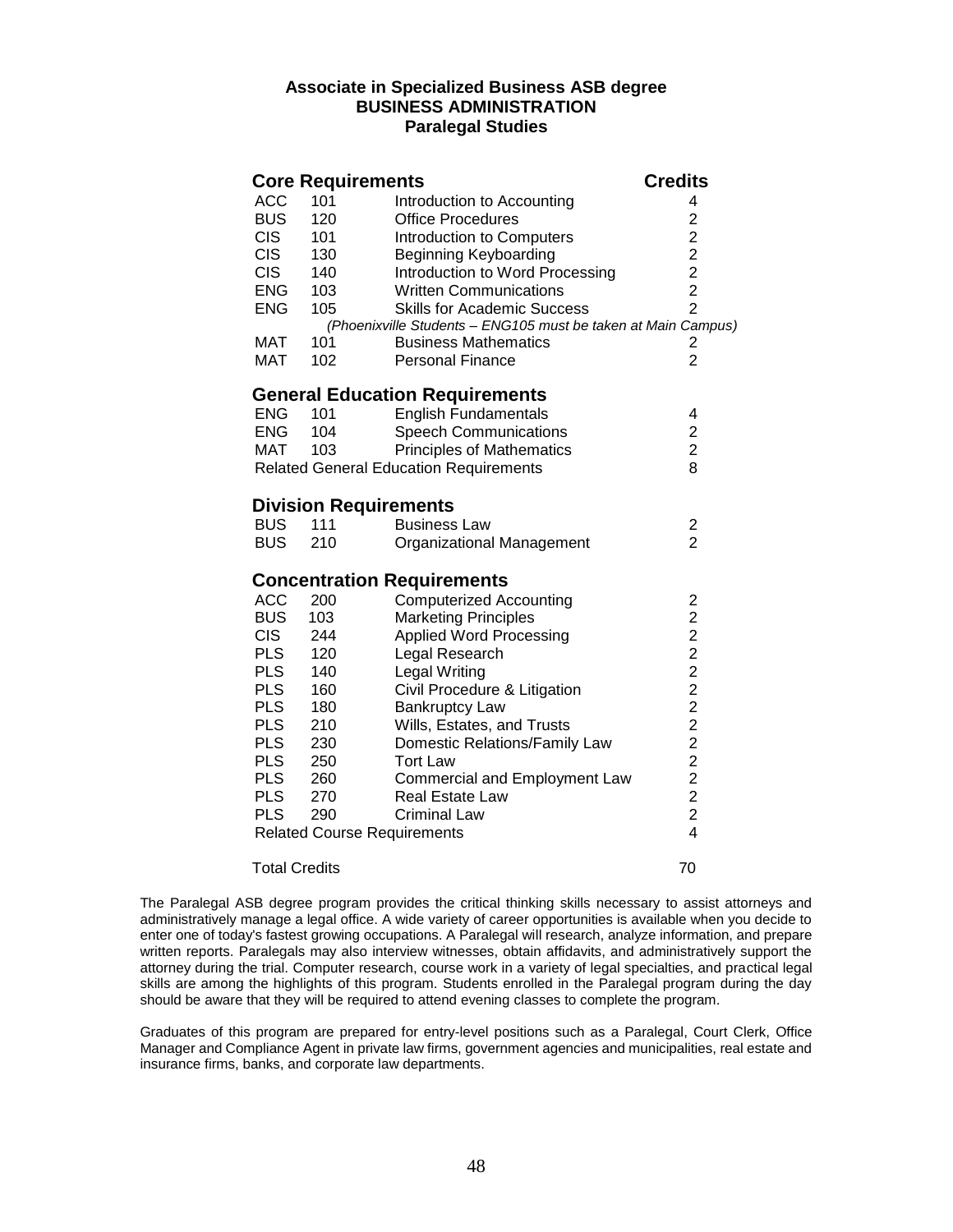**Associate in Specialized Business ASB degree**
**BUSINESS ADMINISTRATION**
**Paralegal Studies**

| **Core Requirements** | | | **Credits** |
|---|---|---|---|
| ACC | 101 | Introduction to Accounting | 4 |
| BUS | 120 | Office Procedures | 2 |
| CIS | 101 | Introduction to Computers | 2 |
| CIS | 130 | Beginning Keyboarding | 2 |
| CIS | 140 | Introduction to Word Processing | 2 |
| ENG | 103 | Written Communications | 2 |
| ENG | 105 | Skills for Academic Success | 2 |
| | | *(Phoenixville Students – ENG105 must be taken at Main Campus)* | |
| MAT | 101 | Business Mathematics | 2 |
| MAT | 102 | Personal Finance | 2 |
| **General Education Requirements** | | | |
| ENG | 101 | English Fundamentals | 4 |
| ENG | 104 | Speech Communications | 2 |
| MAT | 103 | Principles of Mathematics | 2 |
| Related General Education Requirements | | | 8 |
| **Division Requirements** | | | |
| BUS | 111 | Business Law | 2 |
| BUS | 210 | Organizational Management | 2 |
| **Concentration Requirements** | | | |
| ACC | 200 | Computerized Accounting | 2 |
| BUS | 103 | Marketing Principles | 2 |
| CIS | 244 | Applied Word Processing | 2 |
| PLS | 120 | Legal Research | 2 |
| PLS | 140 | Legal Writing | 2 |
| PLS | 160 | Civil Procedure & Litigation | 2 |
| PLS | 180 | Bankruptcy Law | 2 |
| PLS | 210 | Wills, Estates, and Trusts | 2 |
| PLS | 230 | Domestic Relations/Family Law | 2 |
| PLS | 250 | Tort Law | 2 |
| PLS | 260 | Commercial and Employment Law | 2 |
| PLS | 270 | Real Estate Law | 2 |
| PLS | 290 | Criminal Law | 2 |
| Related Course Requirements | | | 4 |
| Total Credits | | | 70 |

The Paralegal ASB degree program provides the critical thinking skills necessary to assist attorneys and administratively manage a legal office. A wide variety of career opportunities is available when you decide to enter one of today's fastest growing occupations. A Paralegal will research, analyze information, and prepare written reports. Paralegals may also interview witnesses, obtain affidavits, and administratively support the attorney during the trial. Computer research, course work in a variety of legal specialties, and practical legal skills are among the highlights of this program. Students enrolled in the Paralegal program during the day should be aware that they will be required to attend evening classes to complete the program.

Graduates of this program are prepared for entry-level positions such as a Paralegal, Court Clerk, Office Manager and Compliance Agent in private law firms, government agencies and municipalities, real estate and insurance firms, banks, and corporate law departments.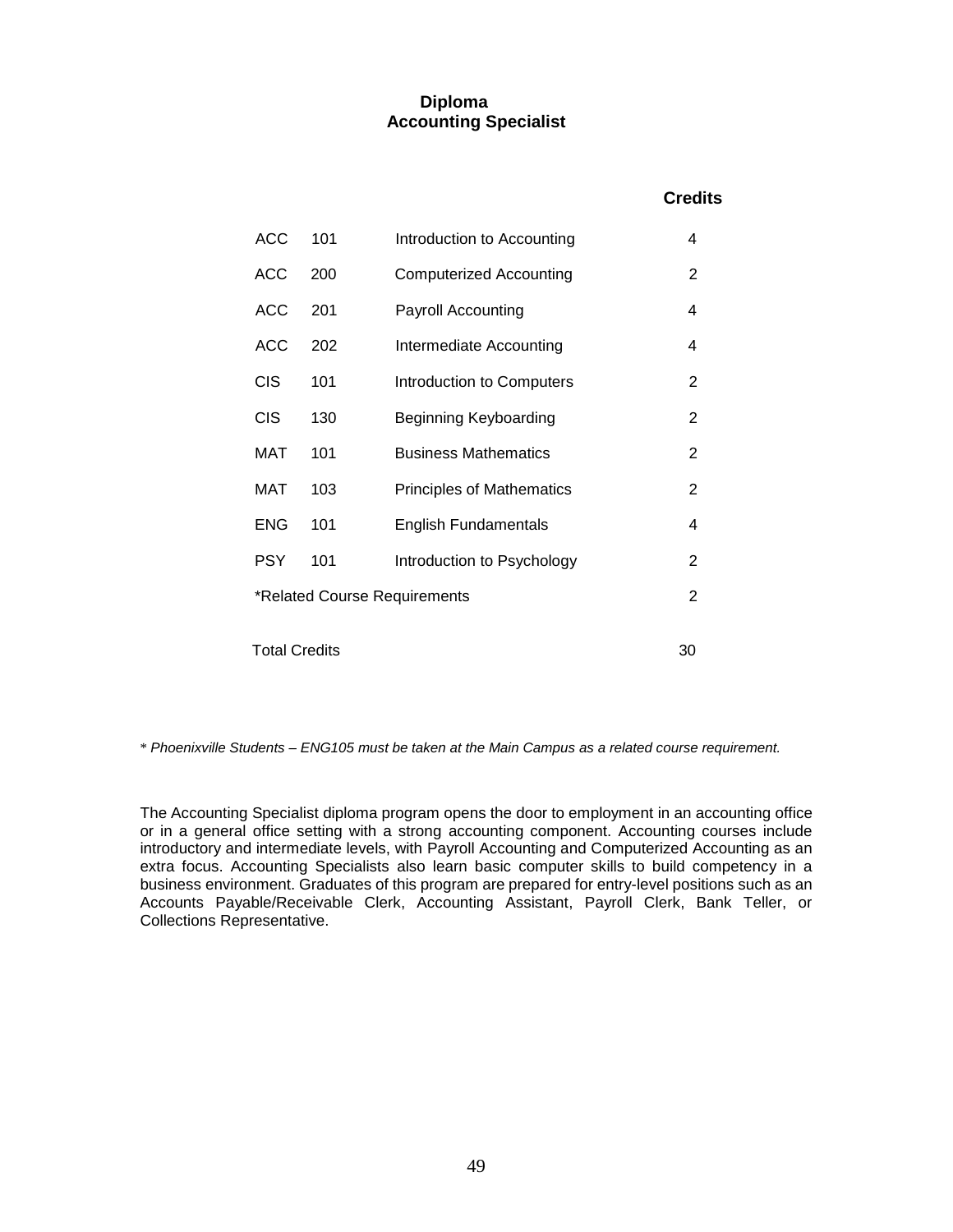# Diploma
## Accounting Specialist

| | | | Credits |
|---|---|---|---|
| ACC | 101 | Introduction to Accounting | 4 |
| ACC | 200 | Computerized Accounting | 2 |
| ACC | 201 | Payroll Accounting | 4 |
| ACC | 202 | Intermediate Accounting | 4 |
| CIS | 101 | Introduction to Computers | 2 |
| CIS | 130 | Beginning Keyboarding | 2 |
| MAT | 101 | Business Mathematics | 2 |
| MAT | 103 | Principles of Mathematics | 2 |
| ENG | 101 | English Fundamentals | 4 |
| PSY | 101 | Introduction to Psychology | 2 |
| *Related Course Requirements | | | 2 |
| Total Credits | | | 30 |

* *Phoenixville Students – ENG105 must be taken at the Main Campus as a related course requirement.*

The Accounting Specialist diploma program opens the door to employment in an accounting office or in a general office setting with a strong accounting component. Accounting courses include introductory and intermediate levels, with Payroll Accounting and Computerized Accounting as an extra focus. Accounting Specialists also learn basic computer skills to build competency in a business environment. Graduates of this program are prepared for entry-level positions such as an Accounts Payable/Receivable Clerk, Accounting Assistant, Payroll Clerk, Bank Teller, or Collections Representative.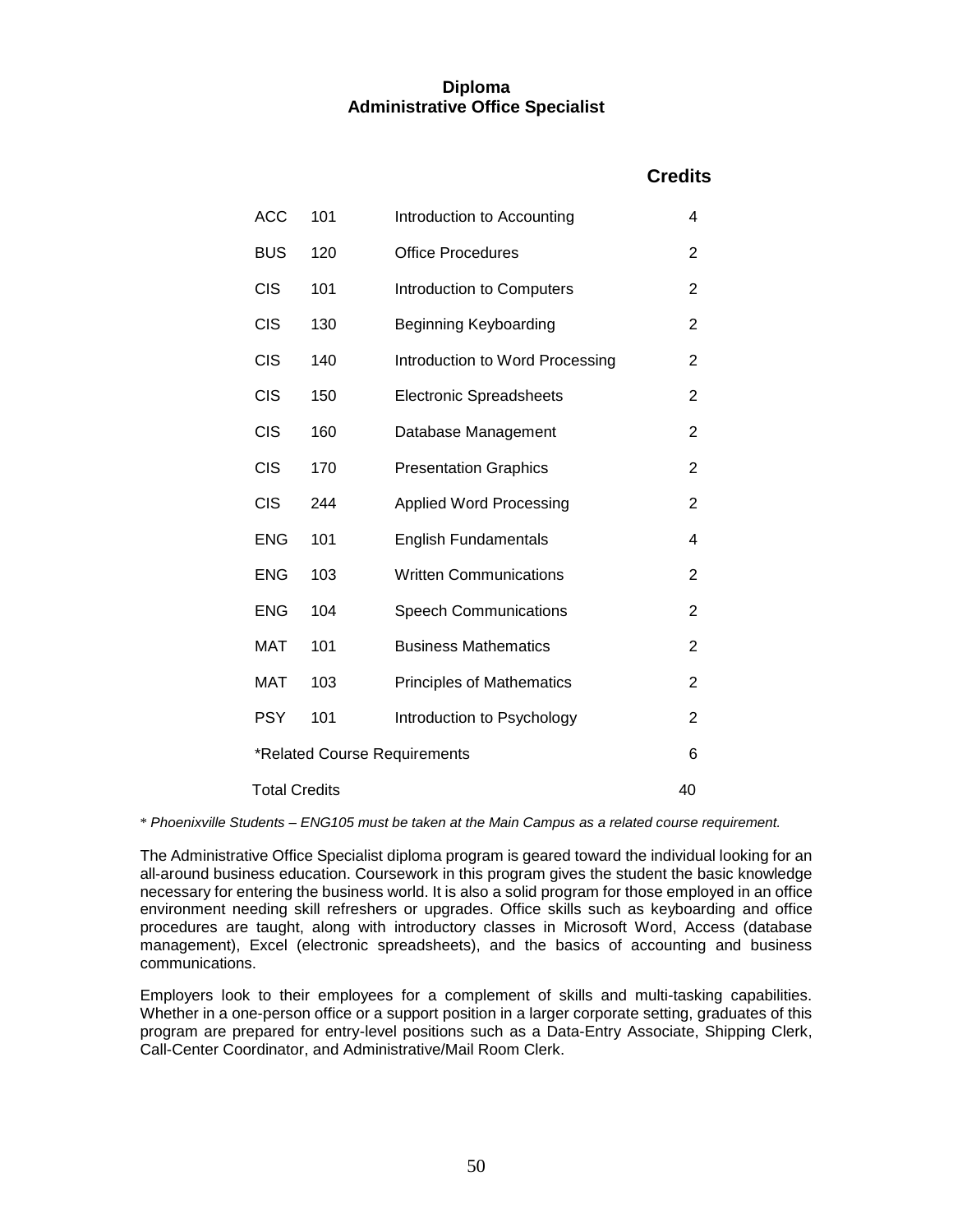## Diploma
## Administrative Office Specialist

| | | | Credits |
|---|---|---|---|
| ACC | 101 | Introduction to Accounting | 4 |
| BUS | 120 | Office Procedures | 2 |
| CIS | 101 | Introduction to Computers | 2 |
| CIS | 130 | Beginning Keyboarding | 2 |
| CIS | 140 | Introduction to Word Processing | 2 |
| CIS | 150 | Electronic Spreadsheets | 2 |
| CIS | 160 | Database Management | 2 |
| CIS | 170 | Presentation Graphics | 2 |
| CIS | 244 | Applied Word Processing | 2 |
| ENG | 101 | English Fundamentals | 4 |
| ENG | 103 | Written Communications | 2 |
| ENG | 104 | Speech Communications | 2 |
| MAT | 101 | Business Mathematics | 2 |
| MAT | 103 | Principles of Mathematics | 2 |
| PSY | 101 | Introduction to Psychology | 2 |
| *Related Course Requirements | | | 6 |
| Total Credits | | | 40 |

\* *Phoenixville Students – ENG105 must be taken at the Main Campus as a related course requirement.*

The Administrative Office Specialist diploma program is geared toward the individual looking for an all-around business education. Coursework in this program gives the student the basic knowledge necessary for entering the business world. It is also a solid program for those employed in an office environment needing skill refreshers or upgrades. Office skills such as keyboarding and office procedures are taught, along with introductory classes in Microsoft Word, Access (database management), Excel (electronic spreadsheets), and the basics of accounting and business communications.

Employers look to their employees for a complement of skills and multi-tasking capabilities. Whether in a one-person office or a support position in a larger corporate setting, graduates of this program are prepared for entry-level positions such as a Data-Entry Associate, Shipping Clerk, Call-Center Coordinator, and Administrative/Mail Room Clerk.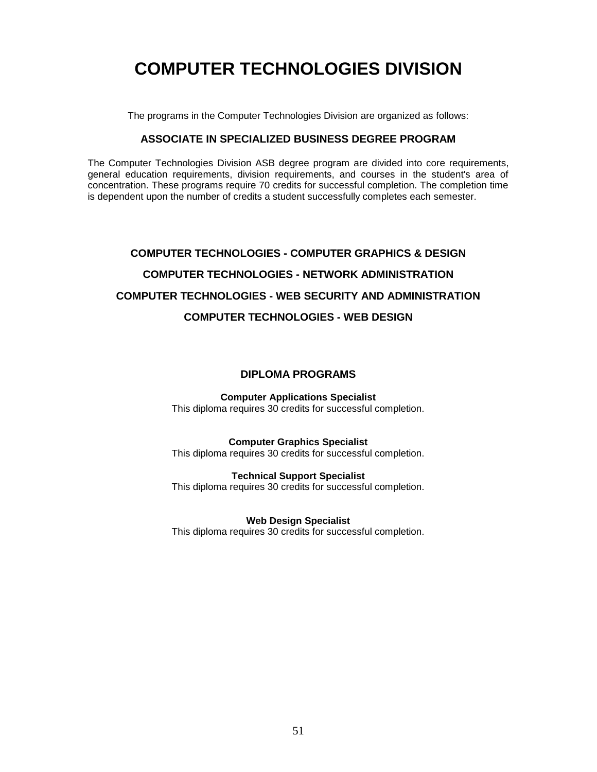# COMPUTER TECHNOLOGIES DIVISION

The programs in the Computer Technologies Division are organized as follows:

## ASSOCIATE IN SPECIALIZED BUSINESS DEGREE PROGRAM

The Computer Technologies Division ASB degree program are divided into core requirements, general education requirements, division requirements, and courses in the student's area of concentration. These programs require 70 credits for successful completion. The completion time is dependent upon the number of credits a student successfully completes each semester.

### COMPUTER TECHNOLOGIES - COMPUTER GRAPHICS & DESIGN

### COMPUTER TECHNOLOGIES - NETWORK ADMINISTRATION

### COMPUTER TECHNOLOGIES - WEB SECURITY AND ADMINISTRATION

### COMPUTER TECHNOLOGIES - WEB DESIGN

## DIPLOMA PROGRAMS

**Computer Applications Specialist**
This diploma requires 30 credits for successful completion.

**Computer Graphics Specialist**
This diploma requires 30 credits for successful completion.

**Technical Support Specialist**
This diploma requires 30 credits for successful completion.

**Web Design Specialist**
This diploma requires 30 credits for successful completion.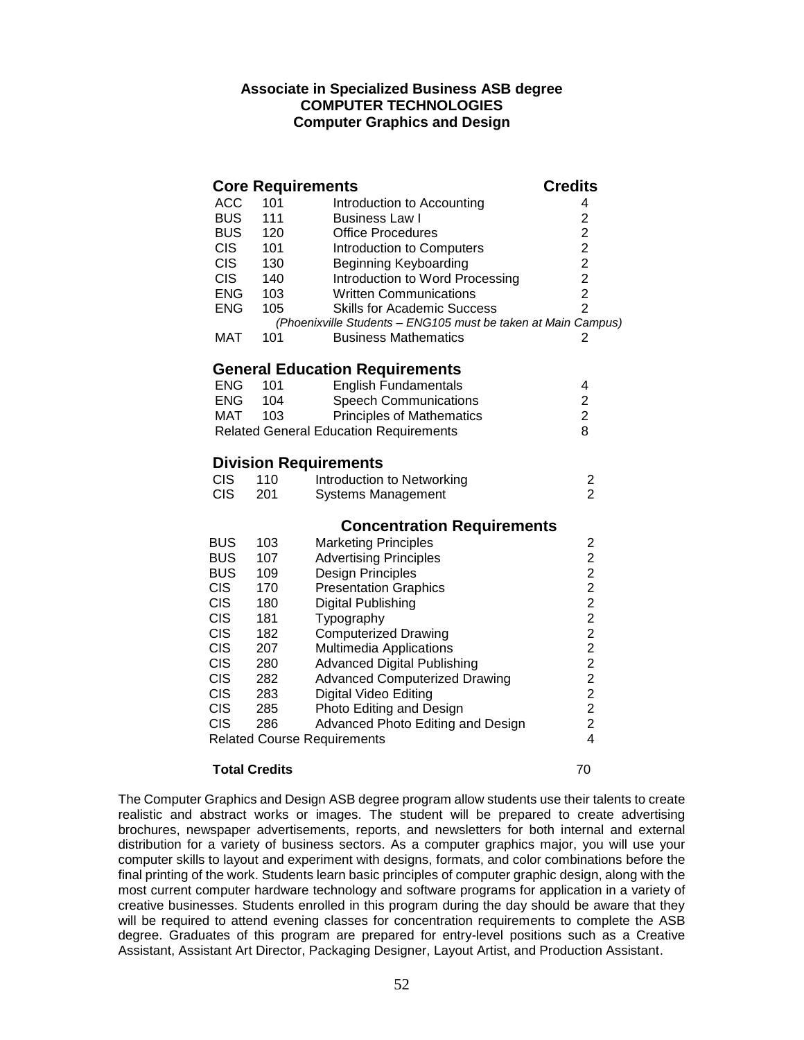**Associate in Specialized Business ASB degree**
**COMPUTER TECHNOLOGIES**
**Computer Graphics and Design**

| **Core Requirements** | | | **Credits** |
|---|---|---|---|
| ACC | 101 | Introduction to Accounting | 4 |
| BUS | 111 | Business Law I | 2 |
| BUS | 120 | Office Procedures | 2 |
| CIS | 101 | Introduction to Computers | 2 |
| CIS | 130 | Beginning Keyboarding | 2 |
| CIS | 140 | Introduction to Word Processing | 2 |
| ENG | 103 | Written Communications | 2 |
| ENG | 105 | Skills for Academic Success | 2 |
| | | *(Phoenixville Students – ENG105 must be taken at Main Campus)* | |
| MAT | 101 | Business Mathematics | 2 |
| **General Education Requirements** | | | |
| ENG | 101 | English Fundamentals | 4 |
| ENG | 104 | Speech Communications | 2 |
| MAT | 103 | Principles of Mathematics | 2 |
| Related General Education Requirements | | | 8 |
| **Division Requirements** | | | |
| CIS | 110 | Introduction to Networking | 2 |
| CIS | 201 | Systems Management | 2 |
| | | **Concentration Requirements** | |
| BUS | 103 | Marketing Principles | 2 |
| BUS | 107 | Advertising Principles | 2 |
| BUS | 109 | Design Principles | 2 |
| CIS | 170 | Presentation Graphics | 2 |
| CIS | 180 | Digital Publishing | 2 |
| CIS | 181 | Typography | 2 |
| CIS | 182 | Computerized Drawing | 2 |
| CIS | 207 | Multimedia Applications | 2 |
| CIS | 280 | Advanced Digital Publishing | 2 |
| CIS | 282 | Advanced Computerized Drawing | 2 |
| CIS | 283 | Digital Video Editing | 2 |
| CIS | 285 | Photo Editing and Design | 2 |
| CIS | 286 | Advanced Photo Editing and Design | 2 |
| Related Course Requirements | | | 4 |
| **Total Credits** | | | 70 |

The Computer Graphics and Design ASB degree program allow students use their talents to create realistic and abstract works or images. The student will be prepared to create advertising brochures, newspaper advertisements, reports, and newsletters for both internal and external distribution for a variety of business sectors. As a computer graphics major, you will use your computer skills to layout and experiment with designs, formats, and color combinations before the final printing of the work. Students learn basic principles of computer graphic design, along with the most current computer hardware technology and software programs for application in a variety of creative businesses. Students enrolled in this program during the day should be aware that they will be required to attend evening classes for concentration requirements to complete the ASB degree. Graduates of this program are prepared for entry-level positions such as a Creative Assistant, Assistant Art Director, Packaging Designer, Layout Artist, and Production Assistant.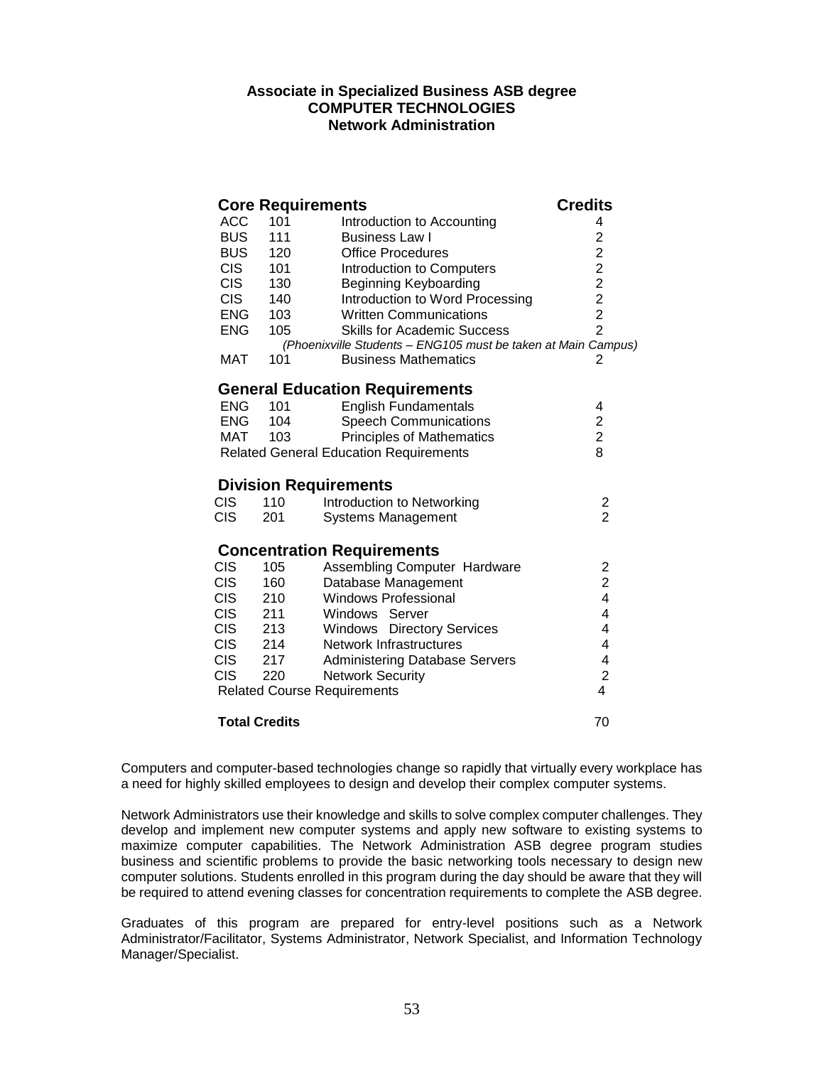**Associate in Specialized Business ASB degree**
**COMPUTER TECHNOLOGIES**
**Network Administration**

| **Core Requirements** | | | **Credits** |
|---|---|---|---|
| ACC | 101 | Introduction to Accounting | 4 |
| BUS | 111 | Business Law I | 2 |
| BUS | 120 | Office Procedures | 2 |
| CIS | 101 | Introduction to Computers | 2 |
| CIS | 130 | Beginning Keyboarding | 2 |
| CIS | 140 | Introduction to Word Processing | 2 |
| ENG | 103 | Written Communications | 2 |
| ENG | 105 | Skills for Academic Success *(Phoenixville Students – ENG105 must be taken at Main Campus)* | 2 |
| MAT | 101 | Business Mathematics | 2 |
| **General Education Requirements** | | | |
| ENG | 101 | English Fundamentals | 4 |
| ENG | 104 | Speech Communications | 2 |
| MAT | 103 | Principles of Mathematics | 2 |
| Related General Education Requirements | | | 8 |
| **Division Requirements** | | | |
| CIS | 110 | Introduction to Networking | 2 |
| CIS | 201 | Systems Management | 2 |
| **Concentration Requirements** | | | |
| CIS | 105 | Assembling Computer Hardware | 2 |
| CIS | 160 | Database Management | 2 |
| CIS | 210 | Windows Professional | 4 |
| CIS | 211 | Windows Server | 4 |
| CIS | 213 | Windows Directory Services | 4 |
| CIS | 214 | Network Infrastructures | 4 |
| CIS | 217 | Administering Database Servers | 4 |
| CIS | 220 | Network Security | 2 |
| Related Course Requirements | | | 4 |
| **Total Credits** | | | 70 |

Computers and computer-based technologies change so rapidly that virtually every workplace has a need for highly skilled employees to design and develop their complex computer systems.

Network Administrators use their knowledge and skills to solve complex computer challenges. They develop and implement new computer systems and apply new software to existing systems to maximize computer capabilities. The Network Administration ASB degree program studies business and scientific problems to provide the basic networking tools necessary to design new computer solutions. Students enrolled in this program during the day should be aware that they will be required to attend evening classes for concentration requirements to complete the ASB degree.

Graduates of this program are prepared for entry-level positions such as a Network Administrator/Facilitator, Systems Administrator, Network Specialist, and Information Technology Manager/Specialist.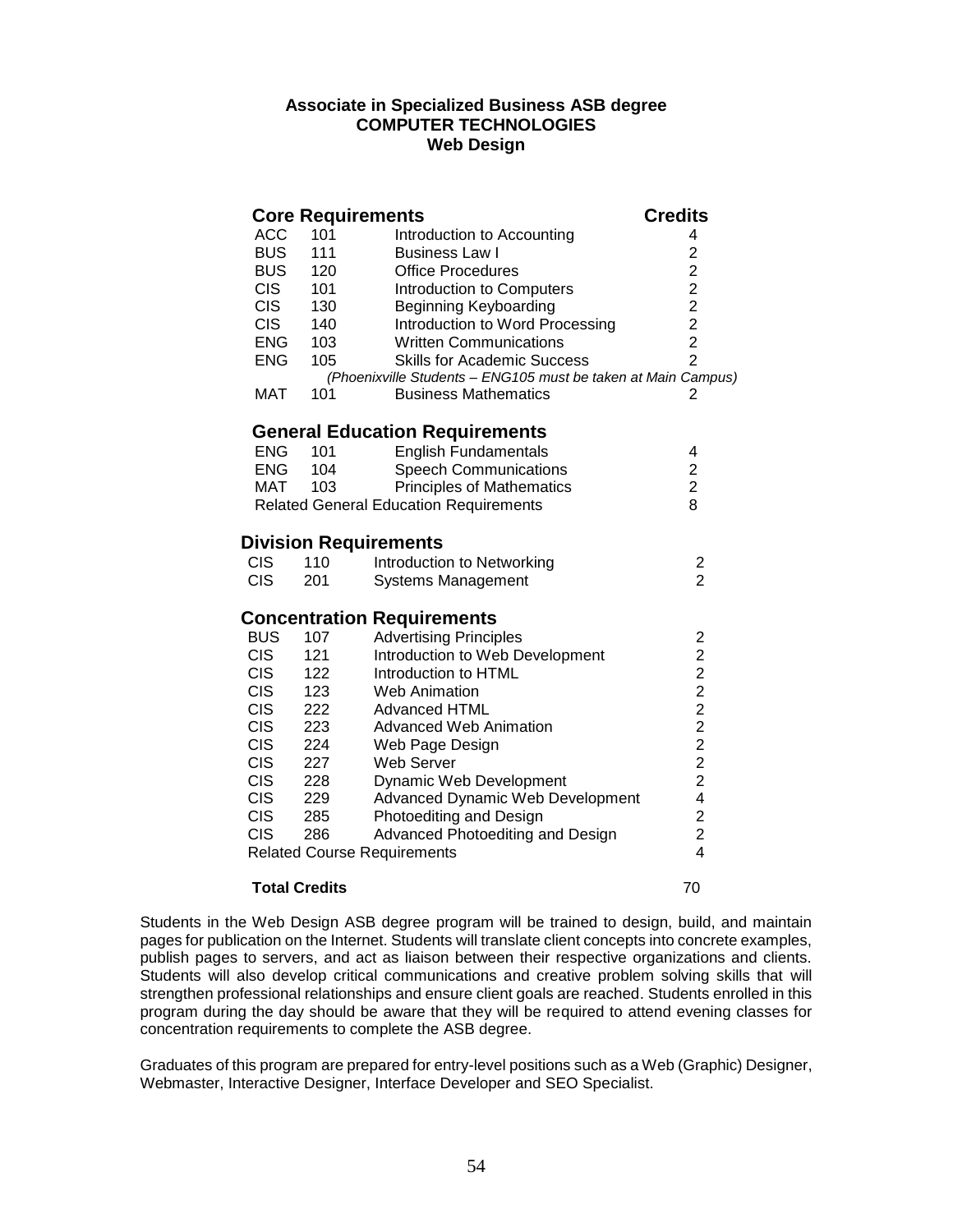**Associate in Specialized Business ASB degree**
**COMPUTER TECHNOLOGIES**
**Web Design**

| Core Requirements | | | Credits |
|---|---|---|---|
| ACC | 101 | Introduction to Accounting | 4 |
| BUS | 111 | Business Law I | 2 |
| BUS | 120 | Office Procedures | 2 |
| CIS | 101 | Introduction to Computers | 2 |
| CIS | 130 | Beginning Keyboarding | 2 |
| CIS | 140 | Introduction to Word Processing | 2 |
| ENG | 103 | Written Communications | 2 |
| ENG | 105 | Skills for Academic Success | 2 |
| | | *(Phoenixville Students – ENG105 must be taken at Main Campus)* | |
| MAT | 101 | Business Mathematics | 2 |
| **General Education Requirements** | | | |
| ENG | 101 | English Fundamentals | 4 |
| ENG | 104 | Speech Communications | 2 |
| MAT | 103 | Principles of Mathematics | 2 |
| Related General Education Requirements | | | 8 |
| **Division Requirements** | | | |
| CIS | 110 | Introduction to Networking | 2 |
| CIS | 201 | Systems Management | 2 |
| **Concentration Requirements** | | | |
| BUS | 107 | Advertising Principles | 2 |
| CIS | 121 | Introduction to Web Development | 2 |
| CIS | 122 | Introduction to HTML | 2 |
| CIS | 123 | Web Animation | 2 |
| CIS | 222 | Advanced HTML | 2 |
| CIS | 223 | Advanced Web Animation | 2 |
| CIS | 224 | Web Page Design | 2 |
| CIS | 227 | Web Server | 2 |
| CIS | 228 | Dynamic Web Development | 2 |
| CIS | 229 | Advanced Dynamic Web Development | 4 |
| CIS | 285 | Photoediting and Design | 2 |
| CIS | 286 | Advanced Photoediting and Design | 2 |
| Related Course Requirements | | | 4 |
| **Total Credits** | | | 70 |

Students in the Web Design ASB degree program will be trained to design, build, and maintain pages for publication on the Internet. Students will translate client concepts into concrete examples, publish pages to servers, and act as liaison between their respective organizations and clients. Students will also develop critical communications and creative problem solving skills that will strengthen professional relationships and ensure client goals are reached. Students enrolled in this program during the day should be aware that they will be required to attend evening classes for concentration requirements to complete the ASB degree.

Graduates of this program are prepared for entry-level positions such as a Web (Graphic) Designer, Webmaster, Interactive Designer, Interface Developer and SEO Specialist.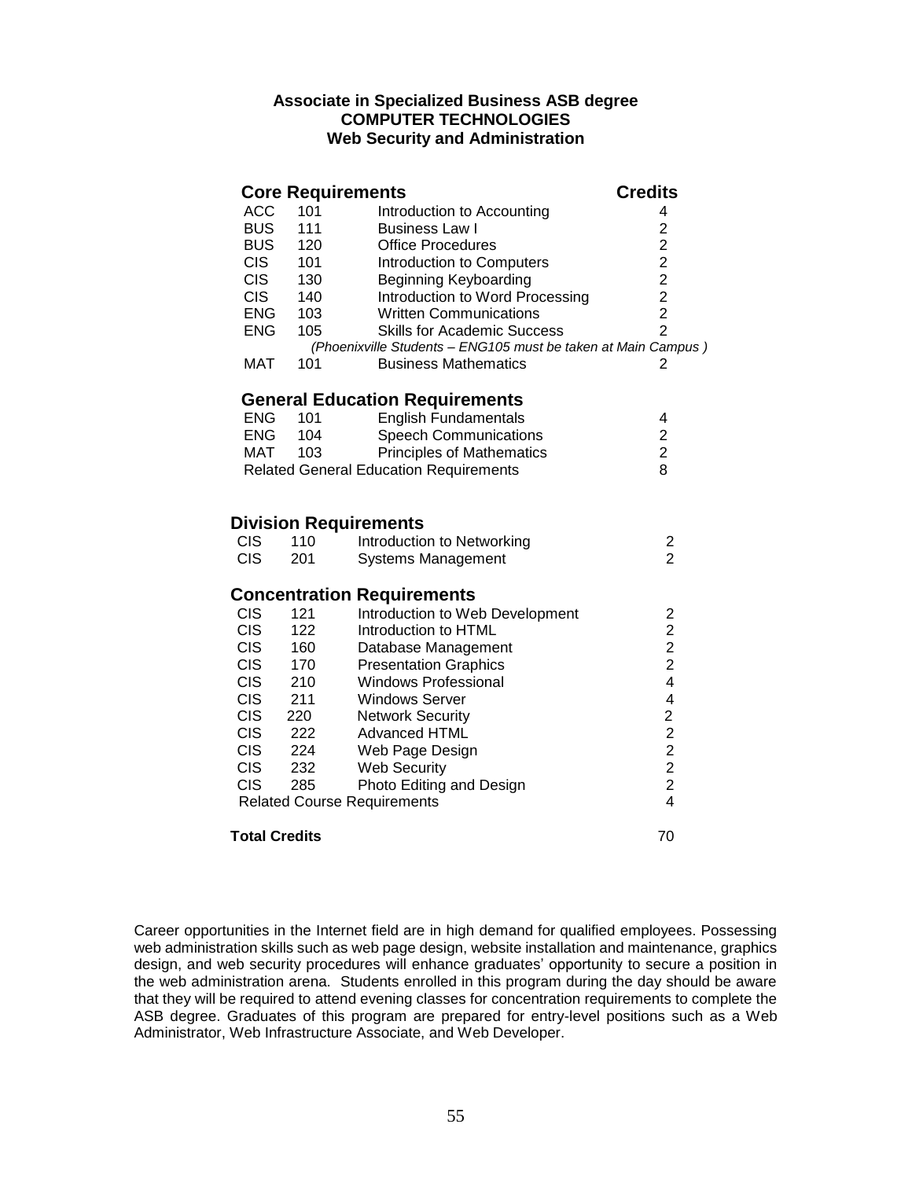**Associate in Specialized Business ASB degree**
**COMPUTER TECHNOLOGIES**
**Web Security and Administration**

## Core Requirements

| | | | Credits |
|---|---|---|---|
| ACC | 101 | Introduction to Accounting | 4 |
| BUS | 111 | Business Law I | 2 |
| BUS | 120 | Office Procedures | 2 |
| CIS | 101 | Introduction to Computers | 2 |
| CIS | 130 | Beginning Keyboarding | 2 |
| CIS | 140 | Introduction to Word Processing | 2 |
| ENG | 103 | Written Communications | 2 |
| ENG | 105 | Skills for Academic Success | 2 |
| | | *(Phoenixville Students – ENG105 must be taken at Main Campus )* | |
| MAT | 101 | Business Mathematics | 2 |

## General Education Requirements

| | | | |
|---|---|---|---|
| ENG | 101 | English Fundamentals | 4 |
| ENG | 104 | Speech Communications | 2 |
| MAT | 103 | Principles of Mathematics | 2 |
| Related General Education Requirements | | | 8 |

## Division Requirements

| | | | |
|---|---|---|---|
| CIS | 110 | Introduction to Networking | 2 |
| CIS | 201 | Systems Management | 2 |

## Concentration Requirements

| | | | |
|---|---|---|---|
| CIS | 121 | Introduction to Web Development | 2 |
| CIS | 122 | Introduction to HTML | 2 |
| CIS | 160 | Database Management | 2 |
| CIS | 170 | Presentation Graphics | 2 |
| CIS | 210 | Windows Professional | 4 |
| CIS | 211 | Windows Server | 4 |
| CIS | 220 | Network Security | 2 |
| CIS | 222 | Advanced HTML | 2 |
| CIS | 224 | Web Page Design | 2 |
| CIS | 232 | Web Security | 2 |
| CIS | 285 | Photo Editing and Design | 2 |
| Related Course Requirements | | | 4 |

**Total Credits** 70

Career opportunities in the Internet field are in high demand for qualified employees. Possessing web administration skills such as web page design, website installation and maintenance, graphics design, and web security procedures will enhance graduates' opportunity to secure a position in the web administration arena. Students enrolled in this program during the day should be aware that they will be required to attend evening classes for concentration requirements to complete the ASB degree. Graduates of this program are prepared for entry-level positions such as a Web Administrator, Web Infrastructure Associate, and Web Developer.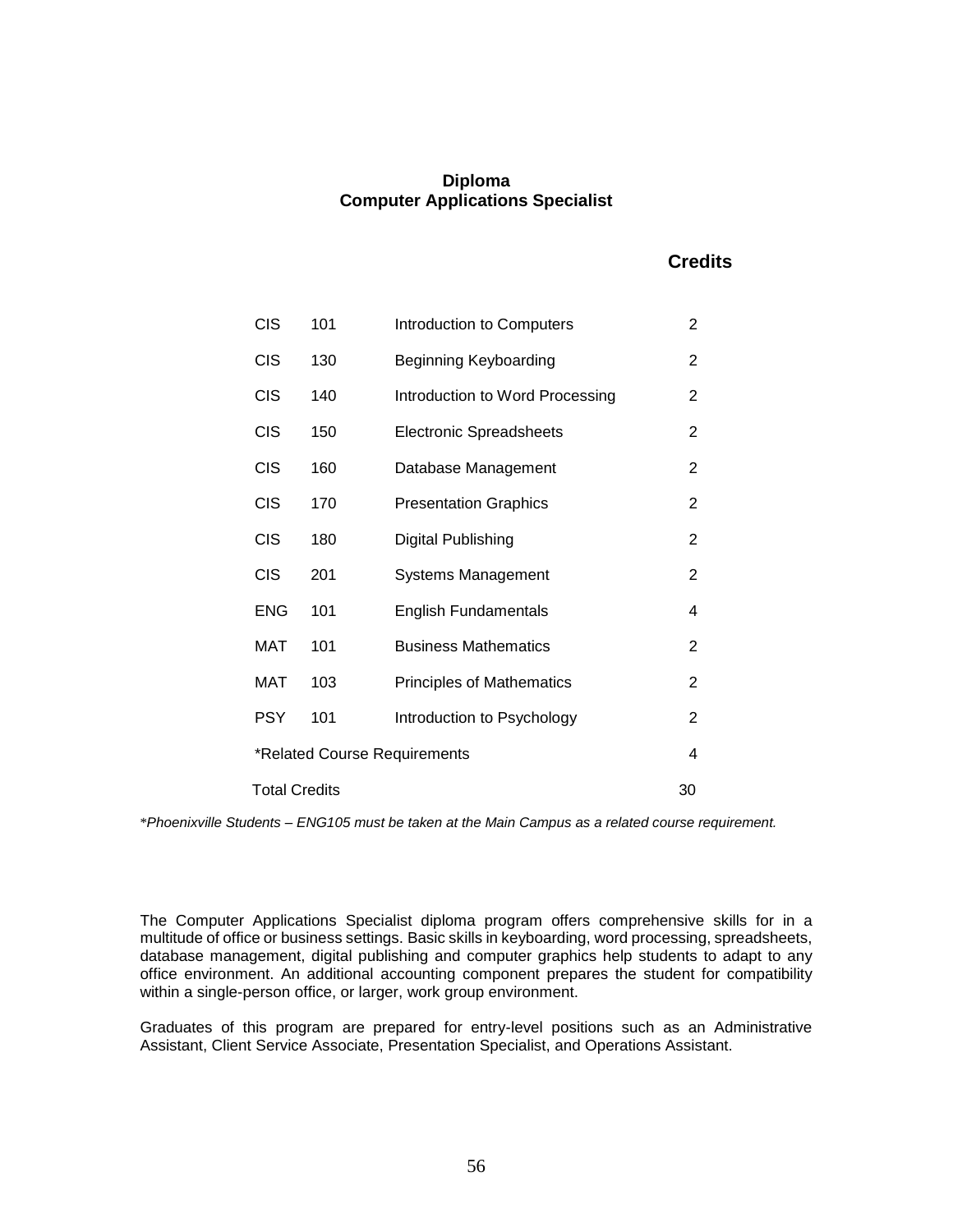## Diploma
## Computer Applications Specialist

| | | | Credits |
|---|---|---|---|
| CIS | 101 | Introduction to Computers | 2 |
| CIS | 130 | Beginning Keyboarding | 2 |
| CIS | 140 | Introduction to Word Processing | 2 |
| CIS | 150 | Electronic Spreadsheets | 2 |
| CIS | 160 | Database Management | 2 |
| CIS | 170 | Presentation Graphics | 2 |
| CIS | 180 | Digital Publishing | 2 |
| CIS | 201 | Systems Management | 2 |
| ENG | 101 | English Fundamentals | 4 |
| MAT | 101 | Business Mathematics | 2 |
| MAT | 103 | Principles of Mathematics | 2 |
| PSY | 101 | Introduction to Psychology | 2 |
| *Related Course Requirements | | | 4 |
| Total Credits | | | 30 |

*\*Phoenixville Students – ENG105 must be taken at the Main Campus as a related course requirement.*

The Computer Applications Specialist diploma program offers comprehensive skills for in a multitude of office or business settings. Basic skills in keyboarding, word processing, spreadsheets, database management, digital publishing and computer graphics help students to adapt to any office environment. An additional accounting component prepares the student for compatibility within a single-person office, or larger, work group environment.

Graduates of this program are prepared for entry-level positions such as an Administrative Assistant, Client Service Associate, Presentation Specialist, and Operations Assistant.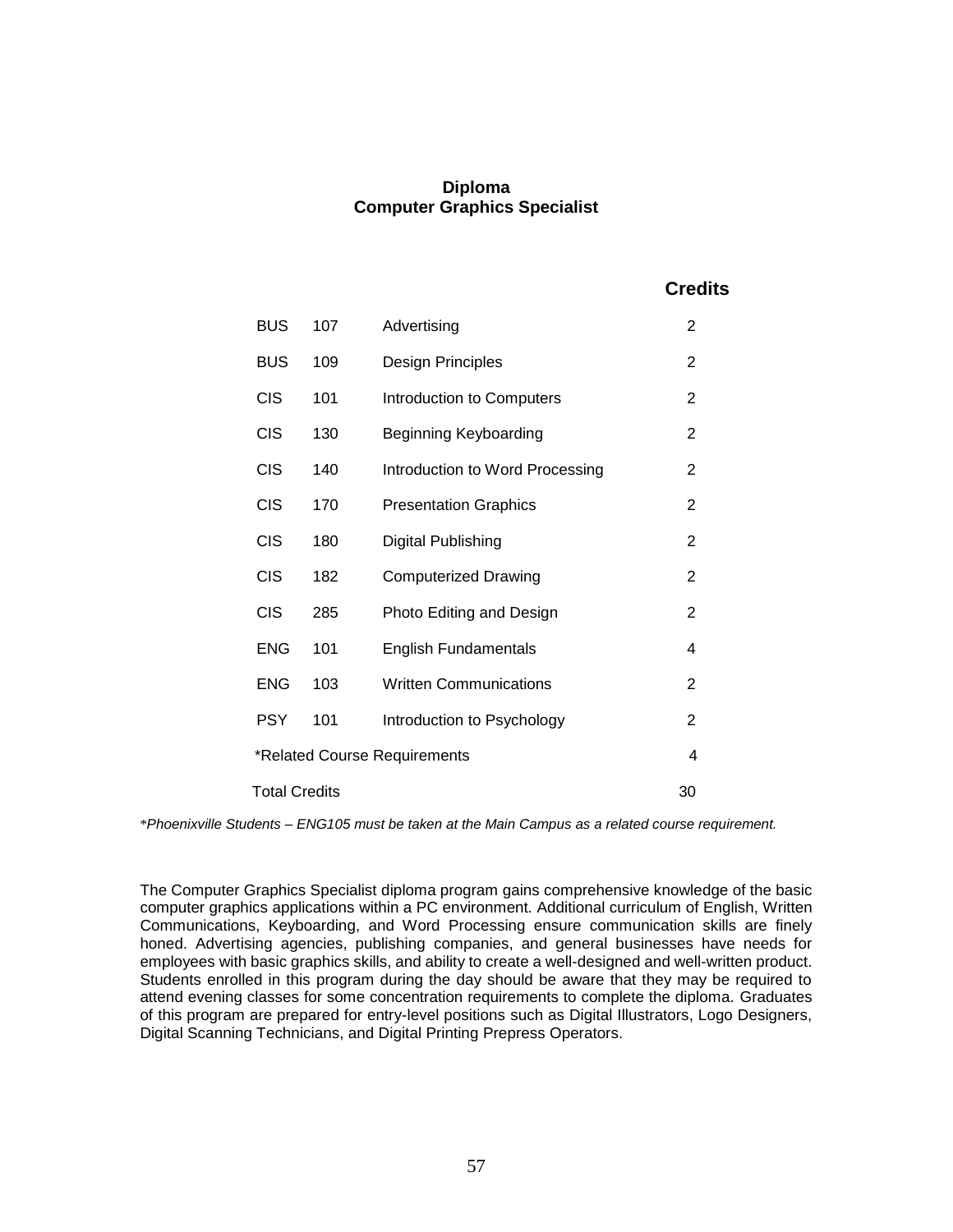## Diploma
## Computer Graphics Specialist

| | | | Credits |
|---|---|---|---|
| BUS | 107 | Advertising | 2 |
| BUS | 109 | Design Principles | 2 |
| CIS | 101 | Introduction to Computers | 2 |
| CIS | 130 | Beginning Keyboarding | 2 |
| CIS | 140 | Introduction to Word Processing | 2 |
| CIS | 170 | Presentation Graphics | 2 |
| CIS | 180 | Digital Publishing | 2 |
| CIS | 182 | Computerized Drawing | 2 |
| CIS | 285 | Photo Editing and Design | 2 |
| ENG | 101 | English Fundamentals | 4 |
| ENG | 103 | Written Communications | 2 |
| PSY | 101 | Introduction to Psychology | 2 |
| *Related Course Requirements | | | 4 |
| Total Credits | | | 30 |

*\*Phoenixville Students – ENG105 must be taken at the Main Campus as a related course requirement.*

The Computer Graphics Specialist diploma program gains comprehensive knowledge of the basic computer graphics applications within a PC environment. Additional curriculum of English, Written Communications, Keyboarding, and Word Processing ensure communication skills are finely honed. Advertising agencies, publishing companies, and general businesses have needs for employees with basic graphics skills, and ability to create a well-designed and well-written product. Students enrolled in this program during the day should be aware that they may be required to attend evening classes for some concentration requirements to complete the diploma. Graduates of this program are prepared for entry-level positions such as Digital Illustrators, Logo Designers, Digital Scanning Technicians, and Digital Printing Prepress Operators.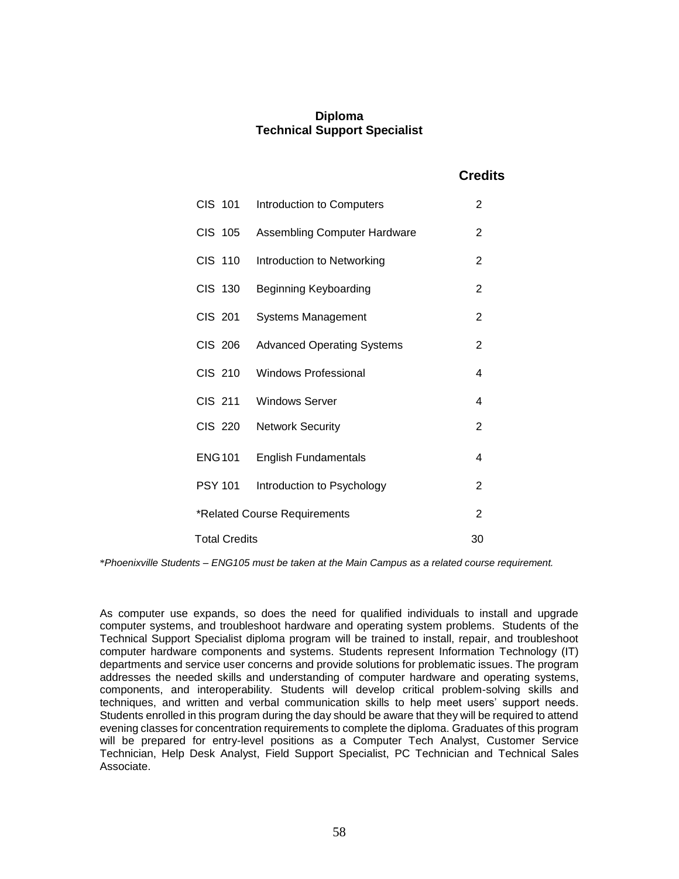# Diploma
## Technical Support Specialist

| | | Credits |
|---|---|---|
| CIS 101 | Introduction to Computers | 2 |
| CIS 105 | Assembling Computer Hardware | 2 |
| CIS 110 | Introduction to Networking | 2 |
| CIS 130 | Beginning Keyboarding | 2 |
| CIS 201 | Systems Management | 2 |
| CIS 206 | Advanced Operating Systems | 2 |
| CIS 210 | Windows Professional | 4 |
| CIS 211 | Windows Server | 4 |
| CIS 220 | Network Security | 2 |
| ENG101 | English Fundamentals | 4 |
| PSY 101 | Introduction to Psychology | 2 |
| *Related Course Requirements | | 2 |
| Total Credits | | 30 |

*\*Phoenixville Students – ENG105 must be taken at the Main Campus as a related course requirement.*

As computer use expands, so does the need for qualified individuals to install and upgrade computer systems, and troubleshoot hardware and operating system problems. Students of the Technical Support Specialist diploma program will be trained to install, repair, and troubleshoot computer hardware components and systems. Students represent Information Technology (IT) departments and service user concerns and provide solutions for problematic issues. The program addresses the needed skills and understanding of computer hardware and operating systems, components, and interoperability. Students will develop critical problem-solving skills and techniques, and written and verbal communication skills to help meet users' support needs. Students enrolled in this program during the day should be aware that they will be required to attend evening classes for concentration requirements to complete the diploma. Graduates of this program will be prepared for entry-level positions as a Computer Tech Analyst, Customer Service Technician, Help Desk Analyst, Field Support Specialist, PC Technician and Technical Sales Associate.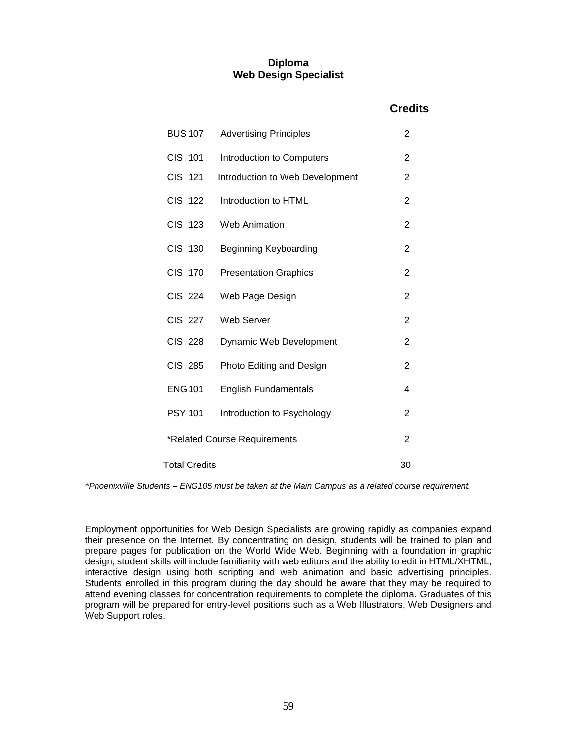## Diploma
## Web Design Specialist

| | | Credits |
|---|---|---|
| BUS 107 | Advertising Principles | 2 |
| CIS 101 | Introduction to Computers | 2 |
| CIS 121 | Introduction to Web Development | 2 |
| CIS 122 | Introduction to HTML | 2 |
| CIS 123 | Web Animation | 2 |
| CIS 130 | Beginning Keyboarding | 2 |
| CIS 170 | Presentation Graphics | 2 |
| CIS 224 | Web Page Design | 2 |
| CIS 227 | Web Server | 2 |
| CIS 228 | Dynamic Web Development | 2 |
| CIS 285 | Photo Editing and Design | 2 |
| ENG 101 | English Fundamentals | 4 |
| PSY 101 | Introduction to Psychology | 2 |
| *Related Course Requirements | | 2 |
| Total Credits | | 30 |

*\*Phoenixville Students – ENG105 must be taken at the Main Campus as a related course requirement.*

Employment opportunities for Web Design Specialists are growing rapidly as companies expand their presence on the Internet. By concentrating on design, students will be trained to plan and prepare pages for publication on the World Wide Web. Beginning with a foundation in graphic design, student skills will include familiarity with web editors and the ability to edit in HTML/XHTML, interactive design using both scripting and web animation and basic advertising principles. Students enrolled in this program during the day should be aware that they may be required to attend evening classes for concentration requirements to complete the diploma. Graduates of this program will be prepared for entry-level positions such as a Web Illustrators, Web Designers and Web Support roles.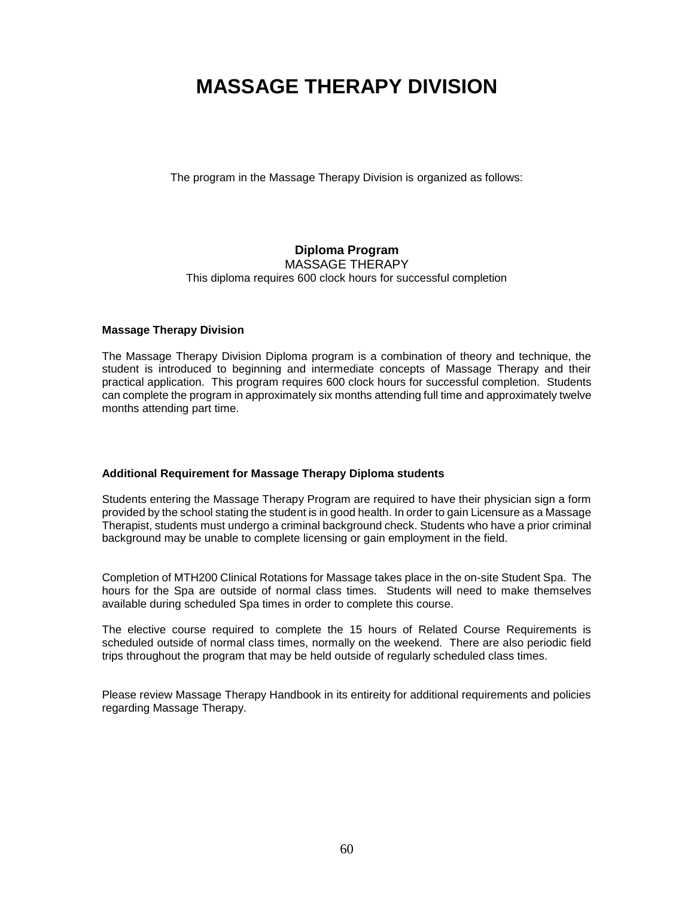# MASSAGE THERAPY DIVISION

The program in the Massage Therapy Division is organized as follows:

**Diploma Program**
MASSAGE THERAPY
This diploma requires 600 clock hours for successful completion

**Massage Therapy Division**

The Massage Therapy Division Diploma program is a combination of theory and technique, the student is introduced to beginning and intermediate concepts of Massage Therapy and their practical application. This program requires 600 clock hours for successful completion. Students can complete the program in approximately six months attending full time and approximately twelve months attending part time.

**Additional Requirement for Massage Therapy Diploma students**

Students entering the Massage Therapy Program are required to have their physician sign a form provided by the school stating the student is in good health. In order to gain Licensure as a Massage Therapist, students must undergo a criminal background check. Students who have a prior criminal background may be unable to complete licensing or gain employment in the field.

Completion of MTH200 Clinical Rotations for Massage takes place in the on-site Student Spa. The hours for the Spa are outside of normal class times. Students will need to make themselves available during scheduled Spa times in order to complete this course.

The elective course required to complete the 15 hours of Related Course Requirements is scheduled outside of normal class times, normally on the weekend. There are also periodic field trips throughout the program that may be held outside of regularly scheduled class times.

Please review Massage Therapy Handbook in its entireity for additional requirements and policies regarding Massage Therapy.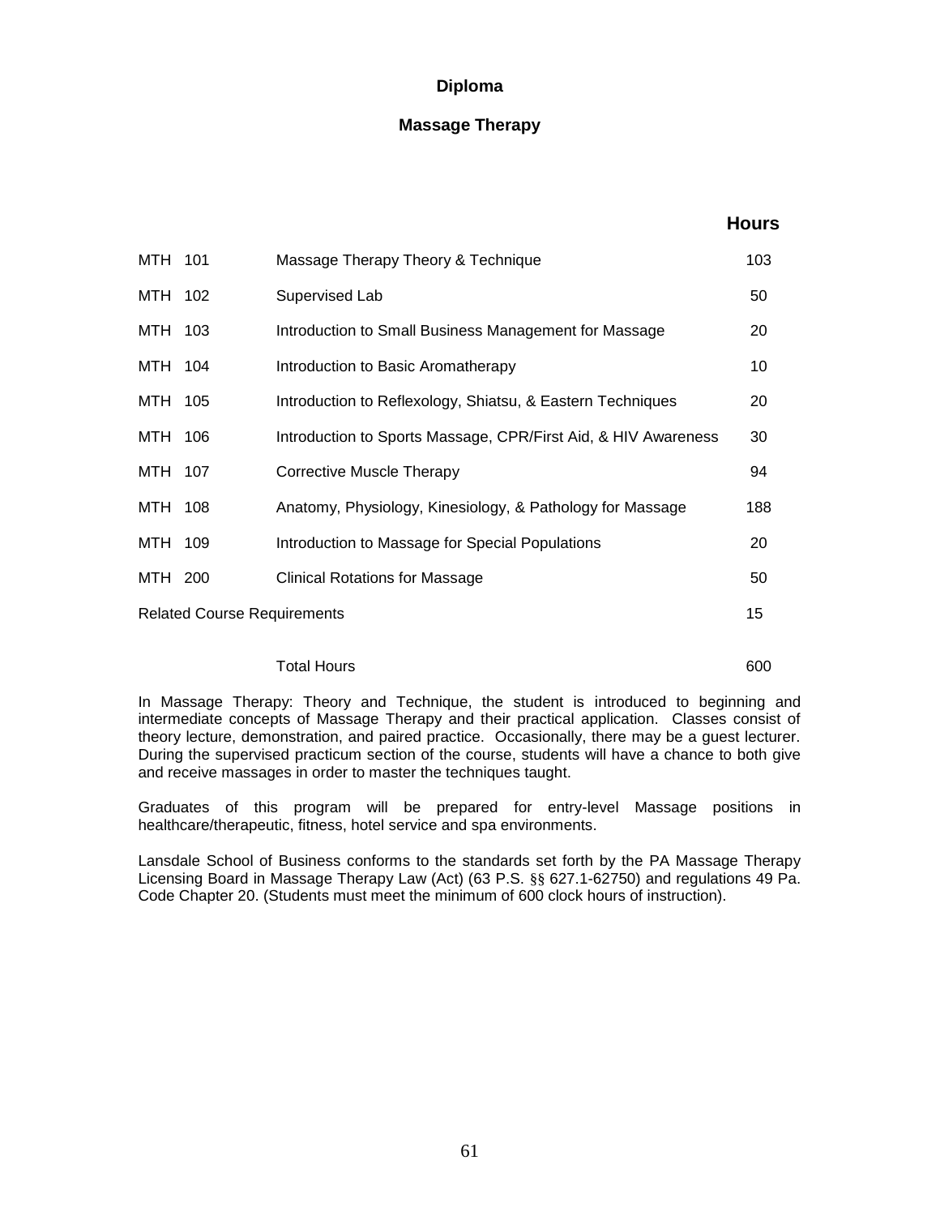# Diploma

## Massage Therapy

| | | Hours |
|---|---|---|
| MTH 101 | Massage Therapy Theory & Technique | 103 |
| MTH 102 | Supervised Lab | 50 |
| MTH 103 | Introduction to Small Business Management for Massage | 20 |
| MTH 104 | Introduction to Basic Aromatherapy | 10 |
| MTH 105 | Introduction to Reflexology, Shiatsu, & Eastern Techniques | 20 |
| MTH 106 | Introduction to Sports Massage, CPR/First Aid, & HIV Awareness | 30 |
| MTH 107 | Corrective Muscle Therapy | 94 |
| MTH 108 | Anatomy, Physiology, Kinesiology, & Pathology for Massage | 188 |
| MTH 109 | Introduction to Massage for Special Populations | 20 |
| MTH 200 | Clinical Rotations for Massage | 50 |
| Related Course Requirements | | 15 |
| | Total Hours | 600 |

In Massage Therapy: Theory and Technique, the student is introduced to beginning and intermediate concepts of Massage Therapy and their practical application. Classes consist of theory lecture, demonstration, and paired practice. Occasionally, there may be a guest lecturer. During the supervised practicum section of the course, students will have a chance to both give and receive massages in order to master the techniques taught.

Graduates of this program will be prepared for entry-level Massage positions in healthcare/therapeutic, fitness, hotel service and spa environments.

Lansdale School of Business conforms to the standards set forth by the PA Massage Therapy Licensing Board in Massage Therapy Law (Act) (63 P.S. §§ 627.1-62750) and regulations 49 Pa. Code Chapter 20. (Students must meet the minimum of 600 clock hours of instruction).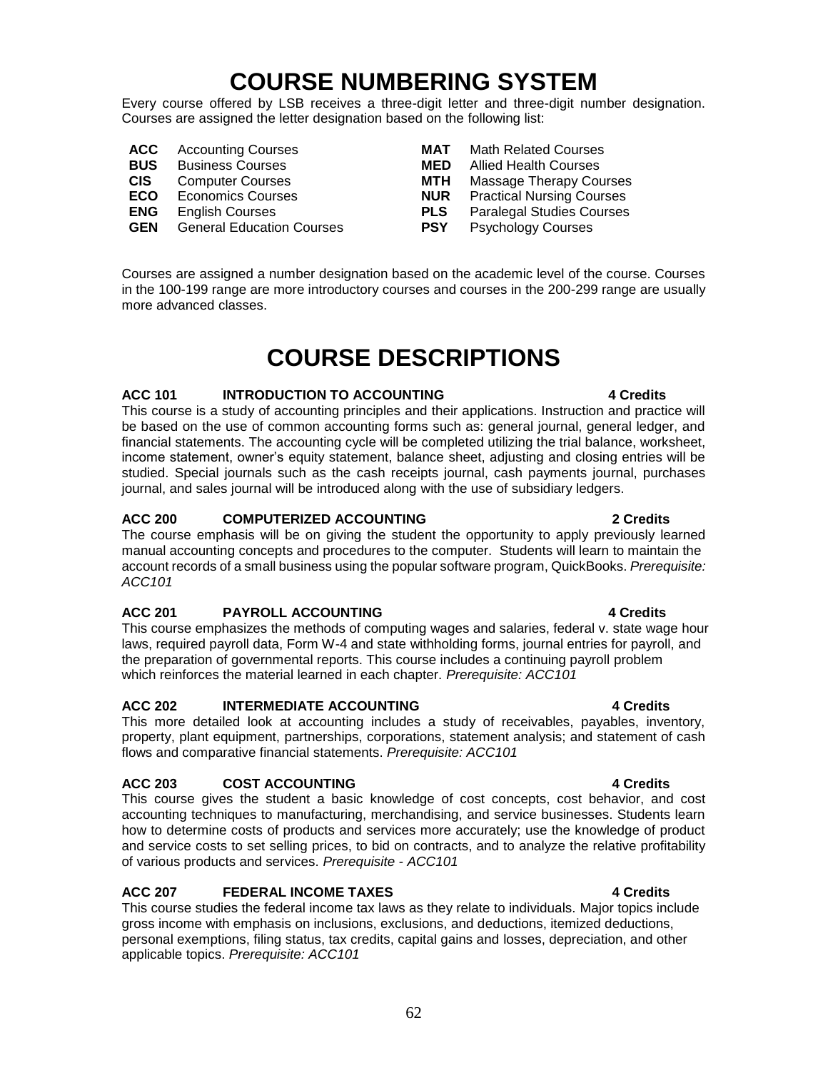# COURSE NUMBERING SYSTEM

Every course offered by LSB receives a three-digit letter and three-digit number designation. Courses are assigned the letter designation based on the following list:

| | | | |
|---|---|---|---|
| **ACC** | Accounting Courses | **MAT** | Math Related Courses |
| **BUS** | Business Courses | **MED** | Allied Health Courses |
| **CIS** | Computer Courses | **MTH** | Massage Therapy Courses |
| **ECO** | Economics Courses | **NUR** | Practical Nursing Courses |
| **ENG** | English Courses | **PLS** | Paralegal Studies Courses |
| **GEN** | General Education Courses | **PSY** | Psychology Courses |

Courses are assigned a number designation based on the academic level of the course. Courses in the 100-199 range are more introductory courses and courses in the 200-299 range are usually more advanced classes.

# COURSE DESCRIPTIONS

### ACC 101 INTRODUCTION TO ACCOUNTING — 4 Credits

This course is a study of accounting principles and their applications. Instruction and practice will be based on the use of common accounting forms such as: general journal, general ledger, and financial statements. The accounting cycle will be completed utilizing the trial balance, worksheet, income statement, owner's equity statement, balance sheet, adjusting and closing entries will be studied. Special journals such as the cash receipts journal, cash payments journal, purchases journal, and sales journal will be introduced along with the use of subsidiary ledgers.

### ACC 200 COMPUTERIZED ACCOUNTING — 2 Credits

The course emphasis will be on giving the student the opportunity to apply previously learned manual accounting concepts and procedures to the computer. Students will learn to maintain the account records of a small business using the popular software program, QuickBooks. *Prerequisite: ACC101*

### ACC 201 PAYROLL ACCOUNTING — 4 Credits

This course emphasizes the methods of computing wages and salaries, federal v. state wage hour laws, required payroll data, Form W-4 and state withholding forms, journal entries for payroll, and the preparation of governmental reports. This course includes a continuing payroll problem which reinforces the material learned in each chapter. *Prerequisite: ACC101*

### ACC 202 INTERMEDIATE ACCOUNTING — 4 Credits

This more detailed look at accounting includes a study of receivables, payables, inventory, property, plant equipment, partnerships, corporations, statement analysis; and statement of cash flows and comparative financial statements. *Prerequisite: ACC101*

### ACC 203 COST ACCOUNTING — 4 Credits

This course gives the student a basic knowledge of cost concepts, cost behavior, and cost accounting techniques to manufacturing, merchandising, and service businesses. Students learn how to determine costs of products and services more accurately; use the knowledge of product and service costs to set selling prices, to bid on contracts, and to analyze the relative profitability of various products and services. *Prerequisite - ACC101*

### ACC 207 FEDERAL INCOME TAXES — 4 Credits

This course studies the federal income tax laws as they relate to individuals. Major topics include gross income with emphasis on inclusions, exclusions, and deductions, itemized deductions, personal exemptions, filing status, tax credits, capital gains and losses, depreciation, and other applicable topics. *Prerequisite: ACC101*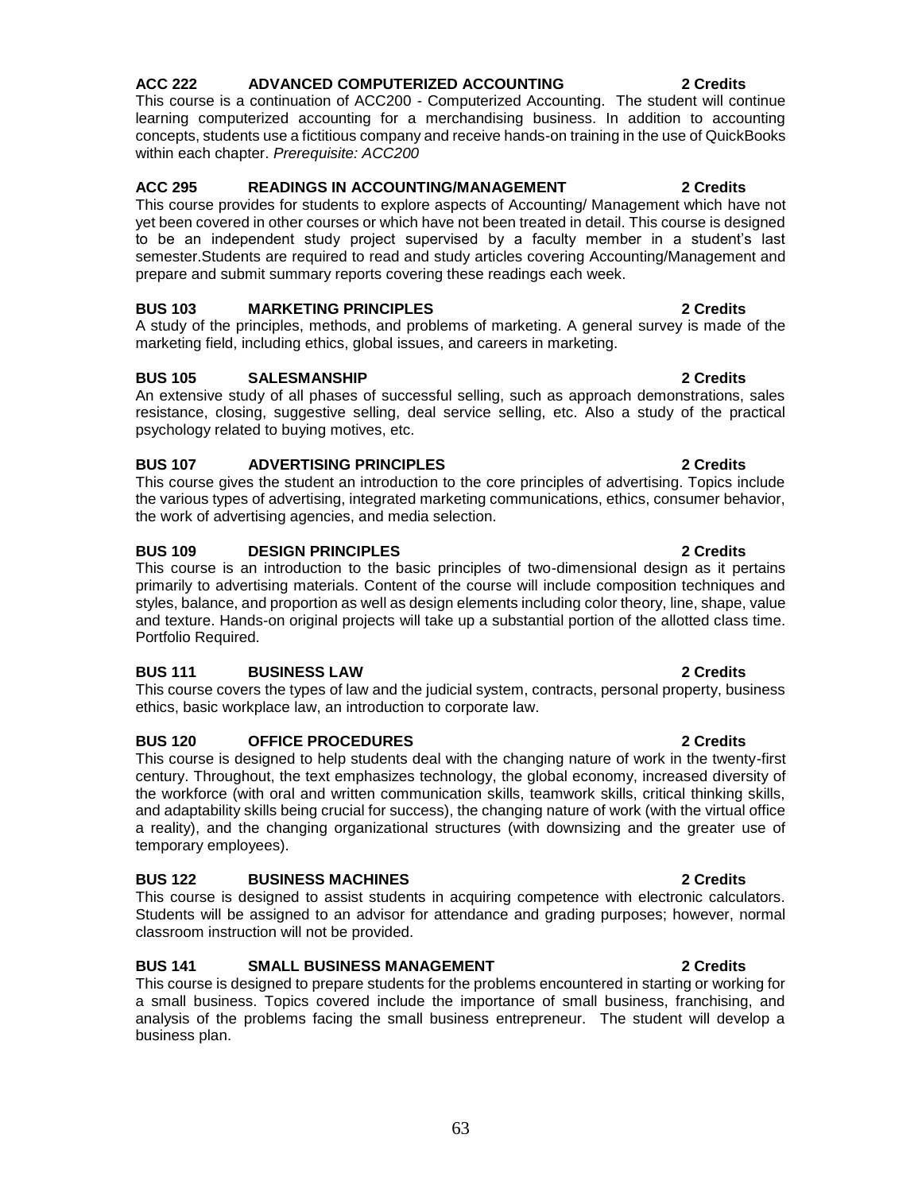**ACC 222 ADVANCED COMPUTERIZED ACCOUNTING 2 Credits**
This course is a continuation of ACC200 - Computerized Accounting. The student will continue learning computerized accounting for a merchandising business. In addition to accounting concepts, students use a fictitious company and receive hands-on training in the use of QuickBooks within each chapter. *Prerequisite: ACC200*

**ACC 295 READINGS IN ACCOUNTING/MANAGEMENT 2 Credits**
This course provides for students to explore aspects of Accounting/ Management which have not yet been covered in other courses or which have not been treated in detail. This course is designed to be an independent study project supervised by a faculty member in a student's last semester.Students are required to read and study articles covering Accounting/Management and prepare and submit summary reports covering these readings each week.

**BUS 103 MARKETING PRINCIPLES 2 Credits**
A study of the principles, methods, and problems of marketing. A general survey is made of the marketing field, including ethics, global issues, and careers in marketing.

**BUS 105 SALESMANSHIP 2 Credits**
An extensive study of all phases of successful selling, such as approach demonstrations, sales resistance, closing, suggestive selling, deal service selling, etc. Also a study of the practical psychology related to buying motives, etc.

**BUS 107 ADVERTISING PRINCIPLES 2 Credits**
This course gives the student an introduction to the core principles of advertising. Topics include the various types of advertising, integrated marketing communications, ethics, consumer behavior, the work of advertising agencies, and media selection.

**BUS 109 DESIGN PRINCIPLES 2 Credits**
This course is an introduction to the basic principles of two-dimensional design as it pertains primarily to advertising materials. Content of the course will include composition techniques and styles, balance, and proportion as well as design elements including color theory, line, shape, value and texture. Hands-on original projects will take up a substantial portion of the allotted class time. Portfolio Required.

**BUS 111 BUSINESS LAW 2 Credits**
This course covers the types of law and the judicial system, contracts, personal property, business ethics, basic workplace law, an introduction to corporate law.

**BUS 120 OFFICE PROCEDURES 2 Credits**
This course is designed to help students deal with the changing nature of work in the twenty-first century. Throughout, the text emphasizes technology, the global economy, increased diversity of the workforce (with oral and written communication skills, teamwork skills, critical thinking skills, and adaptability skills being crucial for success), the changing nature of work (with the virtual office a reality), and the changing organizational structures (with downsizing and the greater use of temporary employees).

**BUS 122 BUSINESS MACHINES 2 Credits**
This course is designed to assist students in acquiring competence with electronic calculators. Students will be assigned to an advisor for attendance and grading purposes; however, normal classroom instruction will not be provided.

**BUS 141 SMALL BUSINESS MANAGEMENT 2 Credits**
This course is designed to prepare students for the problems encountered in starting or working for a small business. Topics covered include the importance of small business, franchising, and analysis of the problems facing the small business entrepreneur. The student will develop a business plan.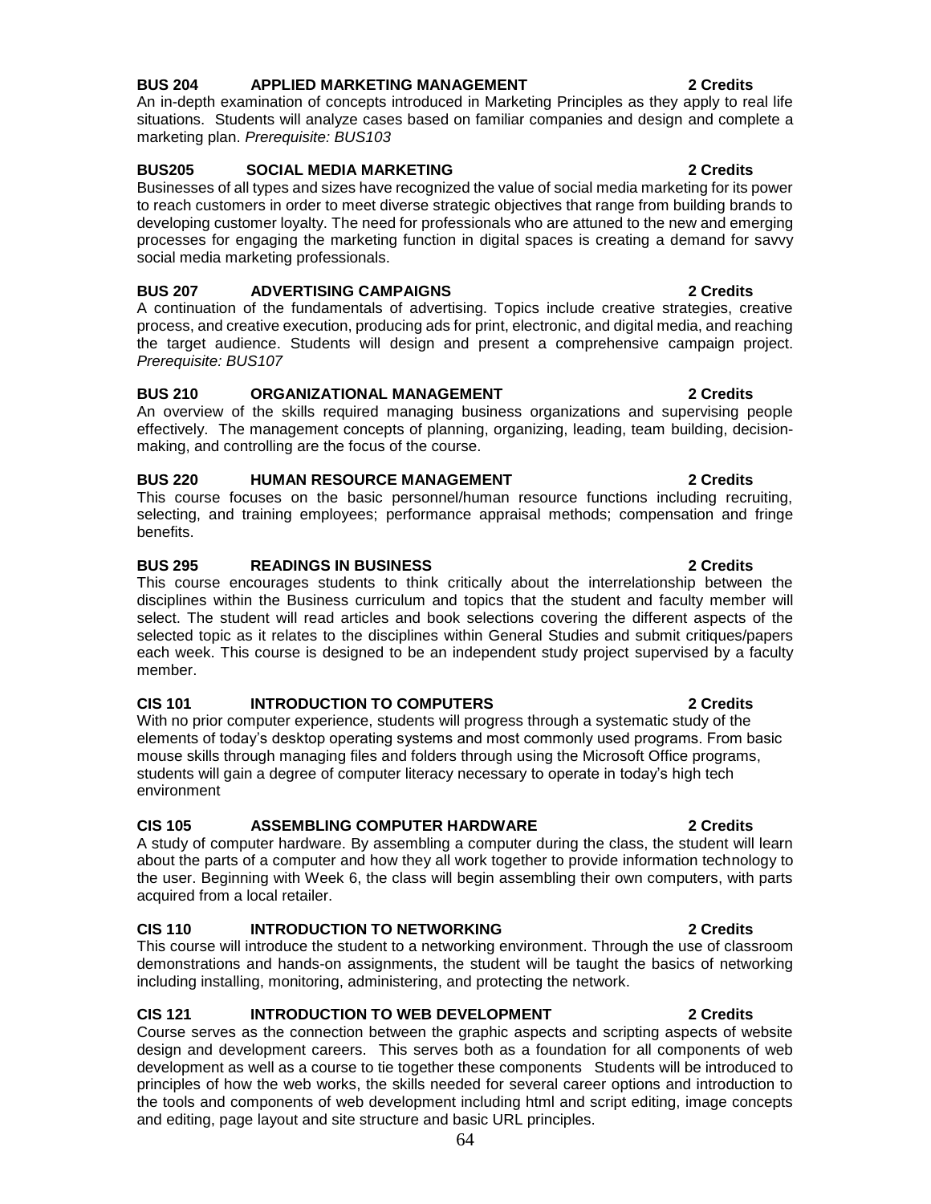**BUS 204 APPLIED MARKETING MANAGEMENT 2 Credits**

An in-depth examination of concepts introduced in Marketing Principles as they apply to real life situations. Students will analyze cases based on familiar companies and design and complete a marketing plan. *Prerequisite: BUS103*

**BUS205 SOCIAL MEDIA MARKETING 2 Credits**

Businesses of all types and sizes have recognized the value of social media marketing for its power to reach customers in order to meet diverse strategic objectives that range from building brands to developing customer loyalty. The need for professionals who are attuned to the new and emerging processes for engaging the marketing function in digital spaces is creating a demand for savvy social media marketing professionals.

**BUS 207 ADVERTISING CAMPAIGNS 2 Credits**

A continuation of the fundamentals of advertising. Topics include creative strategies, creative process, and creative execution, producing ads for print, electronic, and digital media, and reaching the target audience. Students will design and present a comprehensive campaign project. *Prerequisite: BUS107*

**BUS 210 ORGANIZATIONAL MANAGEMENT 2 Credits**

An overview of the skills required managing business organizations and supervising people effectively. The management concepts of planning, organizing, leading, team building, decision-making, and controlling are the focus of the course.

**BUS 220 HUMAN RESOURCE MANAGEMENT 2 Credits**

This course focuses on the basic personnel/human resource functions including recruiting, selecting, and training employees; performance appraisal methods; compensation and fringe benefits.

**BUS 295 READINGS IN BUSINESS 2 Credits**

This course encourages students to think critically about the interrelationship between the disciplines within the Business curriculum and topics that the student and faculty member will select. The student will read articles and book selections covering the different aspects of the selected topic as it relates to the disciplines within General Studies and submit critiques/papers each week. This course is designed to be an independent study project supervised by a faculty member.

**CIS 101 INTRODUCTION TO COMPUTERS 2 Credits**

With no prior computer experience, students will progress through a systematic study of the elements of today's desktop operating systems and most commonly used programs. From basic mouse skills through managing files and folders through using the Microsoft Office programs, students will gain a degree of computer literacy necessary to operate in today's high tech environment

**CIS 105 ASSEMBLING COMPUTER HARDWARE 2 Credits**

A study of computer hardware. By assembling a computer during the class, the student will learn about the parts of a computer and how they all work together to provide information technology to the user. Beginning with Week 6, the class will begin assembling their own computers, with parts acquired from a local retailer.

**CIS 110 INTRODUCTION TO NETWORKING 2 Credits**

This course will introduce the student to a networking environment. Through the use of classroom demonstrations and hands-on assignments, the student will be taught the basics of networking including installing, monitoring, administering, and protecting the network.

**CIS 121 INTRODUCTION TO WEB DEVELOPMENT 2 Credits**

Course serves as the connection between the graphic aspects and scripting aspects of website design and development careers. This serves both as a foundation for all components of web development as well as a course to tie together these components Students will be introduced to principles of how the web works, the skills needed for several career options and introduction to the tools and components of web development including html and script editing, image concepts and editing, page layout and site structure and basic URL principles.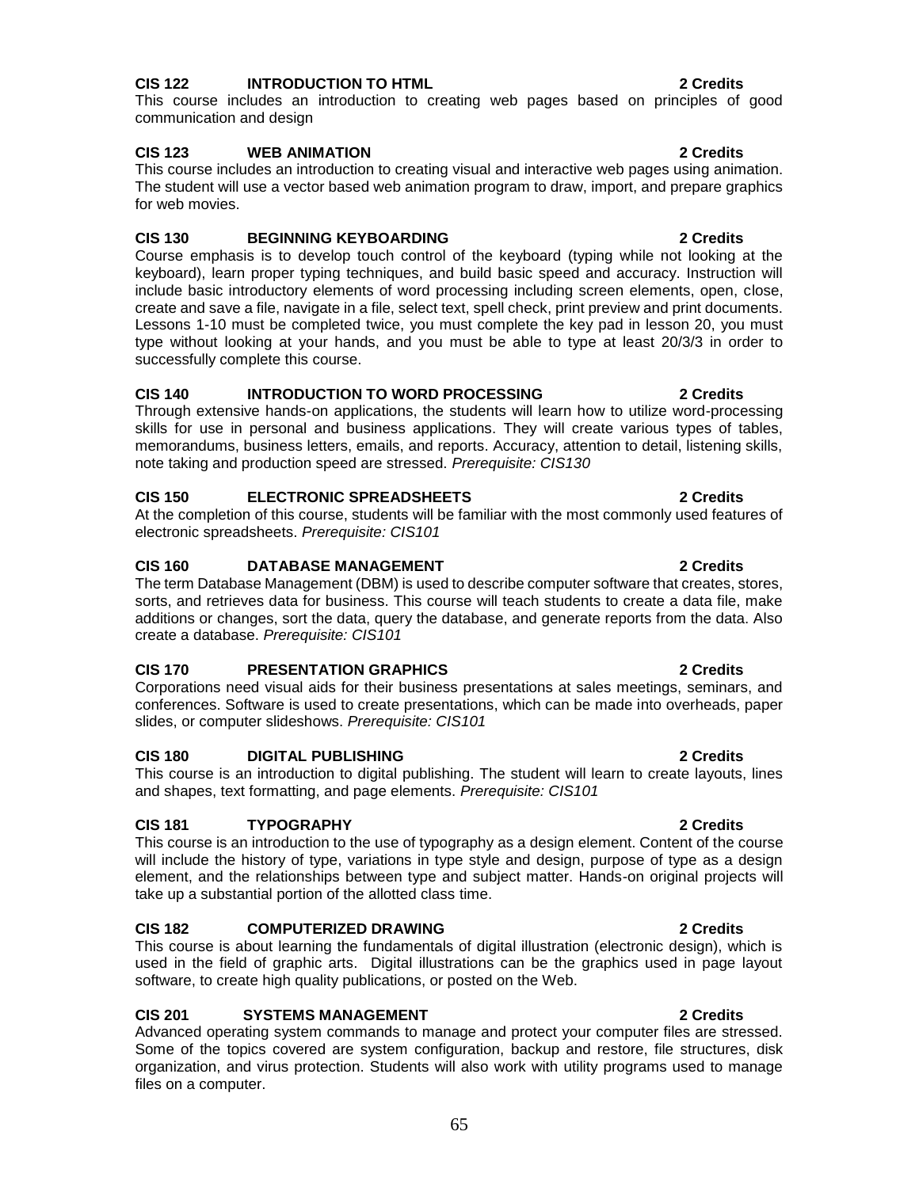**CIS 122 INTRODUCTION TO HTML 2 Credits**

This course includes an introduction to creating web pages based on principles of good communication and design

**CIS 123 WEB ANIMATION 2 Credits**

This course includes an introduction to creating visual and interactive web pages using animation. The student will use a vector based web animation program to draw, import, and prepare graphics for web movies.

**CIS 130 BEGINNING KEYBOARDING 2 Credits**

Course emphasis is to develop touch control of the keyboard (typing while not looking at the keyboard), learn proper typing techniques, and build basic speed and accuracy. Instruction will include basic introductory elements of word processing including screen elements, open, close, create and save a file, navigate in a file, select text, spell check, print preview and print documents. Lessons 1-10 must be completed twice, you must complete the key pad in lesson 20, you must type without looking at your hands, and you must be able to type at least 20/3/3 in order to successfully complete this course.

**CIS 140 INTRODUCTION TO WORD PROCESSING 2 Credits**

Through extensive hands-on applications, the students will learn how to utilize word-processing skills for use in personal and business applications. They will create various types of tables, memorandums, business letters, emails, and reports. Accuracy, attention to detail, listening skills, note taking and production speed are stressed. *Prerequisite: CIS130*

**CIS 150 ELECTRONIC SPREADSHEETS 2 Credits**

At the completion of this course, students will be familiar with the most commonly used features of electronic spreadsheets. *Prerequisite: CIS101*

**CIS 160 DATABASE MANAGEMENT 2 Credits**

The term Database Management (DBM) is used to describe computer software that creates, stores, sorts, and retrieves data for business. This course will teach students to create a data file, make additions or changes, sort the data, query the database, and generate reports from the data. Also create a database. *Prerequisite: CIS101*

**CIS 170 PRESENTATION GRAPHICS 2 Credits**

Corporations need visual aids for their business presentations at sales meetings, seminars, and conferences. Software is used to create presentations, which can be made into overheads, paper slides, or computer slideshows. *Prerequisite: CIS101*

**CIS 180 DIGITAL PUBLISHING 2 Credits**

This course is an introduction to digital publishing. The student will learn to create layouts, lines and shapes, text formatting, and page elements. *Prerequisite: CIS101*

**CIS 181 TYPOGRAPHY 2 Credits**

This course is an introduction to the use of typography as a design element. Content of the course will include the history of type, variations in type style and design, purpose of type as a design element, and the relationships between type and subject matter. Hands-on original projects will take up a substantial portion of the allotted class time.

**CIS 182 COMPUTERIZED DRAWING 2 Credits**

This course is about learning the fundamentals of digital illustration (electronic design), which is used in the field of graphic arts. Digital illustrations can be the graphics used in page layout software, to create high quality publications, or posted on the Web.

**CIS 201 SYSTEMS MANAGEMENT 2 Credits**

Advanced operating system commands to manage and protect your computer files are stressed. Some of the topics covered are system configuration, backup and restore, file structures, disk organization, and virus protection. Students will also work with utility programs used to manage files on a computer.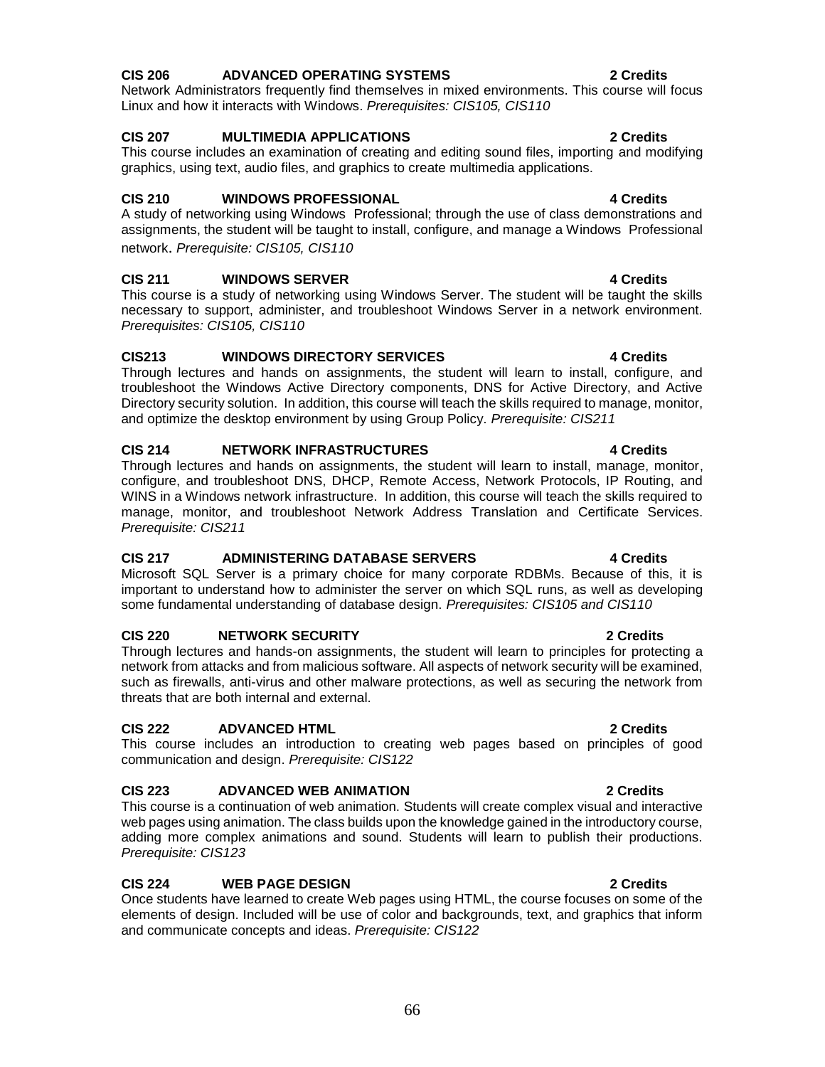**CIS 206 ADVANCED OPERATING SYSTEMS 2 Credits**

Network Administrators frequently find themselves in mixed environments. This course will focus Linux and how it interacts with Windows. *Prerequisites: CIS105, CIS110*

**CIS 207 MULTIMEDIA APPLICATIONS 2 Credits**

This course includes an examination of creating and editing sound files, importing and modifying graphics, using text, audio files, and graphics to create multimedia applications.

**CIS 210 WINDOWS PROFESSIONAL 4 Credits**

A study of networking using Windows Professional; through the use of class demonstrations and assignments, the student will be taught to install, configure, and manage a Windows Professional network. *Prerequisite: CIS105, CIS110*

**CIS 211 WINDOWS SERVER 4 Credits**

This course is a study of networking using Windows Server. The student will be taught the skills necessary to support, administer, and troubleshoot Windows Server in a network environment. *Prerequisites: CIS105, CIS110*

**CIS213 WINDOWS DIRECTORY SERVICES 4 Credits**

Through lectures and hands on assignments, the student will learn to install, configure, and troubleshoot the Windows Active Directory components, DNS for Active Directory, and Active Directory security solution. In addition, this course will teach the skills required to manage, monitor, and optimize the desktop environment by using Group Policy. *Prerequisite: CIS211*

**CIS 214 NETWORK INFRASTRUCTURES 4 Credits**

Through lectures and hands on assignments, the student will learn to install, manage, monitor, configure, and troubleshoot DNS, DHCP, Remote Access, Network Protocols, IP Routing, and WINS in a Windows network infrastructure. In addition, this course will teach the skills required to manage, monitor, and troubleshoot Network Address Translation and Certificate Services. *Prerequisite: CIS211*

**CIS 217 ADMINISTERING DATABASE SERVERS 4 Credits**

Microsoft SQL Server is a primary choice for many corporate RDBMs. Because of this, it is important to understand how to administer the server on which SQL runs, as well as developing some fundamental understanding of database design. *Prerequisites: CIS105 and CIS110*

**CIS 220 NETWORK SECURITY 2 Credits**

Through lectures and hands-on assignments, the student will learn to principles for protecting a network from attacks and from malicious software. All aspects of network security will be examined, such as firewalls, anti-virus and other malware protections, as well as securing the network from threats that are both internal and external.

**CIS 222 ADVANCED HTML 2 Credits**

This course includes an introduction to creating web pages based on principles of good communication and design. *Prerequisite: CIS122*

**CIS 223 ADVANCED WEB ANIMATION 2 Credits**

This course is a continuation of web animation. Students will create complex visual and interactive web pages using animation. The class builds upon the knowledge gained in the introductory course, adding more complex animations and sound. Students will learn to publish their productions. *Prerequisite: CIS123*

**CIS 224 WEB PAGE DESIGN 2 Credits**

Once students have learned to create Web pages using HTML, the course focuses on some of the elements of design. Included will be use of color and backgrounds, text, and graphics that inform and communicate concepts and ideas. *Prerequisite: CIS122*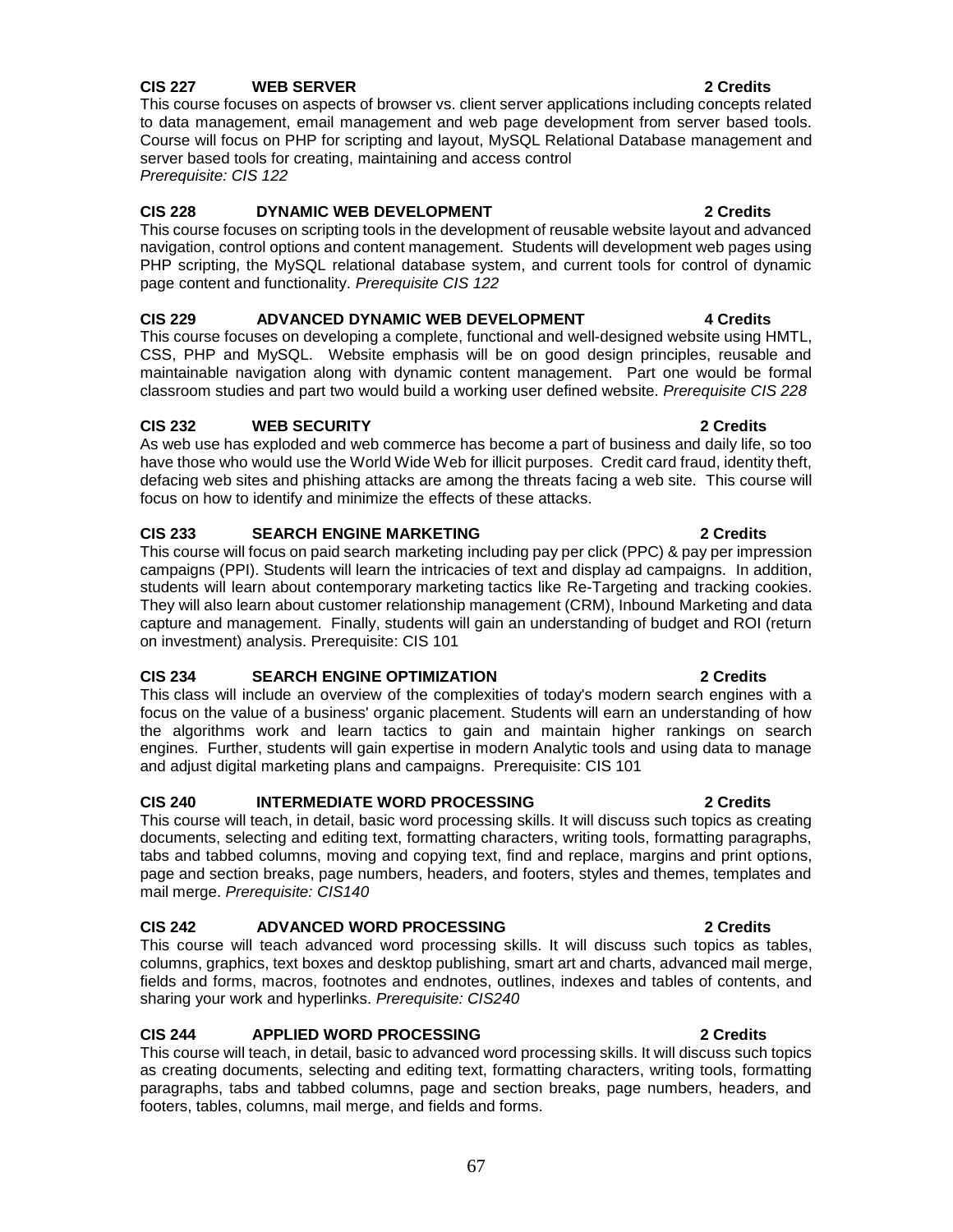**CIS 227 WEB SERVER 2 Credits**

This course focuses on aspects of browser vs. client server applications including concepts related to data management, email management and web page development from server based tools. Course will focus on PHP for scripting and layout, MySQL Relational Database management and server based tools for creating, maintaining and access control
*Prerequisite: CIS 122*

**CIS 228 DYNAMIC WEB DEVELOPMENT 2 Credits**

This course focuses on scripting tools in the development of reusable website layout and advanced navigation, control options and content management. Students will development web pages using PHP scripting, the MySQL relational database system, and current tools for control of dynamic page content and functionality. *Prerequisite CIS 122*

**CIS 229 ADVANCED DYNAMIC WEB DEVELOPMENT 4 Credits**

This course focuses on developing a complete, functional and well-designed website using HMTL, CSS, PHP and MySQL. Website emphasis will be on good design principles, reusable and maintainable navigation along with dynamic content management. Part one would be formal classroom studies and part two would build a working user defined website. *Prerequisite CIS 228*

**CIS 232 WEB SECURITY 2 Credits**

As web use has exploded and web commerce has become a part of business and daily life, so too have those who would use the World Wide Web for illicit purposes. Credit card fraud, identity theft, defacing web sites and phishing attacks are among the threats facing a web site. This course will focus on how to identify and minimize the effects of these attacks.

**CIS 233 SEARCH ENGINE MARKETING 2 Credits**

This course will focus on paid search marketing including pay per click (PPC) & pay per impression campaigns (PPI). Students will learn the intricacies of text and display ad campaigns. In addition, students will learn about contemporary marketing tactics like Re-Targeting and tracking cookies. They will also learn about customer relationship management (CRM), Inbound Marketing and data capture and management. Finally, students will gain an understanding of budget and ROI (return on investment) analysis. Prerequisite: CIS 101

**CIS 234 SEARCH ENGINE OPTIMIZATION 2 Credits**

This class will include an overview of the complexities of today's modern search engines with a focus on the value of a business' organic placement. Students will earn an understanding of how the algorithms work and learn tactics to gain and maintain higher rankings on search engines. Further, students will gain expertise in modern Analytic tools and using data to manage and adjust digital marketing plans and campaigns. Prerequisite: CIS 101

**CIS 240 INTERMEDIATE WORD PROCESSING 2 Credits**

This course will teach, in detail, basic word processing skills. It will discuss such topics as creating documents, selecting and editing text, formatting characters, writing tools, formatting paragraphs, tabs and tabbed columns, moving and copying text, find and replace, margins and print options, page and section breaks, page numbers, headers, and footers, styles and themes, templates and mail merge. *Prerequisite: CIS140*

**CIS 242 ADVANCED WORD PROCESSING 2 Credits**

This course will teach advanced word processing skills. It will discuss such topics as tables, columns, graphics, text boxes and desktop publishing, smart art and charts, advanced mail merge, fields and forms, macros, footnotes and endnotes, outlines, indexes and tables of contents, and sharing your work and hyperlinks. *Prerequisite: CIS240*

**CIS 244 APPLIED WORD PROCESSING 2 Credits**

This course will teach, in detail, basic to advanced word processing skills. It will discuss such topics as creating documents, selecting and editing text, formatting characters, writing tools, formatting paragraphs, tabs and tabbed columns, page and section breaks, page numbers, headers, and footers, tables, columns, mail merge, and fields and forms.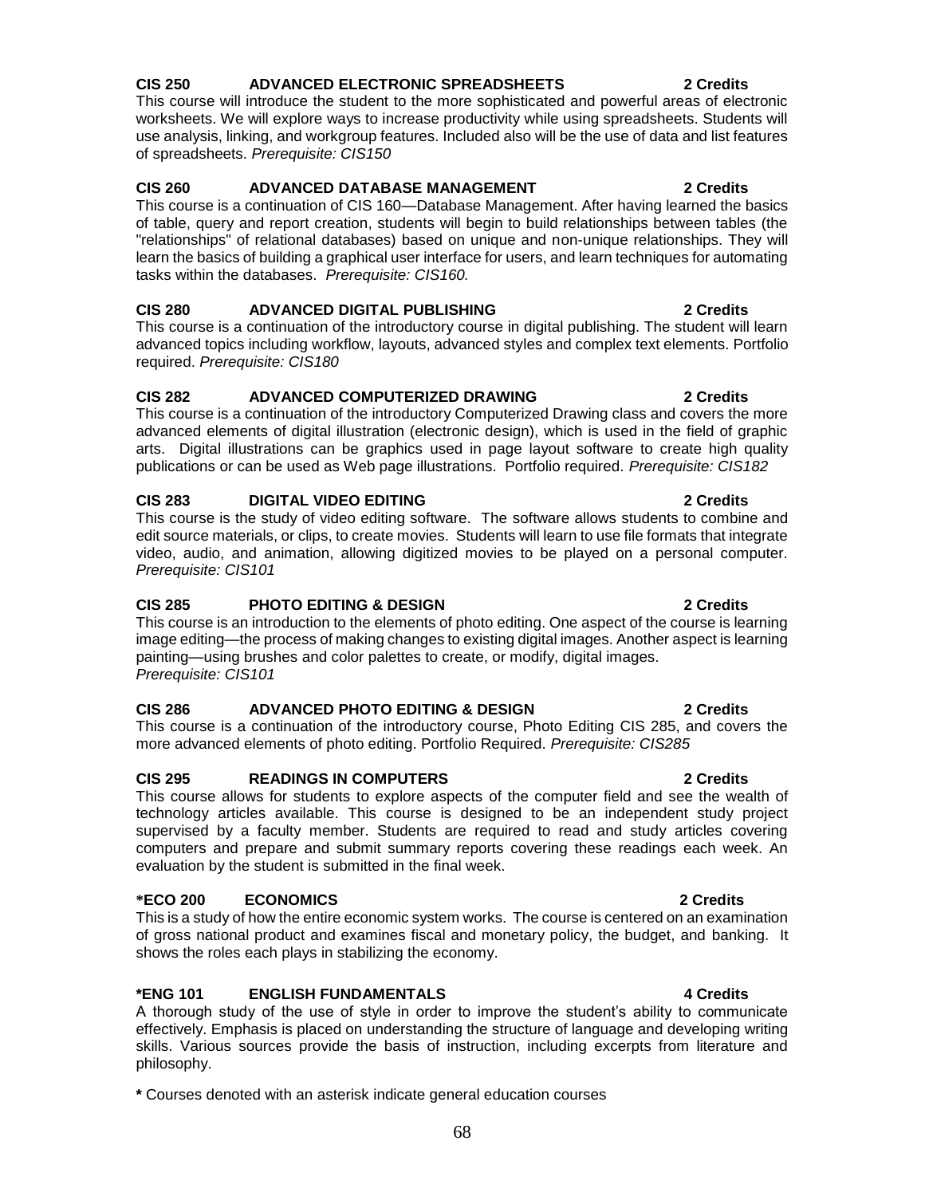**CIS 250 ADVANCED ELECTRONIC SPREADSHEETS 2 Credits**

This course will introduce the student to the more sophisticated and powerful areas of electronic worksheets. We will explore ways to increase productivity while using spreadsheets. Students will use analysis, linking, and workgroup features. Included also will be the use of data and list features of spreadsheets. *Prerequisite: CIS150*

**CIS 260 ADVANCED DATABASE MANAGEMENT 2 Credits**

This course is a continuation of CIS 160—Database Management. After having learned the basics of table, query and report creation, students will begin to build relationships between tables (the "relationships" of relational databases) based on unique and non-unique relationships. They will learn the basics of building a graphical user interface for users, and learn techniques for automating tasks within the databases. *Prerequisite: CIS160.*

**CIS 280 ADVANCED DIGITAL PUBLISHING 2 Credits**

This course is a continuation of the introductory course in digital publishing. The student will learn advanced topics including workflow, layouts, advanced styles and complex text elements. Portfolio required. *Prerequisite: CIS180*

**CIS 282 ADVANCED COMPUTERIZED DRAWING 2 Credits**

This course is a continuation of the introductory Computerized Drawing class and covers the more advanced elements of digital illustration (electronic design), which is used in the field of graphic arts. Digital illustrations can be graphics used in page layout software to create high quality publications or can be used as Web page illustrations. Portfolio required. *Prerequisite: CIS182*

**CIS 283 DIGITAL VIDEO EDITING 2 Credits**

This course is the study of video editing software. The software allows students to combine and edit source materials, or clips, to create movies. Students will learn to use file formats that integrate video, audio, and animation, allowing digitized movies to be played on a personal computer. *Prerequisite: CIS101*

**CIS 285 PHOTO EDITING & DESIGN 2 Credits**

This course is an introduction to the elements of photo editing. One aspect of the course is learning image editing—the process of making changes to existing digital images. Another aspect is learning painting—using brushes and color palettes to create, or modify, digital images.
*Prerequisite: CIS101*

**CIS 286 ADVANCED PHOTO EDITING & DESIGN 2 Credits**

This course is a continuation of the introductory course, Photo Editing CIS 285, and covers the more advanced elements of photo editing. Portfolio Required. *Prerequisite: CIS285*

**CIS 295 READINGS IN COMPUTERS 2 Credits**

This course allows for students to explore aspects of the computer field and see the wealth of technology articles available. This course is designed to be an independent study project supervised by a faculty member. Students are required to read and study articles covering computers and prepare and submit summary reports covering these readings each week. An evaluation by the student is submitted in the final week.

**\*ECO 200 ECONOMICS 2 Credits**

This is a study of how the entire economic system works. The course is centered on an examination of gross national product and examines fiscal and monetary policy, the budget, and banking. It shows the roles each plays in stabilizing the economy.

**\*ENG 101 ENGLISH FUNDAMENTALS 4 Credits**

A thorough study of the use of style in order to improve the student's ability to communicate effectively. Emphasis is placed on understanding the structure of language and developing writing skills. Various sources provide the basis of instruction, including excerpts from literature and philosophy.

**\*** Courses denoted with an asterisk indicate general education courses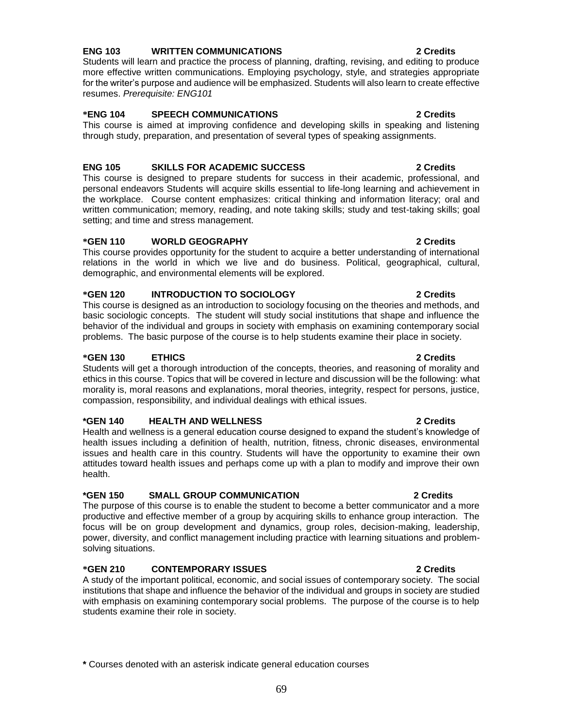**ENG 103 WRITTEN COMMUNICATIONS 2 Credits**
Students will learn and practice the process of planning, drafting, revising, and editing to produce more effective written communications. Employing psychology, style, and strategies appropriate for the writer's purpose and audience will be emphasized. Students will also learn to create effective resumes. *Prerequisite: ENG101*

**\*ENG 104 SPEECH COMMUNICATIONS 2 Credits**
This course is aimed at improving confidence and developing skills in speaking and listening through study, preparation, and presentation of several types of speaking assignments.

**ENG 105 SKILLS FOR ACADEMIC SUCCESS 2 Credits**
This course is designed to prepare students for success in their academic, professional, and personal endeavors Students will acquire skills essential to life-long learning and achievement in the workplace. Course content emphasizes: critical thinking and information literacy; oral and written communication; memory, reading, and note taking skills; study and test-taking skills; goal setting; and time and stress management.

**\*GEN 110 WORLD GEOGRAPHY 2 Credits**
This course provides opportunity for the student to acquire a better understanding of international relations in the world in which we live and do business. Political, geographical, cultural, demographic, and environmental elements will be explored.

**\*GEN 120 INTRODUCTION TO SOCIOLOGY 2 Credits**
This course is designed as an introduction to sociology focusing on the theories and methods, and basic sociologic concepts. The student will study social institutions that shape and influence the behavior of the individual and groups in society with emphasis on examining contemporary social problems. The basic purpose of the course is to help students examine their place in society.

**\*GEN 130 ETHICS 2 Credits**
Students will get a thorough introduction of the concepts, theories, and reasoning of morality and ethics in this course. Topics that will be covered in lecture and discussion will be the following: what morality is, moral reasons and explanations, moral theories, integrity, respect for persons, justice, compassion, responsibility, and individual dealings with ethical issues.

**\*GEN 140 HEALTH AND WELLNESS 2 Credits**
Health and wellness is a general education course designed to expand the student's knowledge of health issues including a definition of health, nutrition, fitness, chronic diseases, environmental issues and health care in this country. Students will have the opportunity to examine their own attitudes toward health issues and perhaps come up with a plan to modify and improve their own health.

**\*GEN 150 SMALL GROUP COMMUNICATION 2 Credits**
The purpose of this course is to enable the student to become a better communicator and a more productive and effective member of a group by acquiring skills to enhance group interaction. The focus will be on group development and dynamics, group roles, decision-making, leadership, power, diversity, and conflict management including practice with learning situations and problem-solving situations.

**\*GEN 210 CONTEMPORARY ISSUES 2 Credits**
A study of the important political, economic, and social issues of contemporary society. The social institutions that shape and influence the behavior of the individual and groups in society are studied with emphasis on examining contemporary social problems. The purpose of the course is to help students examine their role in society.

**\*** Courses denoted with an asterisk indicate general education courses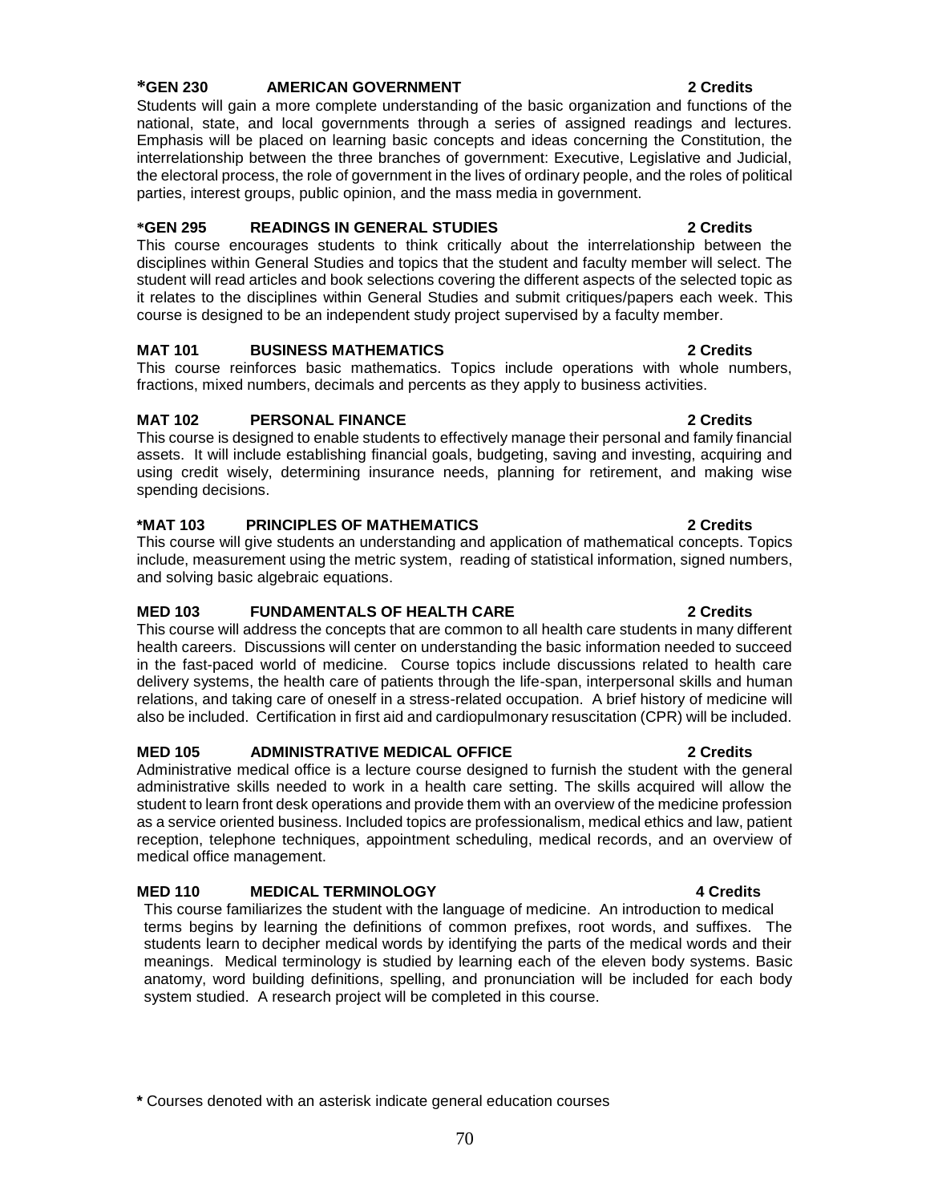### *GEN 230 AMERICAN GOVERNMENT 2 Credits

Students will gain a more complete understanding of the basic organization and functions of the national, state, and local governments through a series of assigned readings and lectures. Emphasis will be placed on learning basic concepts and ideas concerning the Constitution, the interrelationship between the three branches of government: Executive, Legislative and Judicial, the electoral process, the role of government in the lives of ordinary people, and the roles of political parties, interest groups, public opinion, and the mass media in government.

### *GEN 295 READINGS IN GENERAL STUDIES 2 Credits

This course encourages students to think critically about the interrelationship between the disciplines within General Studies and topics that the student and faculty member will select. The student will read articles and book selections covering the different aspects of the selected topic as it relates to the disciplines within General Studies and submit critiques/papers each week. This course is designed to be an independent study project supervised by a faculty member.

### MAT 101 BUSINESS MATHEMATICS 2 Credits

This course reinforces basic mathematics. Topics include operations with whole numbers, fractions, mixed numbers, decimals and percents as they apply to business activities.

### MAT 102 PERSONAL FINANCE 2 Credits

This course is designed to enable students to effectively manage their personal and family financial assets. It will include establishing financial goals, budgeting, saving and investing, acquiring and using credit wisely, determining insurance needs, planning for retirement, and making wise spending decisions.

### *MAT 103 PRINCIPLES OF MATHEMATICS 2 Credits

This course will give students an understanding and application of mathematical concepts. Topics include, measurement using the metric system, reading of statistical information, signed numbers, and solving basic algebraic equations.

### MED 103 FUNDAMENTALS OF HEALTH CARE 2 Credits

This course will address the concepts that are common to all health care students in many different health careers. Discussions will center on understanding the basic information needed to succeed in the fast-paced world of medicine. Course topics include discussions related to health care delivery systems, the health care of patients through the life-span, interpersonal skills and human relations, and taking care of oneself in a stress-related occupation. A brief history of medicine will also be included. Certification in first aid and cardiopulmonary resuscitation (CPR) will be included.

### MED 105 ADMINISTRATIVE MEDICAL OFFICE 2 Credits

Administrative medical office is a lecture course designed to furnish the student with the general administrative skills needed to work in a health care setting. The skills acquired will allow the student to learn front desk operations and provide them with an overview of the medicine profession as a service oriented business. Included topics are professionalism, medical ethics and law, patient reception, telephone techniques, appointment scheduling, medical records, and an overview of medical office management.

### MED 110 MEDICAL TERMINOLOGY 4 Credits

This course familiarizes the student with the language of medicine. An introduction to medical terms begins by learning the definitions of common prefixes, root words, and suffixes. The students learn to decipher medical words by identifying the parts of the medical words and their meanings. Medical terminology is studied by learning each of the eleven body systems. Basic anatomy, word building definitions, spelling, and pronunciation will be included for each body system studied. A research project will be completed in this course.

**\*** Courses denoted with an asterisk indicate general education courses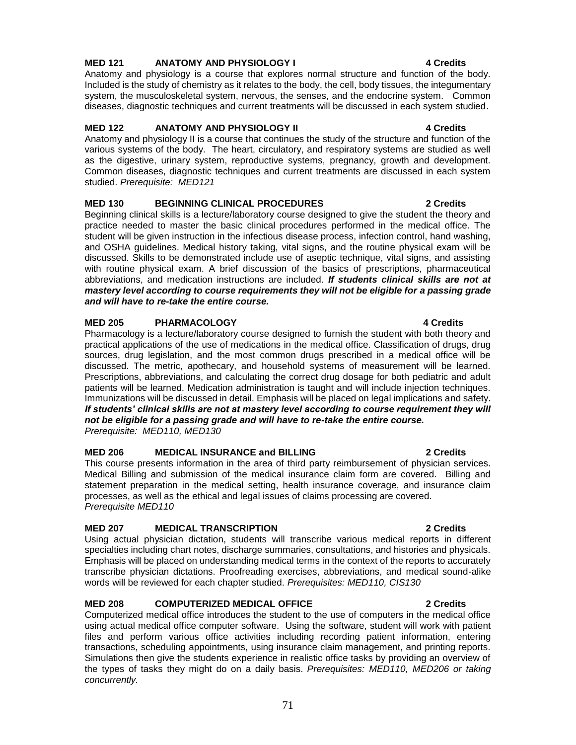### MED 121 ANATOMY AND PHYSIOLOGY I 4 Credits

Anatomy and physiology is a course that explores normal structure and function of the body. Included is the study of chemistry as it relates to the body, the cell, body tissues, the integumentary system, the musculoskeletal system, nervous, the senses, and the endocrine system. Common diseases, diagnostic techniques and current treatments will be discussed in each system studied.

### MED 122 ANATOMY AND PHYSIOLOGY II 4 Credits

Anatomy and physiology II is a course that continues the study of the structure and function of the various systems of the body. The heart, circulatory, and respiratory systems are studied as well as the digestive, urinary system, reproductive systems, pregnancy, growth and development. Common diseases, diagnostic techniques and current treatments are discussed in each system studied. *Prerequisite: MED121*

### MED 130 BEGINNING CLINICAL PROCEDURES 2 Credits

Beginning clinical skills is a lecture/laboratory course designed to give the student the theory and practice needed to master the basic clinical procedures performed in the medical office. The student will be given instruction in the infectious disease process, infection control, hand washing, and OSHA guidelines. Medical history taking, vital signs, and the routine physical exam will be discussed. Skills to be demonstrated include use of aseptic technique, vital signs, and assisting with routine physical exam. A brief discussion of the basics of prescriptions, pharmaceutical abbreviations, and medication instructions are included. ***If students clinical skills are not at mastery level according to course requirements they will not be eligible for a passing grade and will have to re-take the entire course.***

### MED 205 PHARMACOLOGY 4 Credits

Pharmacology is a lecture/laboratory course designed to furnish the student with both theory and practical applications of the use of medications in the medical office. Classification of drugs, drug sources, drug legislation, and the most common drugs prescribed in a medical office will be discussed. The metric, apothecary, and household systems of measurement will be learned. Prescriptions, abbreviations, and calculating the correct drug dosage for both pediatric and adult patients will be learned. Medication administration is taught and will include injection techniques. Immunizations will be discussed in detail. Emphasis will be placed on legal implications and safety. ***If students' clinical skills are not at mastery level according to course requirement they will not be eligible for a passing grade and will have to re-take the entire course.***
*Prerequisite: MED110, MED130*

### MED 206 MEDICAL INSURANCE and BILLING 2 Credits

This course presents information in the area of third party reimbursement of physician services. Medical Billing and submission of the medical insurance claim form are covered. Billing and statement preparation in the medical setting, health insurance coverage, and insurance claim processes, as well as the ethical and legal issues of claims processing are covered.
*Prerequisite MED110*

### MED 207 MEDICAL TRANSCRIPTION 2 Credits

Using actual physician dictation, students will transcribe various medical reports in different specialties including chart notes, discharge summaries, consultations, and histories and physicals. Emphasis will be placed on understanding medical terms in the context of the reports to accurately transcribe physician dictations. Proofreading exercises, abbreviations, and medical sound-alike words will be reviewed for each chapter studied. *Prerequisites: MED110, CIS130*

### MED 208 COMPUTERIZED MEDICAL OFFICE 2 Credits

Computerized medical office introduces the student to the use of computers in the medical office using actual medical office computer software. Using the software, student will work with patient files and perform various office activities including recording patient information, entering transactions, scheduling appointments, using insurance claim management, and printing reports. Simulations then give the students experience in realistic office tasks by providing an overview of the types of tasks they might do on a daily basis. *Prerequisites: MED110, MED206 or taking concurrently.*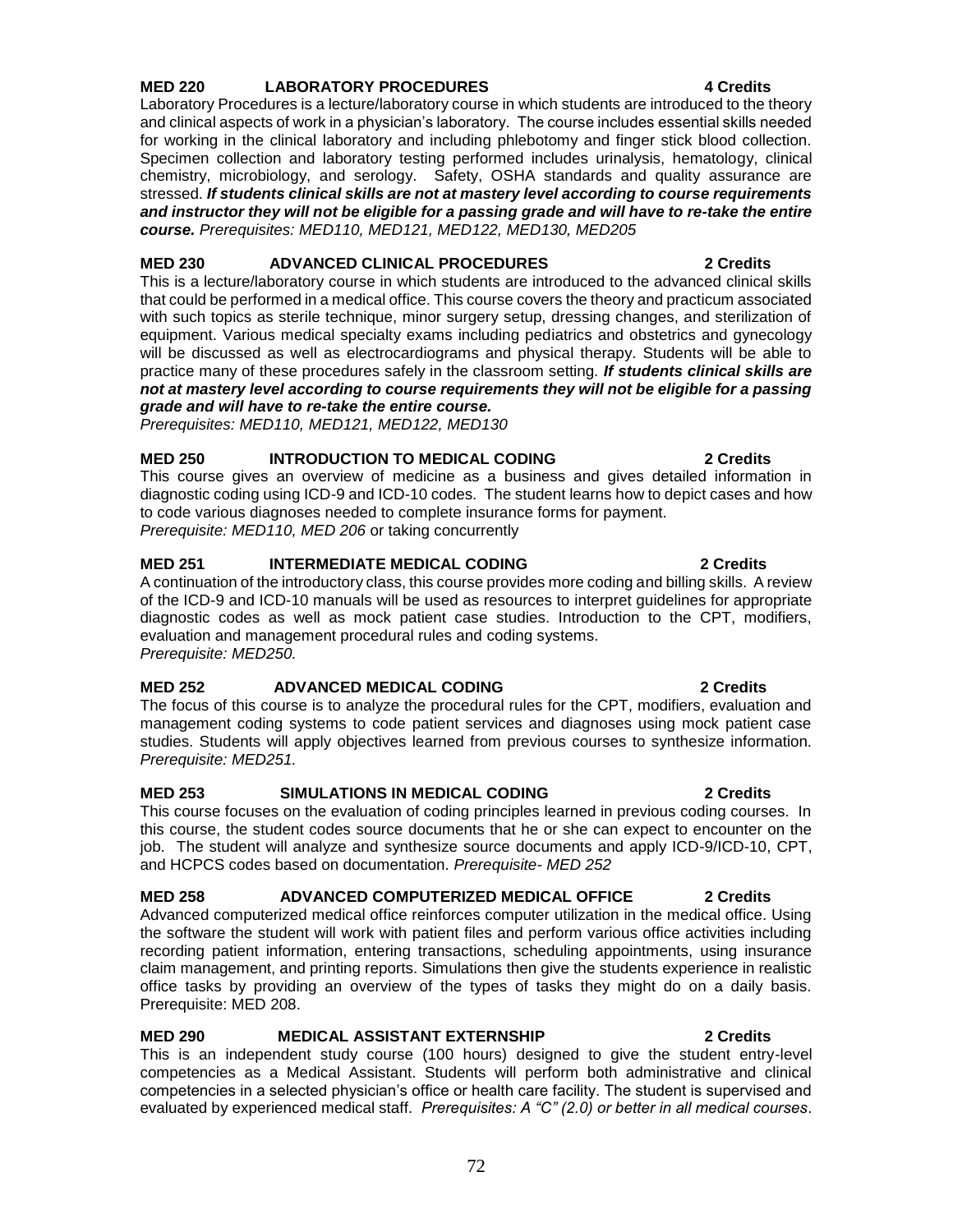**MED 220 LABORATORY PROCEDURES 4 Credits**

Laboratory Procedures is a lecture/laboratory course in which students are introduced to the theory and clinical aspects of work in a physician's laboratory. The course includes essential skills needed for working in the clinical laboratory and including phlebotomy and finger stick blood collection. Specimen collection and laboratory testing performed includes urinalysis, hematology, clinical chemistry, microbiology, and serology. Safety, OSHA standards and quality assurance are stressed. ***If students clinical skills are not at mastery level according to course requirements and instructor they will not be eligible for a passing grade and will have to re-take the entire course.*** *Prerequisites: MED110, MED121, MED122, MED130, MED205*

**MED 230 ADVANCED CLINICAL PROCEDURES 2 Credits**

This is a lecture/laboratory course in which students are introduced to the advanced clinical skills that could be performed in a medical office. This course covers the theory and practicum associated with such topics as sterile technique, minor surgery setup, dressing changes, and sterilization of equipment. Various medical specialty exams including pediatrics and obstetrics and gynecology will be discussed as well as electrocardiograms and physical therapy. Students will be able to practice many of these procedures safely in the classroom setting. ***If students clinical skills are not at mastery level according to course requirements they will not be eligible for a passing grade and will have to re-take the entire course.***

*Prerequisites: MED110, MED121, MED122, MED130*

**MED 250 INTRODUCTION TO MEDICAL CODING 2 Credits**

This course gives an overview of medicine as a business and gives detailed information in diagnostic coding using ICD-9 and ICD-10 codes. The student learns how to depict cases and how to code various diagnoses needed to complete insurance forms for payment.

*Prerequisite: MED110, MED 206* or taking concurrently

**MED 251 INTERMEDIATE MEDICAL CODING 2 Credits**

A continuation of the introductory class, this course provides more coding and billing skills. A review of the ICD-9 and ICD-10 manuals will be used as resources to interpret guidelines for appropriate diagnostic codes as well as mock patient case studies. Introduction to the CPT, modifiers, evaluation and management procedural rules and coding systems.

*Prerequisite: MED250.*

**MED 252 ADVANCED MEDICAL CODING 2 Credits**

The focus of this course is to analyze the procedural rules for the CPT, modifiers, evaluation and management coding systems to code patient services and diagnoses using mock patient case studies. Students will apply objectives learned from previous courses to synthesize information. *Prerequisite: MED251.*

**MED 253 SIMULATIONS IN MEDICAL CODING 2 Credits**

This course focuses on the evaluation of coding principles learned in previous coding courses. In this course, the student codes source documents that he or she can expect to encounter on the job. The student will analyze and synthesize source documents and apply ICD-9/ICD-10, CPT, and HCPCS codes based on documentation. *Prerequisite- MED 252*

**MED 258 ADVANCED COMPUTERIZED MEDICAL OFFICE 2 Credits**

Advanced computerized medical office reinforces computer utilization in the medical office. Using the software the student will work with patient files and perform various office activities including recording patient information, entering transactions, scheduling appointments, using insurance claim management, and printing reports. Simulations then give the students experience in realistic office tasks by providing an overview of the types of tasks they might do on a daily basis. Prerequisite: MED 208.

**MED 290 MEDICAL ASSISTANT EXTERNSHIP 2 Credits**

This is an independent study course (100 hours) designed to give the student entry-level competencies as a Medical Assistant. Students will perform both administrative and clinical competencies in a selected physician's office or health care facility. The student is supervised and evaluated by experienced medical staff. *Prerequisites: A "C" (2.0) or better in all medical courses*.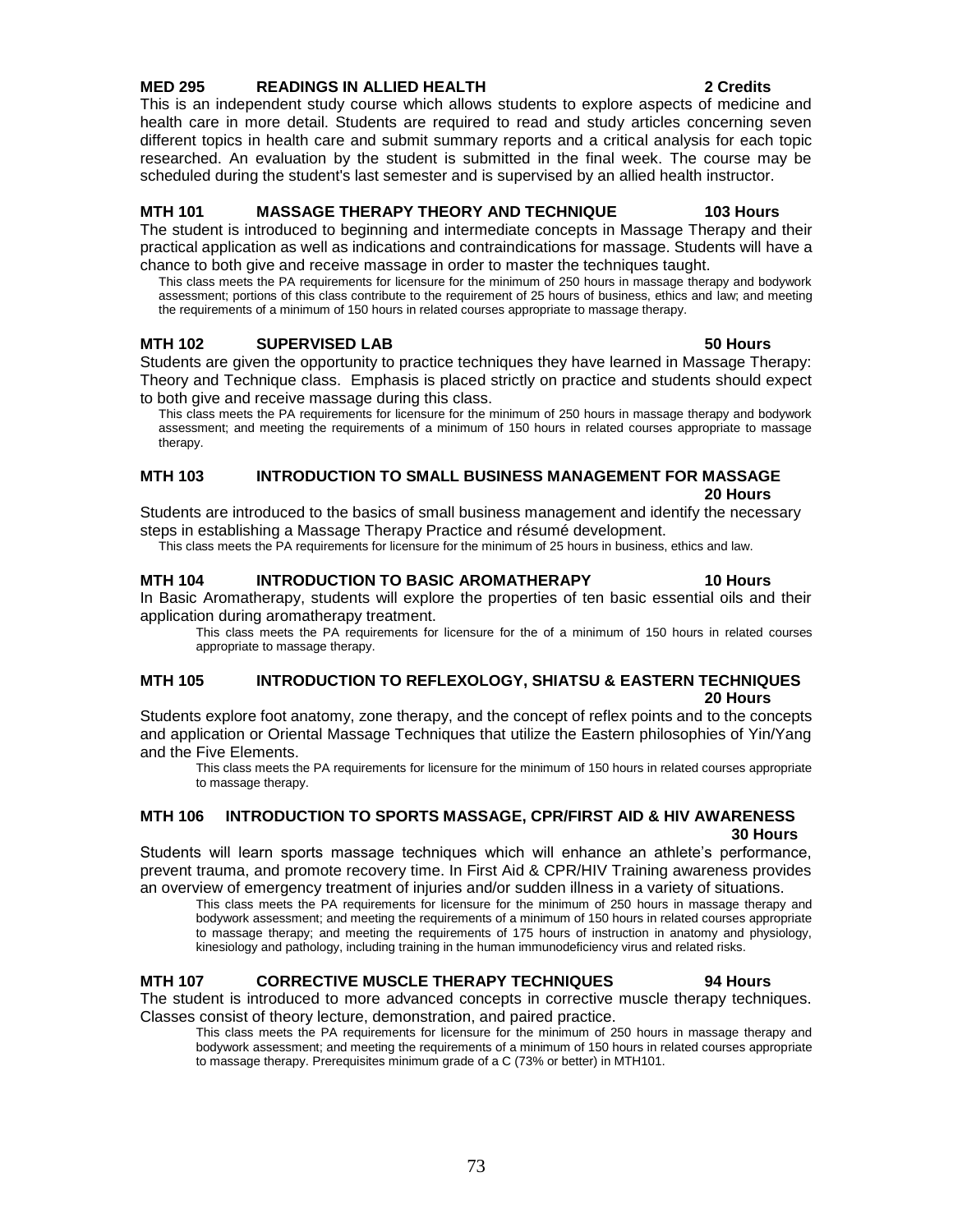**MED 295 READINGS IN ALLIED HEALTH 2 Credits**

This is an independent study course which allows students to explore aspects of medicine and health care in more detail. Students are required to read and study articles concerning seven different topics in health care and submit summary reports and a critical analysis for each topic researched. An evaluation by the student is submitted in the final week. The course may be scheduled during the student's last semester and is supervised by an allied health instructor.

**MTH 101 MASSAGE THERAPY THEORY AND TECHNIQUE 103 Hours**

The student is introduced to beginning and intermediate concepts in Massage Therapy and their practical application as well as indications and contraindications for massage. Students will have a chance to both give and receive massage in order to master the techniques taught.

This class meets the PA requirements for licensure for the minimum of 250 hours in massage therapy and bodywork assessment; portions of this class contribute to the requirement of 25 hours of business, ethics and law; and meeting the requirements of a minimum of 150 hours in related courses appropriate to massage therapy.

**MTH 102 SUPERVISED LAB 50 Hours**

Students are given the opportunity to practice techniques they have learned in Massage Therapy: Theory and Technique class. Emphasis is placed strictly on practice and students should expect to both give and receive massage during this class.

This class meets the PA requirements for licensure for the minimum of 250 hours in massage therapy and bodywork assessment; and meeting the requirements of a minimum of 150 hours in related courses appropriate to massage therapy.

**MTH 103 INTRODUCTION TO SMALL BUSINESS MANAGEMENT FOR MASSAGE 20 Hours**

Students are introduced to the basics of small business management and identify the necessary steps in establishing a Massage Therapy Practice and résumé development.

This class meets the PA requirements for licensure for the minimum of 25 hours in business, ethics and law.

**MTH 104 INTRODUCTION TO BASIC AROMATHERAPY 10 Hours**

In Basic Aromatherapy, students will explore the properties of ten basic essential oils and their application during aromatherapy treatment.

This class meets the PA requirements for licensure for the of a minimum of 150 hours in related courses appropriate to massage therapy.

**MTH 105 INTRODUCTION TO REFLEXOLOGY, SHIATSU & EASTERN TECHNIQUES 20 Hours**

Students explore foot anatomy, zone therapy, and the concept of reflex points and to the concepts and application or Oriental Massage Techniques that utilize the Eastern philosophies of Yin/Yang and the Five Elements.

This class meets the PA requirements for licensure for the minimum of 150 hours in related courses appropriate to massage therapy.

**MTH 106 INTRODUCTION TO SPORTS MASSAGE, CPR/FIRST AID & HIV AWARENESS 30 Hours**

Students will learn sports massage techniques which will enhance an athlete's performance, prevent trauma, and promote recovery time. In First Aid & CPR/HIV Training awareness provides an overview of emergency treatment of injuries and/or sudden illness in a variety of situations.

This class meets the PA requirements for licensure for the minimum of 250 hours in massage therapy and bodywork assessment; and meeting the requirements of a minimum of 150 hours in related courses appropriate to massage therapy; and meeting the requirements of 175 hours of instruction in anatomy and physiology, kinesiology and pathology, including training in the human immunodeficiency virus and related risks.

**MTH 107 CORRECTIVE MUSCLE THERAPY TECHNIQUES 94 Hours**

The student is introduced to more advanced concepts in corrective muscle therapy techniques. Classes consist of theory lecture, demonstration, and paired practice.

This class meets the PA requirements for licensure for the minimum of 250 hours in massage therapy and bodywork assessment; and meeting the requirements of a minimum of 150 hours in related courses appropriate to massage therapy. Prerequisites minimum grade of a C (73% or better) in MTH101.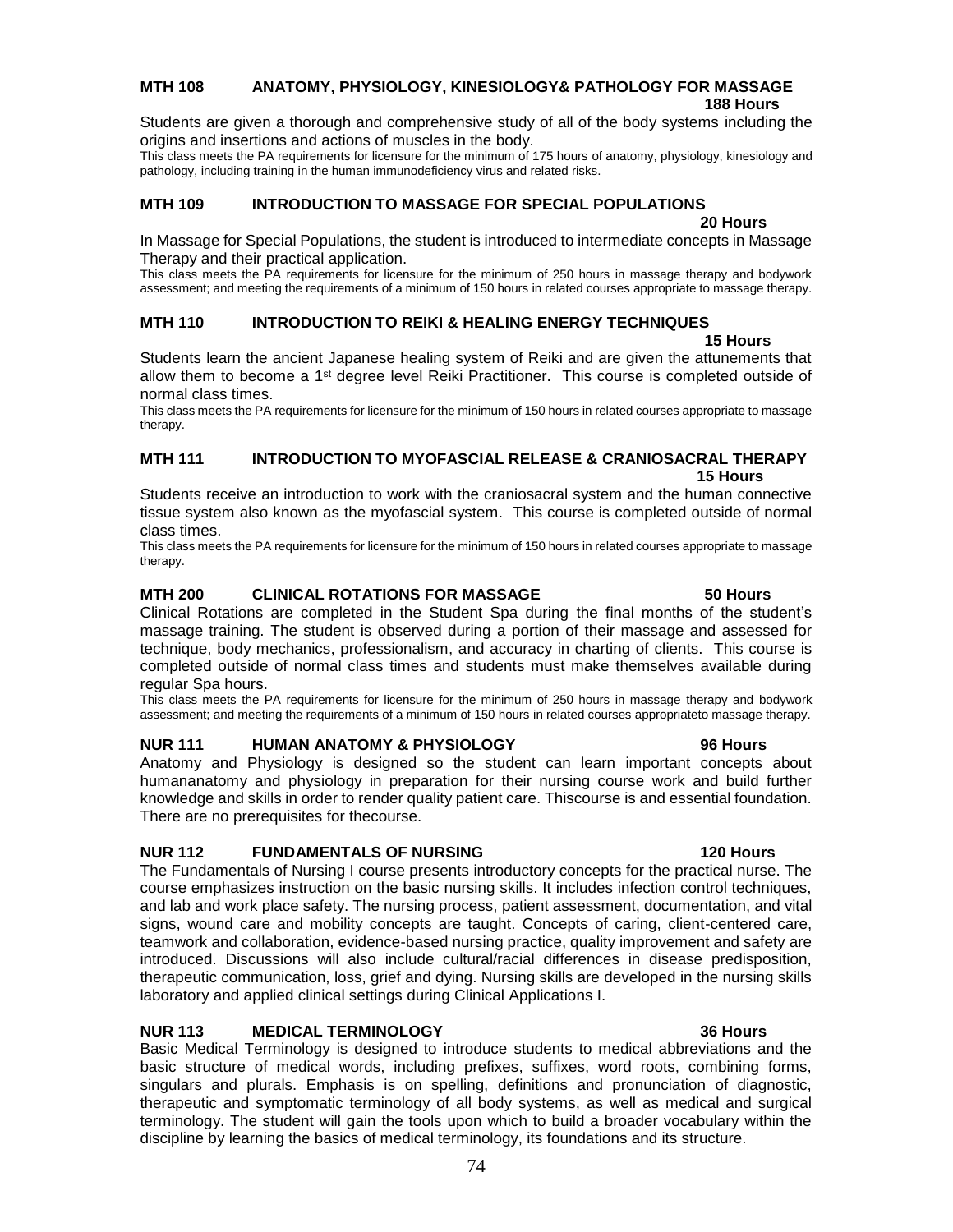### MTH 108 ANATOMY, PHYSIOLOGY, KINESIOLOGY& PATHOLOGY FOR MASSAGE

**188 Hours**

Students are given a thorough and comprehensive study of all of the body systems including the origins and insertions and actions of muscles in the body.

This class meets the PA requirements for licensure for the minimum of 175 hours of anatomy, physiology, kinesiology and pathology, including training in the human immunodeficiency virus and related risks.

### MTH 109 INTRODUCTION TO MASSAGE FOR SPECIAL POPULATIONS

**20 Hours**

In Massage for Special Populations, the student is introduced to intermediate concepts in Massage Therapy and their practical application.

This class meets the PA requirements for licensure for the minimum of 250 hours in massage therapy and bodywork assessment; and meeting the requirements of a minimum of 150 hours in related courses appropriate to massage therapy.

### MTH 110 INTRODUCTION TO REIKI & HEALING ENERGY TECHNIQUES

**15 Hours**

Students learn the ancient Japanese healing system of Reiki and are given the attunements that allow them to become a 1st degree level Reiki Practitioner. This course is completed outside of normal class times.

This class meets the PA requirements for licensure for the minimum of 150 hours in related courses appropriate to massage therapy.

### MTH 111 INTRODUCTION TO MYOFASCIAL RELEASE & CRANIOSACRAL THERAPY

**15 Hours**

Students receive an introduction to work with the craniosacral system and the human connective tissue system also known as the myofascial system. This course is completed outside of normal class times.

This class meets the PA requirements for licensure for the minimum of 150 hours in related courses appropriate to massage therapy.

### MTH 200 CLINICAL ROTATIONS FOR MASSAGE 50 Hours

Clinical Rotations are completed in the Student Spa during the final months of the student's massage training. The student is observed during a portion of their massage and assessed for technique, body mechanics, professionalism, and accuracy in charting of clients. This course is completed outside of normal class times and students must make themselves available during regular Spa hours.

This class meets the PA requirements for licensure for the minimum of 250 hours in massage therapy and bodywork assessment; and meeting the requirements of a minimum of 150 hours in related courses appropriateto massage therapy.

### NUR 111 HUMAN ANATOMY & PHYSIOLOGY 96 Hours

Anatomy and Physiology is designed so the student can learn important concepts about humananatomy and physiology in preparation for their nursing course work and build further knowledge and skills in order to render quality patient care. Thiscourse is and essential foundation. There are no prerequisites for thecourse.

### NUR 112 FUNDAMENTALS OF NURSING 120 Hours

The Fundamentals of Nursing I course presents introductory concepts for the practical nurse. The course emphasizes instruction on the basic nursing skills. It includes infection control techniques, and lab and work place safety. The nursing process, patient assessment, documentation, and vital signs, wound care and mobility concepts are taught. Concepts of caring, client-centered care, teamwork and collaboration, evidence-based nursing practice, quality improvement and safety are introduced. Discussions will also include cultural/racial differences in disease predisposition, therapeutic communication, loss, grief and dying. Nursing skills are developed in the nursing skills laboratory and applied clinical settings during Clinical Applications I.

### NUR 113 MEDICAL TERMINOLOGY 36 Hours

Basic Medical Terminology is designed to introduce students to medical abbreviations and the basic structure of medical words, including prefixes, suffixes, word roots, combining forms, singulars and plurals. Emphasis is on spelling, definitions and pronunciation of diagnostic, therapeutic and symptomatic terminology of all body systems, as well as medical and surgical terminology. The student will gain the tools upon which to build a broader vocabulary within the discipline by learning the basics of medical terminology, its foundations and its structure.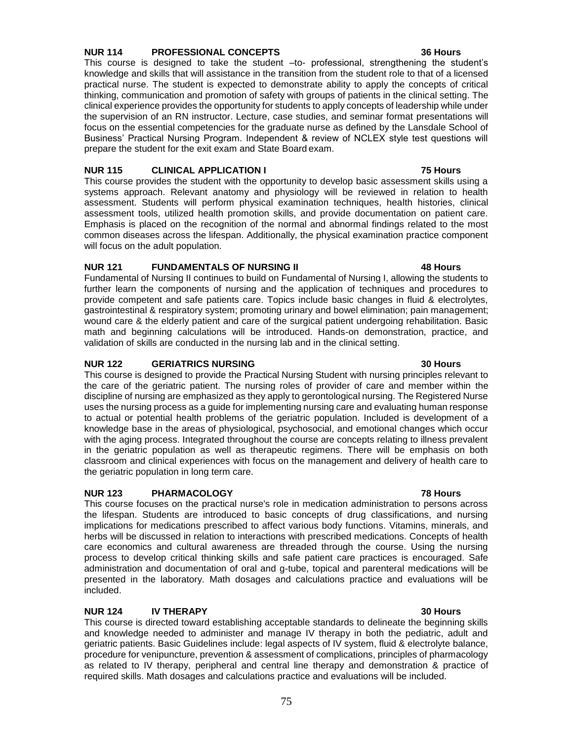**NUR 114 PROFESSIONAL CONCEPTS 36 Hours**

This course is designed to take the student –to- professional, strengthening the student's knowledge and skills that will assistance in the transition from the student role to that of a licensed practical nurse. The student is expected to demonstrate ability to apply the concepts of critical thinking, communication and promotion of safety with groups of patients in the clinical setting. The clinical experience provides the opportunity for students to apply concepts of leadership while under the supervision of an RN instructor. Lecture, case studies, and seminar format presentations will focus on the essential competencies for the graduate nurse as defined by the Lansdale School of Business' Practical Nursing Program. Independent & review of NCLEX style test questions will prepare the student for the exit exam and State Board exam.

**NUR 115 CLINICAL APPLICATION I 75 Hours**

This course provides the student with the opportunity to develop basic assessment skills using a systems approach. Relevant anatomy and physiology will be reviewed in relation to health assessment. Students will perform physical examination techniques, health histories, clinical assessment tools, utilized health promotion skills, and provide documentation on patient care. Emphasis is placed on the recognition of the normal and abnormal findings related to the most common diseases across the lifespan. Additionally, the physical examination practice component will focus on the adult population.

**NUR 121 FUNDAMENTALS OF NURSING II 48 Hours**

Fundamental of Nursing II continues to build on Fundamental of Nursing I, allowing the students to further learn the components of nursing and the application of techniques and procedures to provide competent and safe patients care. Topics include basic changes in fluid & electrolytes, gastrointestinal & respiratory system; promoting urinary and bowel elimination; pain management; wound care & the elderly patient and care of the surgical patient undergoing rehabilitation. Basic math and beginning calculations will be introduced. Hands-on demonstration, practice, and validation of skills are conducted in the nursing lab and in the clinical setting.

**NUR 122 GERIATRICS NURSING 30 Hours**

This course is designed to provide the Practical Nursing Student with nursing principles relevant to the care of the geriatric patient. The nursing roles of provider of care and member within the discipline of nursing are emphasized as they apply to gerontological nursing. The Registered Nurse uses the nursing process as a guide for implementing nursing care and evaluating human response to actual or potential health problems of the geriatric population. Included is development of a knowledge base in the areas of physiological, psychosocial, and emotional changes which occur with the aging process. Integrated throughout the course are concepts relating to illness prevalent in the geriatric population as well as therapeutic regimens. There will be emphasis on both classroom and clinical experiences with focus on the management and delivery of health care to the geriatric population in long term care.

**NUR 123 PHARMACOLOGY 78 Hours**

This course focuses on the practical nurse's role in medication administration to persons across the lifespan. Students are introduced to basic concepts of drug classifications, and nursing implications for medications prescribed to affect various body functions. Vitamins, minerals, and herbs will be discussed in relation to interactions with prescribed medications. Concepts of health care economics and cultural awareness are threaded through the course. Using the nursing process to develop critical thinking skills and safe patient care practices is encouraged. Safe administration and documentation of oral and g-tube, topical and parenteral medications will be presented in the laboratory. Math dosages and calculations practice and evaluations will be included.

**NUR 124 IV THERAPY 30 Hours**

This course is directed toward establishing acceptable standards to delineate the beginning skills and knowledge needed to administer and manage IV therapy in both the pediatric, adult and geriatric patients. Basic Guidelines include: legal aspects of IV system, fluid & electrolyte balance, procedure for venipuncture, prevention & assessment of complications, principles of pharmacology as related to IV therapy, peripheral and central line therapy and demonstration & practice of required skills. Math dosages and calculations practice and evaluations will be included.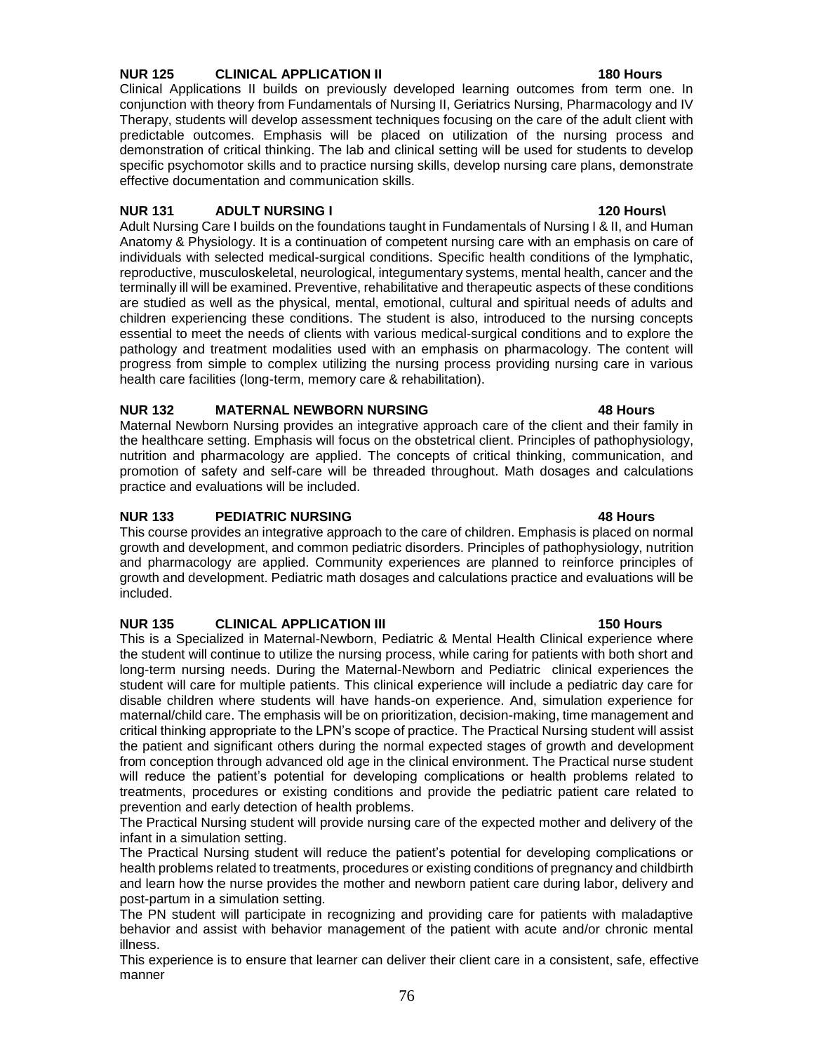### NUR 125 CLINICAL APPLICATION II 180 Hours

Clinical Applications II builds on previously developed learning outcomes from term one. In conjunction with theory from Fundamentals of Nursing II, Geriatrics Nursing, Pharmacology and IV Therapy, students will develop assessment techniques focusing on the care of the adult client with predictable outcomes. Emphasis will be placed on utilization of the nursing process and demonstration of critical thinking. The lab and clinical setting will be used for students to develop specific psychomotor skills and to practice nursing skills, develop nursing care plans, demonstrate effective documentation and communication skills.

### NUR 131 ADULT NURSING I 120 Hours\

Adult Nursing Care I builds on the foundations taught in Fundamentals of Nursing I & II, and Human Anatomy & Physiology. It is a continuation of competent nursing care with an emphasis on care of individuals with selected medical-surgical conditions. Specific health conditions of the lymphatic, reproductive, musculoskeletal, neurological, integumentary systems, mental health, cancer and the terminally ill will be examined. Preventive, rehabilitative and therapeutic aspects of these conditions are studied as well as the physical, mental, emotional, cultural and spiritual needs of adults and children experiencing these conditions. The student is also, introduced to the nursing concepts essential to meet the needs of clients with various medical-surgical conditions and to explore the pathology and treatment modalities used with an emphasis on pharmacology. The content will progress from simple to complex utilizing the nursing process providing nursing care in various health care facilities (long-term, memory care & rehabilitation).

### NUR 132 MATERNAL NEWBORN NURSING 48 Hours

Maternal Newborn Nursing provides an integrative approach care of the client and their family in the healthcare setting. Emphasis will focus on the obstetrical client. Principles of pathophysiology, nutrition and pharmacology are applied. The concepts of critical thinking, communication, and promotion of safety and self-care will be threaded throughout. Math dosages and calculations practice and evaluations will be included.

### NUR 133 PEDIATRIC NURSING 48 Hours

This course provides an integrative approach to the care of children. Emphasis is placed on normal growth and development, and common pediatric disorders. Principles of pathophysiology, nutrition and pharmacology are applied. Community experiences are planned to reinforce principles of growth and development. Pediatric math dosages and calculations practice and evaluations will be included.

### NUR 135 CLINICAL APPLICATION III 150 Hours

This is a Specialized in Maternal-Newborn, Pediatric & Mental Health Clinical experience where the student will continue to utilize the nursing process, while caring for patients with both short and long-term nursing needs. During the Maternal-Newborn and Pediatric clinical experiences the student will care for multiple patients. This clinical experience will include a pediatric day care for disable children where students will have hands-on experience. And, simulation experience for maternal/child care. The emphasis will be on prioritization, decision-making, time management and critical thinking appropriate to the LPN's scope of practice. The Practical Nursing student will assist the patient and significant others during the normal expected stages of growth and development from conception through advanced old age in the clinical environment. The Practical nurse student will reduce the patient's potential for developing complications or health problems related to treatments, procedures or existing conditions and provide the pediatric patient care related to prevention and early detection of health problems.

The Practical Nursing student will provide nursing care of the expected mother and delivery of the infant in a simulation setting.

The Practical Nursing student will reduce the patient's potential for developing complications or health problems related to treatments, procedures or existing conditions of pregnancy and childbirth and learn how the nurse provides the mother and newborn patient care during labor, delivery and post-partum in a simulation setting.

The PN student will participate in recognizing and providing care for patients with maladaptive behavior and assist with behavior management of the patient with acute and/or chronic mental illness.

This experience is to ensure that learner can deliver their client care in a consistent, safe, effective manner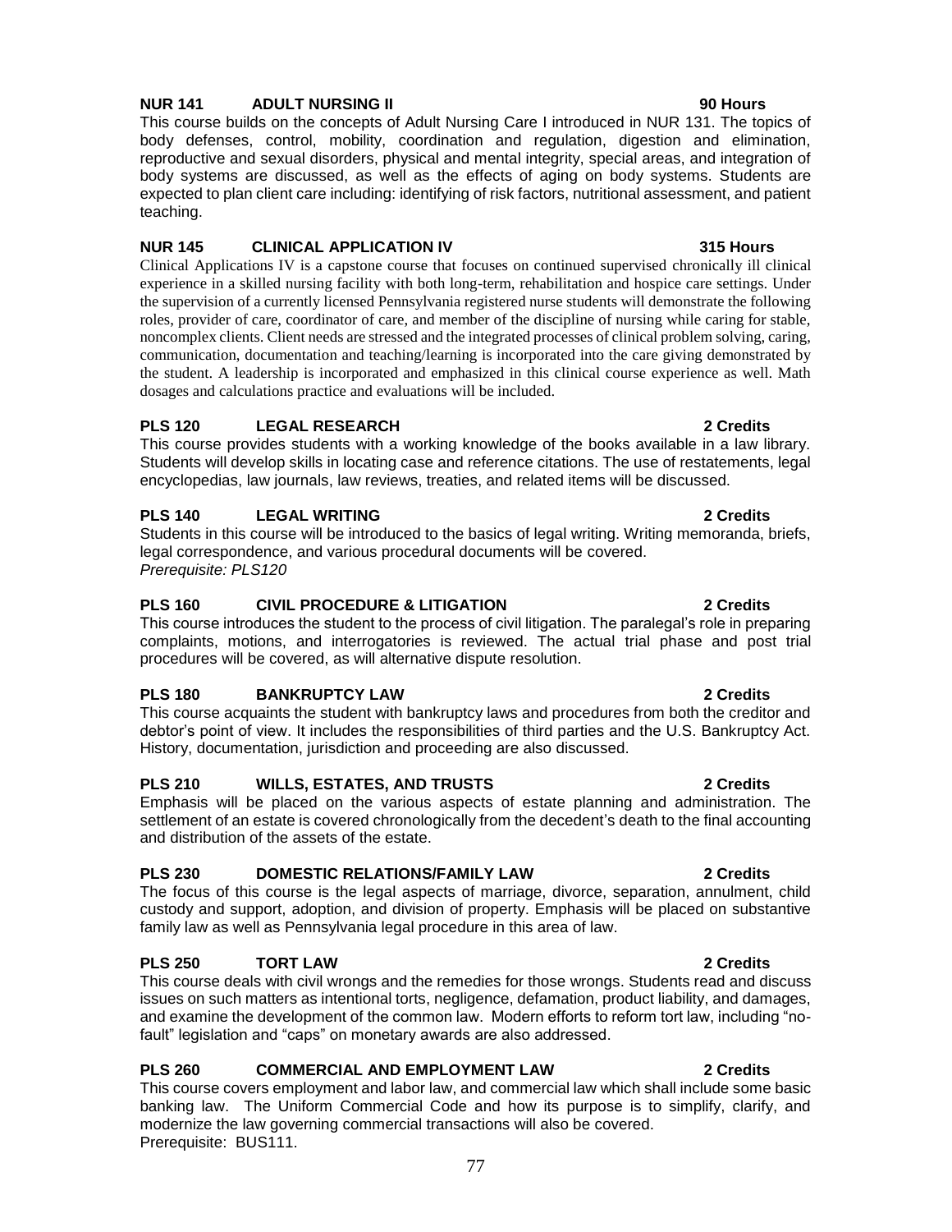**NUR 141 ADULT NURSING II 90 Hours**

This course builds on the concepts of Adult Nursing Care I introduced in NUR 131. The topics of body defenses, control, mobility, coordination and regulation, digestion and elimination, reproductive and sexual disorders, physical and mental integrity, special areas, and integration of body systems are discussed, as well as the effects of aging on body systems. Students are expected to plan client care including: identifying of risk factors, nutritional assessment, and patient teaching.

**NUR 145 CLINICAL APPLICATION IV 315 Hours**

Clinical Applications IV is a capstone course that focuses on continued supervised chronically ill clinical experience in a skilled nursing facility with both long-term, rehabilitation and hospice care settings. Under the supervision of a currently licensed Pennsylvania registered nurse students will demonstrate the following roles, provider of care, coordinator of care, and member of the discipline of nursing while caring for stable, noncomplex clients. Client needs are stressed and the integrated processes of clinical problem solving, caring, communication, documentation and teaching/learning is incorporated into the care giving demonstrated by the student. A leadership is incorporated and emphasized in this clinical course experience as well. Math dosages and calculations practice and evaluations will be included.

**PLS 120 LEGAL RESEARCH 2 Credits**

This course provides students with a working knowledge of the books available in a law library. Students will develop skills in locating case and reference citations. The use of restatements, legal encyclopedias, law journals, law reviews, treaties, and related items will be discussed.

**PLS 140 LEGAL WRITING 2 Credits**

Students in this course will be introduced to the basics of legal writing. Writing memoranda, briefs, legal correspondence, and various procedural documents will be covered.
*Prerequisite: PLS120*

**PLS 160 CIVIL PROCEDURE & LITIGATION 2 Credits**

This course introduces the student to the process of civil litigation. The paralegal's role in preparing complaints, motions, and interrogatories is reviewed. The actual trial phase and post trial procedures will be covered, as will alternative dispute resolution.

**PLS 180 BANKRUPTCY LAW 2 Credits**

This course acquaints the student with bankruptcy laws and procedures from both the creditor and debtor's point of view. It includes the responsibilities of third parties and the U.S. Bankruptcy Act. History, documentation, jurisdiction and proceeding are also discussed.

**PLS 210 WILLS, ESTATES, AND TRUSTS 2 Credits**

Emphasis will be placed on the various aspects of estate planning and administration. The settlement of an estate is covered chronologically from the decedent's death to the final accounting and distribution of the assets of the estate.

**PLS 230 DOMESTIC RELATIONS/FAMILY LAW 2 Credits**

The focus of this course is the legal aspects of marriage, divorce, separation, annulment, child custody and support, adoption, and division of property. Emphasis will be placed on substantive family law as well as Pennsylvania legal procedure in this area of law.

**PLS 250 TORT LAW 2 Credits**

This course deals with civil wrongs and the remedies for those wrongs. Students read and discuss issues on such matters as intentional torts, negligence, defamation, product liability, and damages, and examine the development of the common law. Modern efforts to reform tort law, including "no-fault" legislation and "caps" on monetary awards are also addressed.

**PLS 260 COMMERCIAL AND EMPLOYMENT LAW 2 Credits**

This course covers employment and labor law, and commercial law which shall include some basic banking law. The Uniform Commercial Code and how its purpose is to simplify, clarify, and modernize the law governing commercial transactions will also be covered.
Prerequisite: BUS111.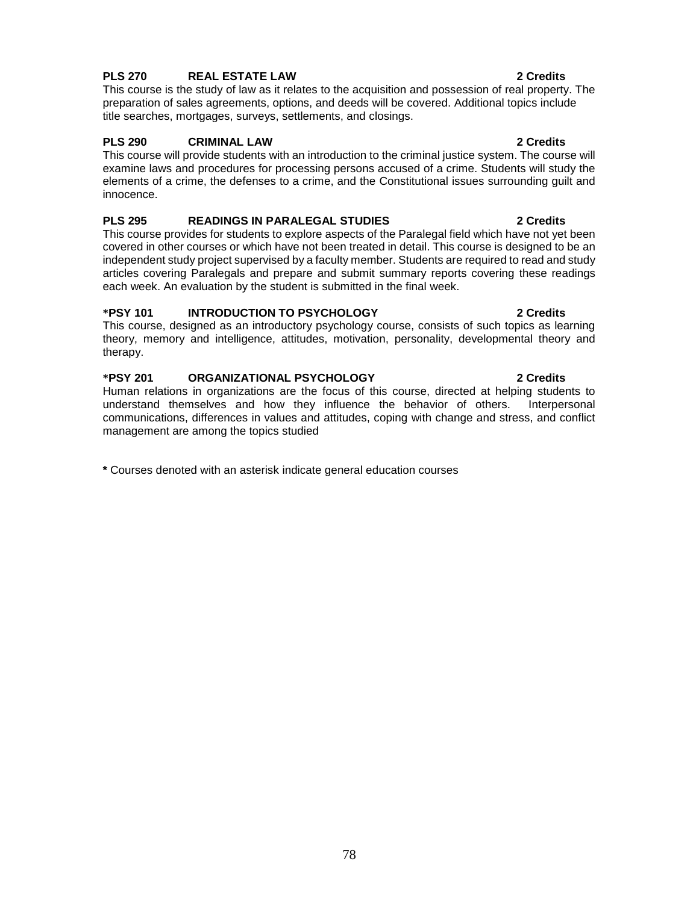**PLS 270 REAL ESTATE LAW 2 Credits**

This course is the study of law as it relates to the acquisition and possession of real property. The preparation of sales agreements, options, and deeds will be covered. Additional topics include title searches, mortgages, surveys, settlements, and closings.

**PLS 290 CRIMINAL LAW 2 Credits**

This course will provide students with an introduction to the criminal justice system. The course will examine laws and procedures for processing persons accused of a crime. Students will study the elements of a crime, the defenses to a crime, and the Constitutional issues surrounding guilt and innocence.

**PLS 295 READINGS IN PARALEGAL STUDIES 2 Credits**

This course provides for students to explore aspects of the Paralegal field which have not yet been covered in other courses or which have not been treated in detail. This course is designed to be an independent study project supervised by a faculty member. Students are required to read and study articles covering Paralegals and prepare and submit summary reports covering these readings each week. An evaluation by the student is submitted in the final week.

**\*PSY 101 INTRODUCTION TO PSYCHOLOGY 2 Credits**

This course, designed as an introductory psychology course, consists of such topics as learning theory, memory and intelligence, attitudes, motivation, personality, developmental theory and therapy.

**\*PSY 201 ORGANIZATIONAL PSYCHOLOGY 2 Credits**

Human relations in organizations are the focus of this course, directed at helping students to understand themselves and how they influence the behavior of others. Interpersonal communications, differences in values and attitudes, coping with change and stress, and conflict management are among the topics studied

**\*** Courses denoted with an asterisk indicate general education courses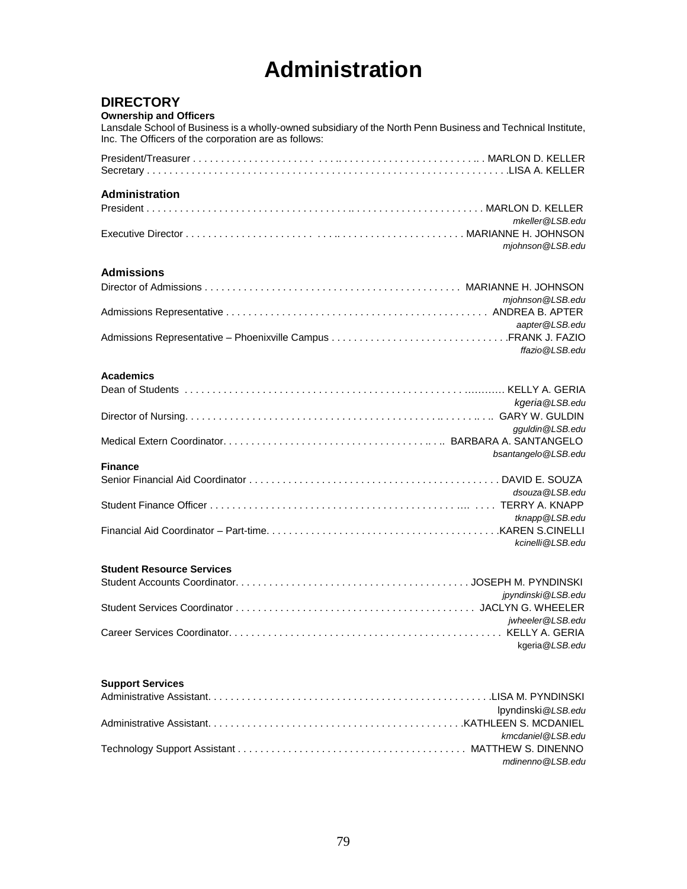# Administration

## DIRECTORY

### Ownership and Officers

Lansdale School of Business is a wholly-owned subsidiary of the North Penn Business and Technical Institute, Inc. The Officers of the corporation are as follows:

President/Treasurer . . . . . . . . . . . . . . . . . . . . . MARLON D. KELLER
Secretary . . . . . . . . . . . . . . . . . . . . . . . . . . . . . . . . . LISA A. KELLER

### Administration

President . . . . . . . . . . . . . . . . . . . . . . . . . . . . . . . . . MARLON D. KELLER
*mkeller@LSB.edu*
Executive Director . . . . . . . . . . . . . . . . . . . . . . . . . MARIANNE H. JOHNSON
*mjohnson@LSB.edu*

### Admissions

Director of Admissions . . . . . . . . . . . . . . . . . . . . . . MARIANNE H. JOHNSON
*mjohnson@LSB.edu*
Admissions Representative . . . . . . . . . . . . . . . . . . ANDREA B. APTER
*aapter@LSB.edu*
Admissions Representative – Phoenixville Campus . . . . . . . . FRANK J. FAZIO
*ffazio@LSB.edu*

### Academics

Dean of Students . . . . . . . . . . . . . . . . . . . . . . . . . . . KELLY A. GERIA
*kgeria@LSB.edu*
Director of Nursing. . . . . . . . . . . . . . . . . . . . . . . . . . GARY W. GULDIN
*gguldin@LSB.edu*
Medical Extern Coordinator. . . . . . . . . . . . . . . . . . . BARBARA A. SANTANGELO
*bsantangelo@LSB.edu*

### Finance

Senior Financial Aid Coordinator . . . . . . . . . . . . . . . DAVID E. SOUZA
*dsouza@LSB.edu*
Student Finance Officer . . . . . . . . . . . . . . . . . . . . . . TERRY A. KNAPP
*tknapp@LSB.edu*
Financial Aid Coordinator – Part-time. . . . . . . . . . . . . KAREN S.CINELLI
*kcinelli@LSB.edu*

### Student Resource Services

Student Accounts Coordinator. . . . . . . . . . . . . . . . . . JOSEPH M. PYNDINSKI
*jpyndinski@LSB.edu*
Student Services Coordinator . . . . . . . . . . . . . . . . . JACLYN G. WHEELER
*jwheeler@LSB.edu*
Career Services Coordinator. . . . . . . . . . . . . . . . . . . KELLY A. GERIA
kgeria*@LSB.edu*

### Support Services

Administrative Assistant. . . . . . . . . . . . . . . . . . . . . . LISA M. PYNDINSKI
lpyndinski*@LSB.edu*
Administrative Assistant. . . . . . . . . . . . . . . . . . . . . . KATHLEEN S. MCDANIEL
*kmcdaniel@LSB.edu*
Technology Support Assistant . . . . . . . . . . . . . . . . . MATTHEW S. DINENNO
*mdinenno@LSB.edu*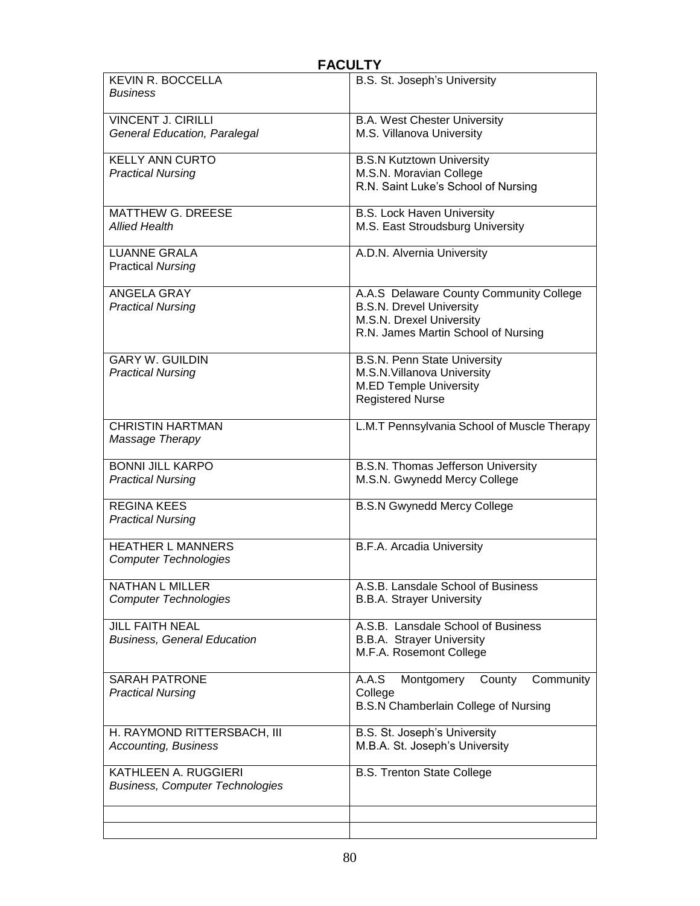# FACULTY

| | |
|---|---|
| KEVIN R. BOCCELLA<br>*Business* | B.S. St. Joseph's University |
| VINCENT J. CIRILLI<br>*General Education, Paralegal* | B.A. West Chester University<br>M.S. Villanova University |
| KELLY ANN CURTO<br>*Practical Nursing* | B.S.N Kutztown University<br>M.S.N. Moravian College<br>R.N. Saint Luke's School of Nursing |
| MATTHEW G. DREESE<br>*Allied Health* | B.S. Lock Haven University<br>M.S. East Stroudsburg University |
| LUANNE GRALA<br>Practical *Nursing* | A.D.N. Alvernia University |
| ANGELA GRAY<br>*Practical Nursing* | A.A.S Delaware County Community College<br>B.S.N. Drevel University<br>M.S.N. Drexel University<br>R.N. James Martin School of Nursing |
| GARY W. GUILDIN<br>*Practical Nursing* | B.S.N. Penn State University<br>M.S.N.Villanova University<br>M.ED Temple University<br>Registered Nurse |
| CHRISTIN HARTMAN<br>*Massage Therapy* | L.M.T Pennsylvania School of Muscle Therapy |
| BONNI JILL KARPO<br>*Practical Nursing* | B.S.N. Thomas Jefferson University<br>M.S.N. Gwynedd Mercy College |
| REGINA KEES<br>*Practical Nursing* | B.S.N Gwynedd Mercy College |
| HEATHER L MANNERS<br>*Computer Technologies* | B.F.A. Arcadia University |
| NATHAN L MILLER<br>*Computer Technologies* | A.S.B. Lansdale School of Business<br>B.B.A. Strayer University |
| JILL FAITH NEAL<br>*Business, General Education* | A.S.B. Lansdale School of Business<br>B.B.A. Strayer University<br>M.F.A. Rosemont College |
| SARAH PATRONE<br>*Practical Nursing* | A.A.S Montgomery County Community College<br>B.S.N Chamberlain College of Nursing |
| H. RAYMOND RITTERSBACH, III<br>*Accounting, Business* | B.S. St. Joseph's University<br>M.B.A. St. Joseph's University |
| KATHLEEN A. RUGGIERI<br>*Business, Computer Technologies* | B.S. Trenton State College |
| | |
| | |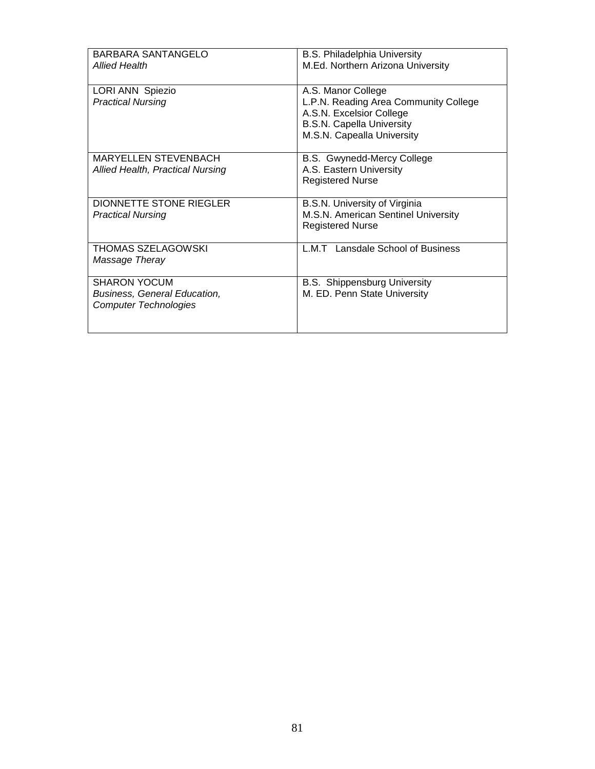| | |
|---|---|
| BARBARA SANTANGELO<br>*Allied Health* | B.S. Philadelphia University<br>M.Ed. Northern Arizona University |
| LORI ANN Spiezio<br>*Practical Nursing* | A.S. Manor College<br>L.P.N. Reading Area Community College<br>A.S.N. Excelsior College<br>B.S.N. Capella University<br>M.S.N. Capealla University |
| MARYELLEN STEVENBACH<br>*Allied Health, Practical Nursing* | B.S. Gwynedd-Mercy College<br>A.S. Eastern University<br>Registered Nurse |
| DIONNETTE STONE RIEGLER<br>*Practical Nursing* | B.S.N. University of Virginia<br>M.S.N. American Sentinel University<br>Registered Nurse |
| THOMAS SZELAGOWSKI<br>*Massage Theray* | L.M.T Lansdale School of Business |
| SHARON YOCUM<br>*Business, General Education, Computer Technologies* | B.S. Shippensburg University<br>M. ED. Penn State University |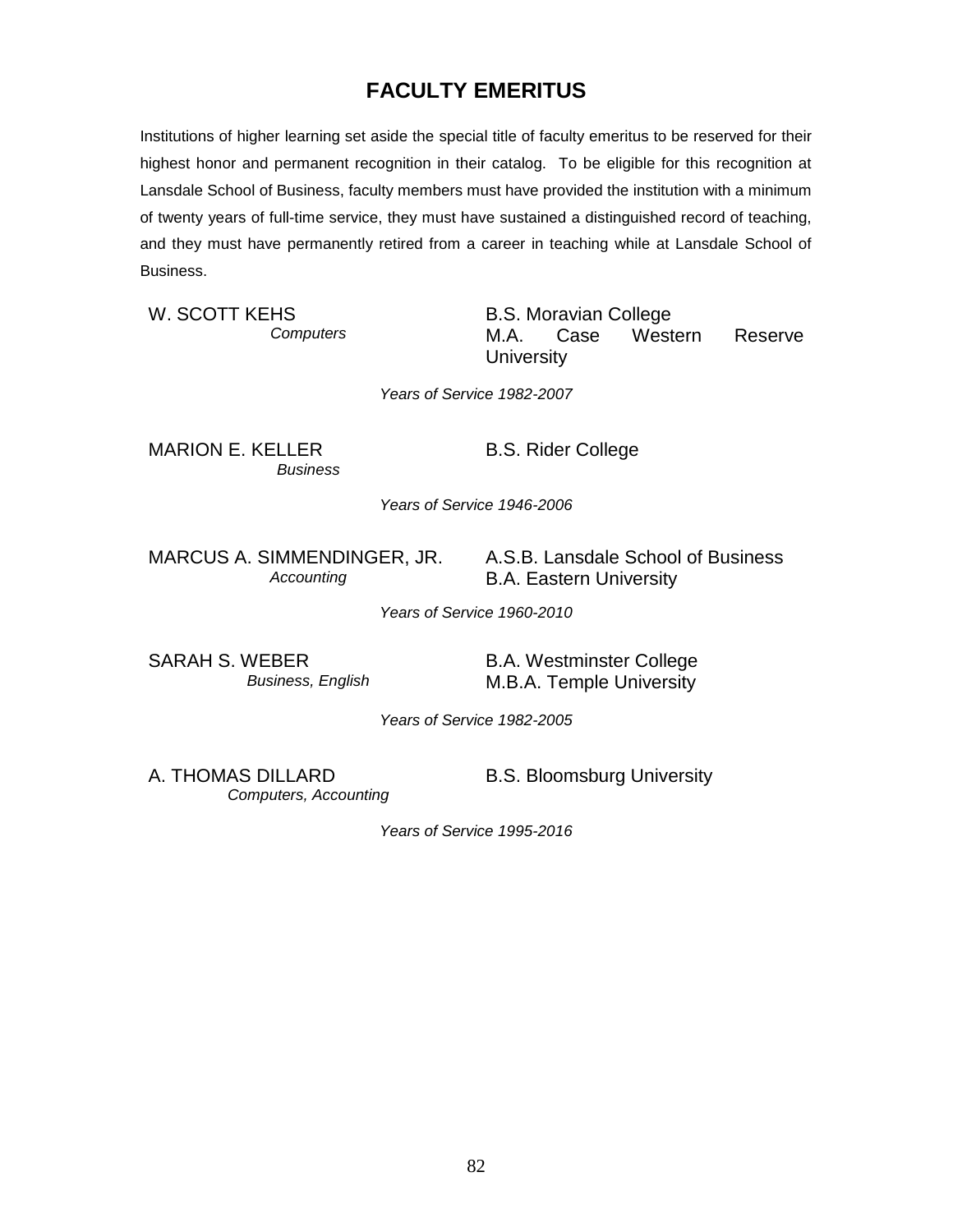# FACULTY EMERITUS

Institutions of higher learning set aside the special title of faculty emeritus to be reserved for their highest honor and permanent recognition in their catalog. To be eligible for this recognition at Lansdale School of Business, faculty members must have provided the institution with a minimum of twenty years of full-time service, they must have sustained a distinguished record of teaching, and they must have permanently retired from a career in teaching while at Lansdale School of Business.

W. SCOTT KEHS
*Computers*

B.S. Moravian College
M.A. Case Western Reserve University

*Years of Service 1982-2007*

MARION E. KELLER
*Business*

B.S. Rider College

*Years of Service 1946-2006*

MARCUS A. SIMMENDINGER, JR.
*Accounting*

A.S.B. Lansdale School of Business
B.A. Eastern University

*Years of Service 1960-2010*

SARAH S. WEBER
*Business, English*

B.A. Westminster College
M.B.A. Temple University

*Years of Service 1982-2005*

A. THOMAS DILLARD
*Computers, Accounting*

B.S. Bloomsburg University

*Years of Service 1995-2016*